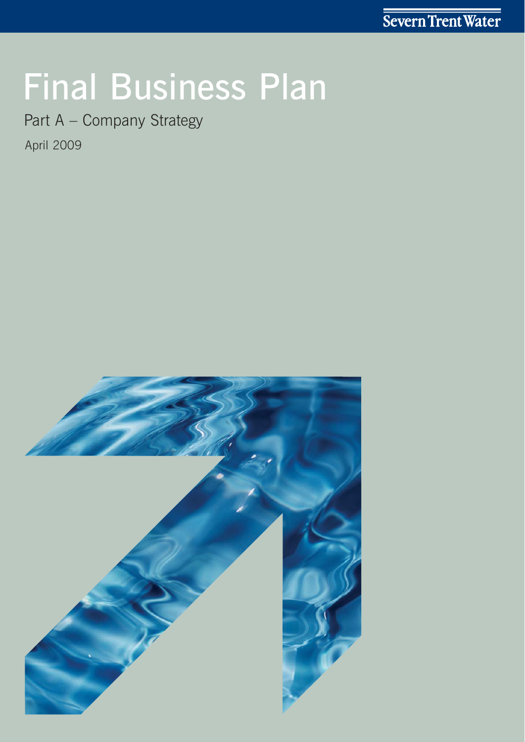Severn Trent Water

# Final Business Plan

## Part A – Company Strategy

April 2009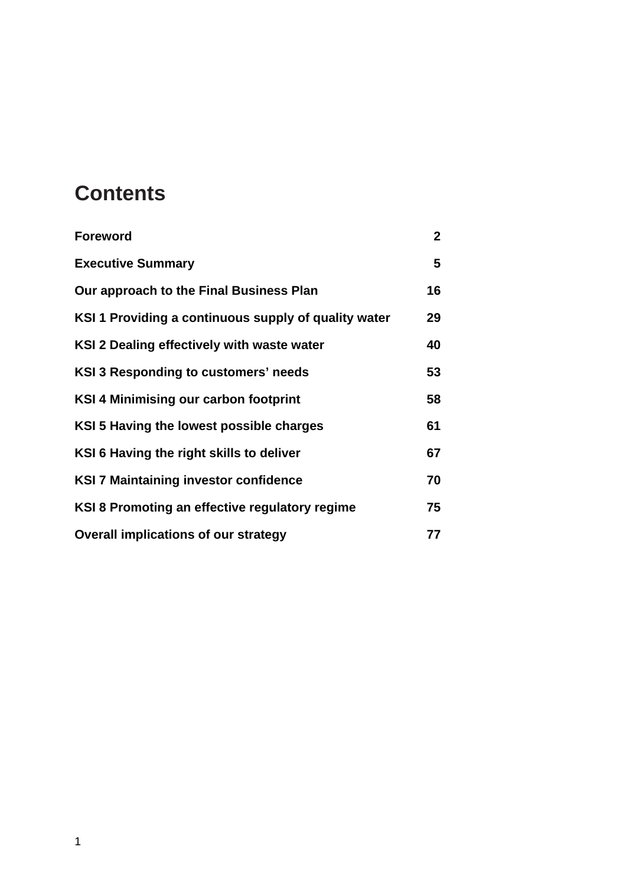# Contents

| | |
|---|---|
| **Foreword** | **2** |
| **Executive Summary** | **5** |
| **Our approach to the Final Business Plan** | **16** |
| **KSI 1 Providing a continuous supply of quality water** | **29** |
| **KSI 2 Dealing effectively with waste water** | **40** |
| **KSI 3 Responding to customers' needs** | **53** |
| **KSI 4 Minimising our carbon footprint** | **58** |
| **KSI 5 Having the lowest possible charges** | **61** |
| **KSI 6 Having the right skills to deliver** | **67** |
| **KSI 7 Maintaining investor confidence** | **70** |
| **KSI 8 Promoting an effective regulatory regime** | **75** |
| **Overall implications of our strategy** | **77** |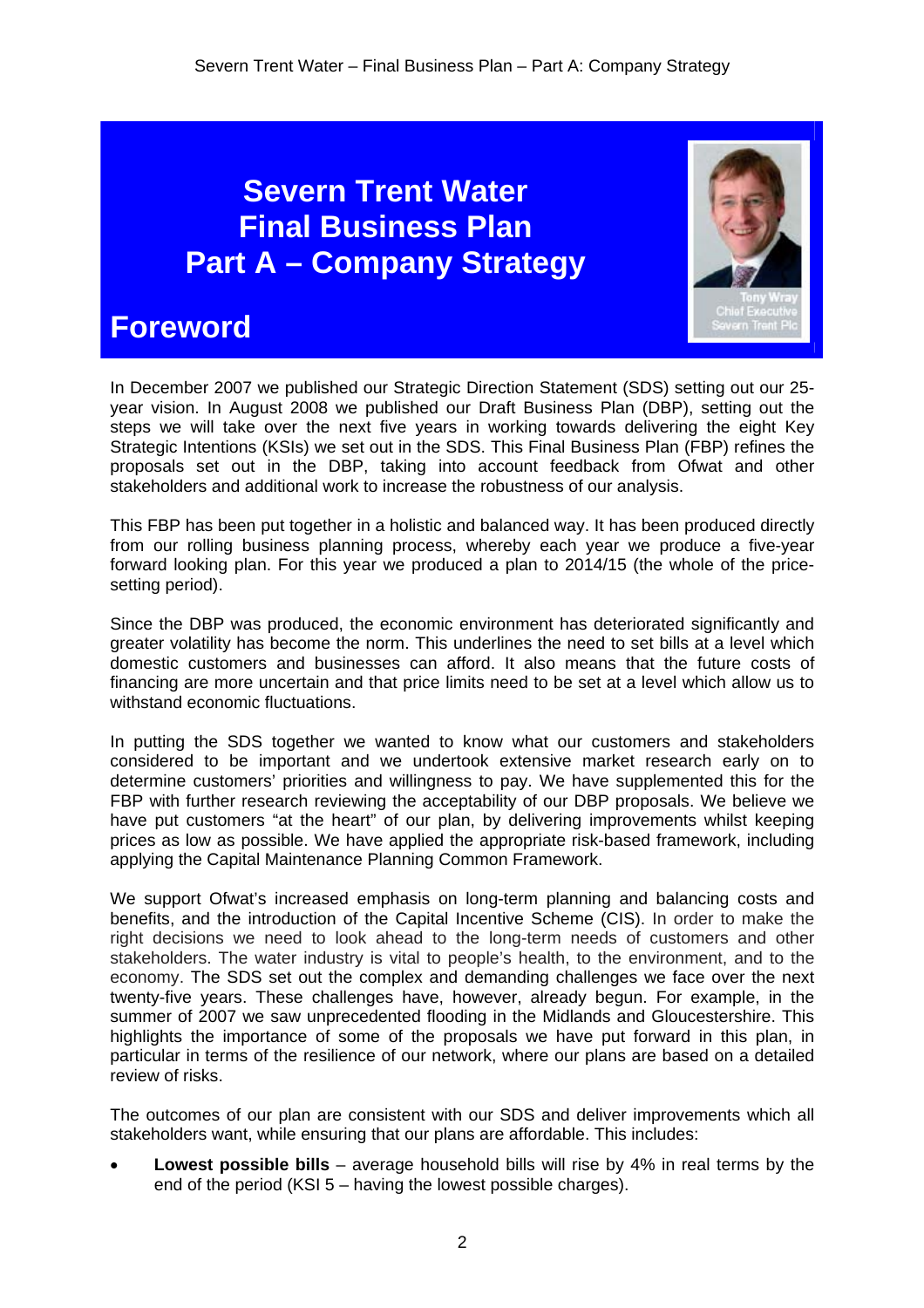# Severn Trent Water Final Business Plan Part A – Company Strategy

Tony Wray
Chief Executive
Severn Trent Plc

## Foreword

In December 2007 we published our Strategic Direction Statement (SDS) setting out our 25-year vision. In August 2008 we published our Draft Business Plan (DBP), setting out the steps we will take over the next five years in working towards delivering the eight Key Strategic Intentions (KSIs) we set out in the SDS. This Final Business Plan (FBP) refines the proposals set out in the DBP, taking into account feedback from Ofwat and other stakeholders and additional work to increase the robustness of our analysis.

This FBP has been put together in a holistic and balanced way. It has been produced directly from our rolling business planning process, whereby each year we produce a five-year forward looking plan. For this year we produced a plan to 2014/15 (the whole of the price-setting period).

Since the DBP was produced, the economic environment has deteriorated significantly and greater volatility has become the norm. This underlines the need to set bills at a level which domestic customers and businesses can afford. It also means that the future costs of financing are more uncertain and that price limits need to be set at a level which allow us to withstand economic fluctuations.

In putting the SDS together we wanted to know what our customers and stakeholders considered to be important and we undertook extensive market research early on to determine customers' priorities and willingness to pay. We have supplemented this for the FBP with further research reviewing the acceptability of our DBP proposals. We believe we have put customers "at the heart" of our plan, by delivering improvements whilst keeping prices as low as possible. We have applied the appropriate risk-based framework, including applying the Capital Maintenance Planning Common Framework.

We support Ofwat's increased emphasis on long-term planning and balancing costs and benefits, and the introduction of the Capital Incentive Scheme (CIS). In order to make the right decisions we need to look ahead to the long-term needs of customers and other stakeholders. The water industry is vital to people's health, to the environment, and to the economy. The SDS set out the complex and demanding challenges we face over the next twenty-five years. These challenges have, however, already begun. For example, in the summer of 2007 we saw unprecedented flooding in the Midlands and Gloucestershire. This highlights the importance of some of the proposals we have put forward in this plan, in particular in terms of the resilience of our network, where our plans are based on a detailed review of risks.

The outcomes of our plan are consistent with our SDS and deliver improvements which all stakeholders want, while ensuring that our plans are affordable. This includes:

- **Lowest possible bills** – average household bills will rise by 4% in real terms by the end of the period (KSI 5 – having the lowest possible charges).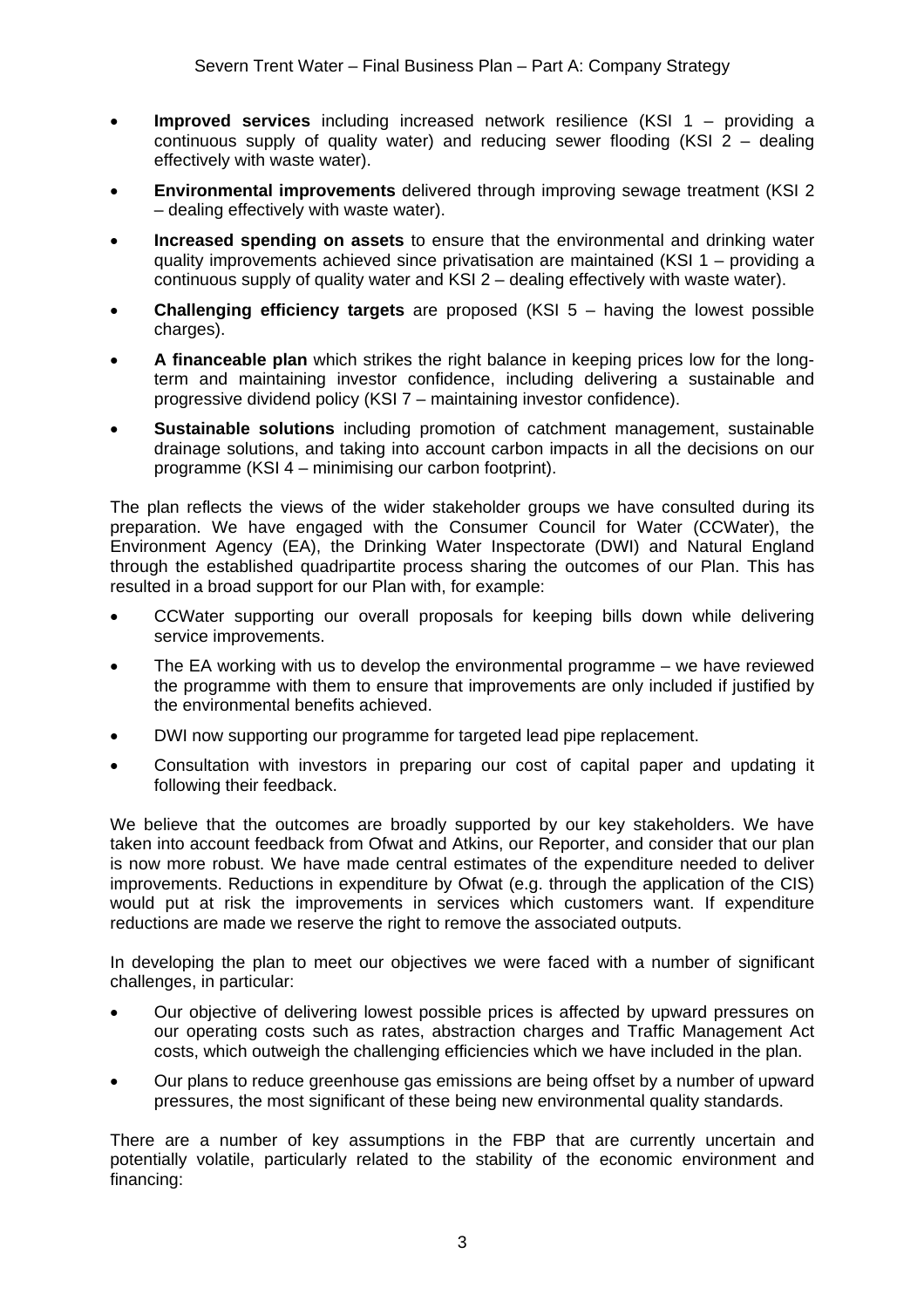- **Improved services** including increased network resilience (KSI 1 – providing a continuous supply of quality water) and reducing sewer flooding (KSI 2 – dealing effectively with waste water).
- **Environmental improvements** delivered through improving sewage treatment (KSI 2 – dealing effectively with waste water).
- **Increased spending on assets** to ensure that the environmental and drinking water quality improvements achieved since privatisation are maintained (KSI 1 – providing a continuous supply of quality water and KSI 2 – dealing effectively with waste water).
- **Challenging efficiency targets** are proposed (KSI 5 – having the lowest possible charges).
- **A financeable plan** which strikes the right balance in keeping prices low for the long-term and maintaining investor confidence, including delivering a sustainable and progressive dividend policy (KSI 7 – maintaining investor confidence).
- **Sustainable solutions** including promotion of catchment management, sustainable drainage solutions, and taking into account carbon impacts in all the decisions on our programme (KSI 4 – minimising our carbon footprint).

The plan reflects the views of the wider stakeholder groups we have consulted during its preparation. We have engaged with the Consumer Council for Water (CCWater), the Environment Agency (EA), the Drinking Water Inspectorate (DWI) and Natural England through the established quadripartite process sharing the outcomes of our Plan. This has resulted in a broad support for our Plan with, for example:

- CCWater supporting our overall proposals for keeping bills down while delivering service improvements.
- The EA working with us to develop the environmental programme – we have reviewed the programme with them to ensure that improvements are only included if justified by the environmental benefits achieved.
- DWI now supporting our programme for targeted lead pipe replacement.
- Consultation with investors in preparing our cost of capital paper and updating it following their feedback.

We believe that the outcomes are broadly supported by our key stakeholders. We have taken into account feedback from Ofwat and Atkins, our Reporter, and consider that our plan is now more robust. We have made central estimates of the expenditure needed to deliver improvements. Reductions in expenditure by Ofwat (e.g. through the application of the CIS) would put at risk the improvements in services which customers want. If expenditure reductions are made we reserve the right to remove the associated outputs.

In developing the plan to meet our objectives we were faced with a number of significant challenges, in particular:

- Our objective of delivering lowest possible prices is affected by upward pressures on our operating costs such as rates, abstraction charges and Traffic Management Act costs, which outweigh the challenging efficiencies which we have included in the plan.
- Our plans to reduce greenhouse gas emissions are being offset by a number of upward pressures, the most significant of these being new environmental quality standards.

There are a number of key assumptions in the FBP that are currently uncertain and potentially volatile, particularly related to the stability of the economic environment and financing: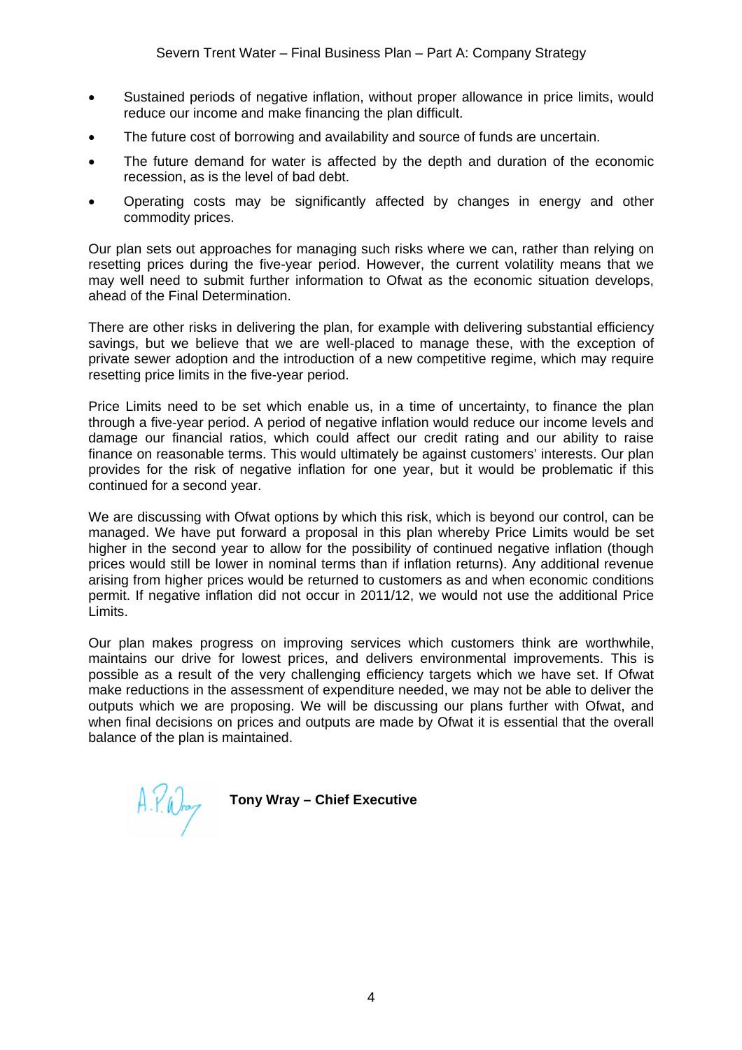- Sustained periods of negative inflation, without proper allowance in price limits, would reduce our income and make financing the plan difficult.
- The future cost of borrowing and availability and source of funds are uncertain.
- The future demand for water is affected by the depth and duration of the economic recession, as is the level of bad debt.
- Operating costs may be significantly affected by changes in energy and other commodity prices.

Our plan sets out approaches for managing such risks where we can, rather than relying on resetting prices during the five-year period. However, the current volatility means that we may well need to submit further information to Ofwat as the economic situation develops, ahead of the Final Determination.

There are other risks in delivering the plan, for example with delivering substantial efficiency savings, but we believe that we are well-placed to manage these, with the exception of private sewer adoption and the introduction of a new competitive regime, which may require resetting price limits in the five-year period.

Price Limits need to be set which enable us, in a time of uncertainty, to finance the plan through a five-year period. A period of negative inflation would reduce our income levels and damage our financial ratios, which could affect our credit rating and our ability to raise finance on reasonable terms. This would ultimately be against customers' interests. Our plan provides for the risk of negative inflation for one year, but it would be problematic if this continued for a second year.

We are discussing with Ofwat options by which this risk, which is beyond our control, can be managed. We have put forward a proposal in this plan whereby Price Limits would be set higher in the second year to allow for the possibility of continued negative inflation (though prices would still be lower in nominal terms than if inflation returns). Any additional revenue arising from higher prices would be returned to customers as and when economic conditions permit. If negative inflation did not occur in 2011/12, we would not use the additional Price Limits.

Our plan makes progress on improving services which customers think are worthwhile, maintains our drive for lowest prices, and delivers environmental improvements. This is possible as a result of the very challenging efficiency targets which we have set. If Ofwat make reductions in the assessment of expenditure needed, we may not be able to deliver the outputs which we are proposing. We will be discussing our plans further with Ofwat, and when final decisions on prices and outputs are made by Ofwat it is essential that the overall balance of the plan is maintained.

A.P. Wray

**Tony Wray – Chief Executive**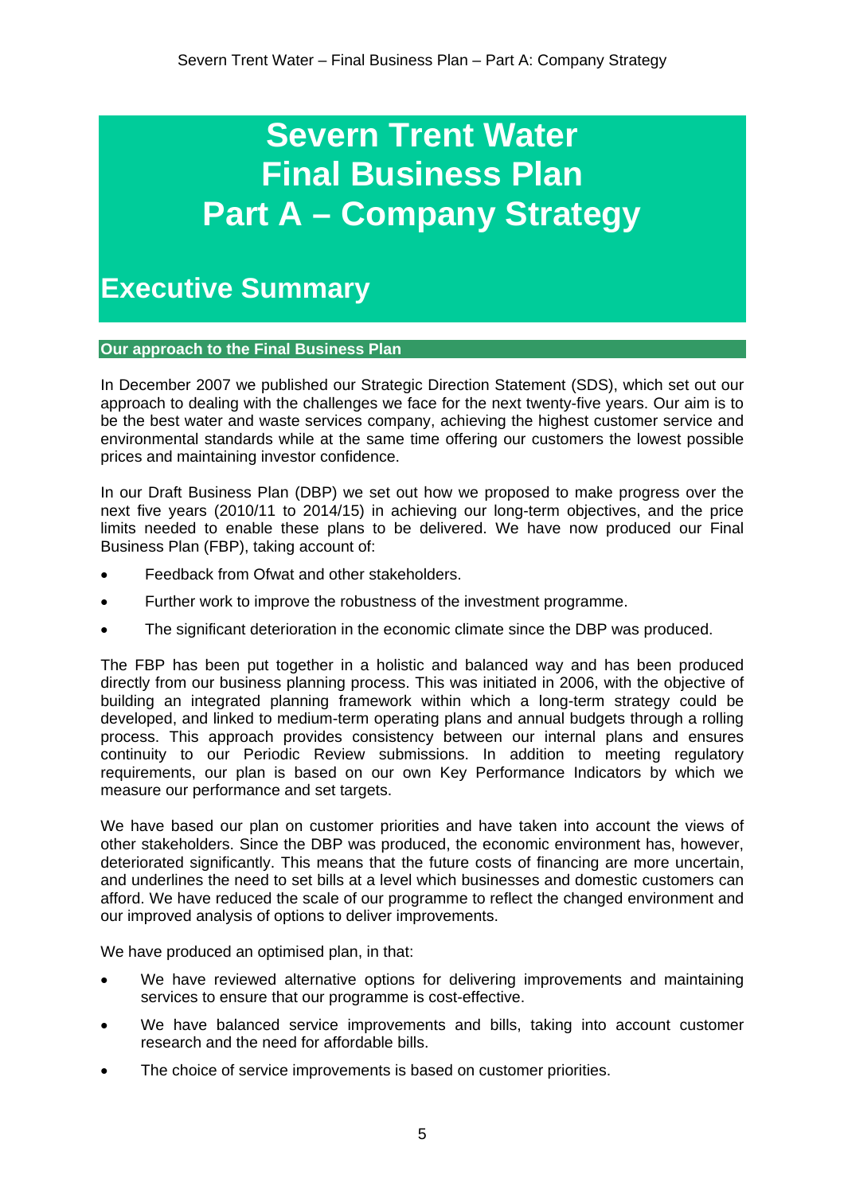# Severn Trent Water Final Business Plan Part A – Company Strategy

## Executive Summary

### Our approach to the Final Business Plan

In December 2007 we published our Strategic Direction Statement (SDS), which set out our approach to dealing with the challenges we face for the next twenty-five years. Our aim is to be the best water and waste services company, achieving the highest customer service and environmental standards while at the same time offering our customers the lowest possible prices and maintaining investor confidence.

In our Draft Business Plan (DBP) we set out how we proposed to make progress over the next five years (2010/11 to 2014/15) in achieving our long-term objectives, and the price limits needed to enable these plans to be delivered. We have now produced our Final Business Plan (FBP), taking account of:

- Feedback from Ofwat and other stakeholders.
- Further work to improve the robustness of the investment programme.
- The significant deterioration in the economic climate since the DBP was produced.

The FBP has been put together in a holistic and balanced way and has been produced directly from our business planning process. This was initiated in 2006, with the objective of building an integrated planning framework within which a long-term strategy could be developed, and linked to medium-term operating plans and annual budgets through a rolling process. This approach provides consistency between our internal plans and ensures continuity to our Periodic Review submissions. In addition to meeting regulatory requirements, our plan is based on our own Key Performance Indicators by which we measure our performance and set targets.

We have based our plan on customer priorities and have taken into account the views of other stakeholders. Since the DBP was produced, the economic environment has, however, deteriorated significantly. This means that the future costs of financing are more uncertain, and underlines the need to set bills at a level which businesses and domestic customers can afford. We have reduced the scale of our programme to reflect the changed environment and our improved analysis of options to deliver improvements.

We have produced an optimised plan, in that:

- We have reviewed alternative options for delivering improvements and maintaining services to ensure that our programme is cost-effective.
- We have balanced service improvements and bills, taking into account customer research and the need for affordable bills.
- The choice of service improvements is based on customer priorities.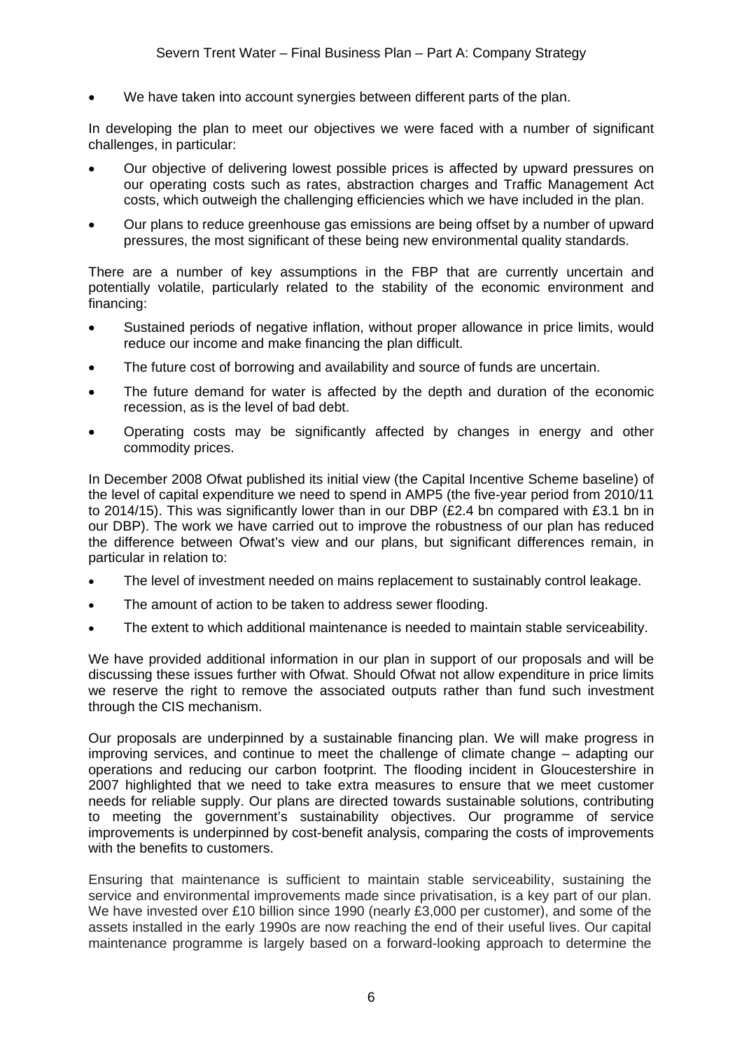- We have taken into account synergies between different parts of the plan.

In developing the plan to meet our objectives we were faced with a number of significant challenges, in particular:

- Our objective of delivering lowest possible prices is affected by upward pressures on our operating costs such as rates, abstraction charges and Traffic Management Act costs, which outweigh the challenging efficiencies which we have included in the plan.
- Our plans to reduce greenhouse gas emissions are being offset by a number of upward pressures, the most significant of these being new environmental quality standards.

There are a number of key assumptions in the FBP that are currently uncertain and potentially volatile, particularly related to the stability of the economic environment and financing:

- Sustained periods of negative inflation, without proper allowance in price limits, would reduce our income and make financing the plan difficult.
- The future cost of borrowing and availability and source of funds are uncertain.
- The future demand for water is affected by the depth and duration of the economic recession, as is the level of bad debt.
- Operating costs may be significantly affected by changes in energy and other commodity prices.

In December 2008 Ofwat published its initial view (the Capital Incentive Scheme baseline) of the level of capital expenditure we need to spend in AMP5 (the five-year period from 2010/11 to 2014/15). This was significantly lower than in our DBP (£2.4 bn compared with £3.1 bn in our DBP). The work we have carried out to improve the robustness of our plan has reduced the difference between Ofwat's view and our plans, but significant differences remain, in particular in relation to:

- The level of investment needed on mains replacement to sustainably control leakage.
- The amount of action to be taken to address sewer flooding.
- The extent to which additional maintenance is needed to maintain stable serviceability.

We have provided additional information in our plan in support of our proposals and will be discussing these issues further with Ofwat. Should Ofwat not allow expenditure in price limits we reserve the right to remove the associated outputs rather than fund such investment through the CIS mechanism.

Our proposals are underpinned by a sustainable financing plan. We will make progress in improving services, and continue to meet the challenge of climate change – adapting our operations and reducing our carbon footprint. The flooding incident in Gloucestershire in 2007 highlighted that we need to take extra measures to ensure that we meet customer needs for reliable supply. Our plans are directed towards sustainable solutions, contributing to meeting the government's sustainability objectives. Our programme of service improvements is underpinned by cost-benefit analysis, comparing the costs of improvements with the benefits to customers.

Ensuring that maintenance is sufficient to maintain stable serviceability, sustaining the service and environmental improvements made since privatisation, is a key part of our plan. We have invested over £10 billion since 1990 (nearly £3,000 per customer), and some of the assets installed in the early 1990s are now reaching the end of their useful lives. Our capital maintenance programme is largely based on a forward-looking approach to determine the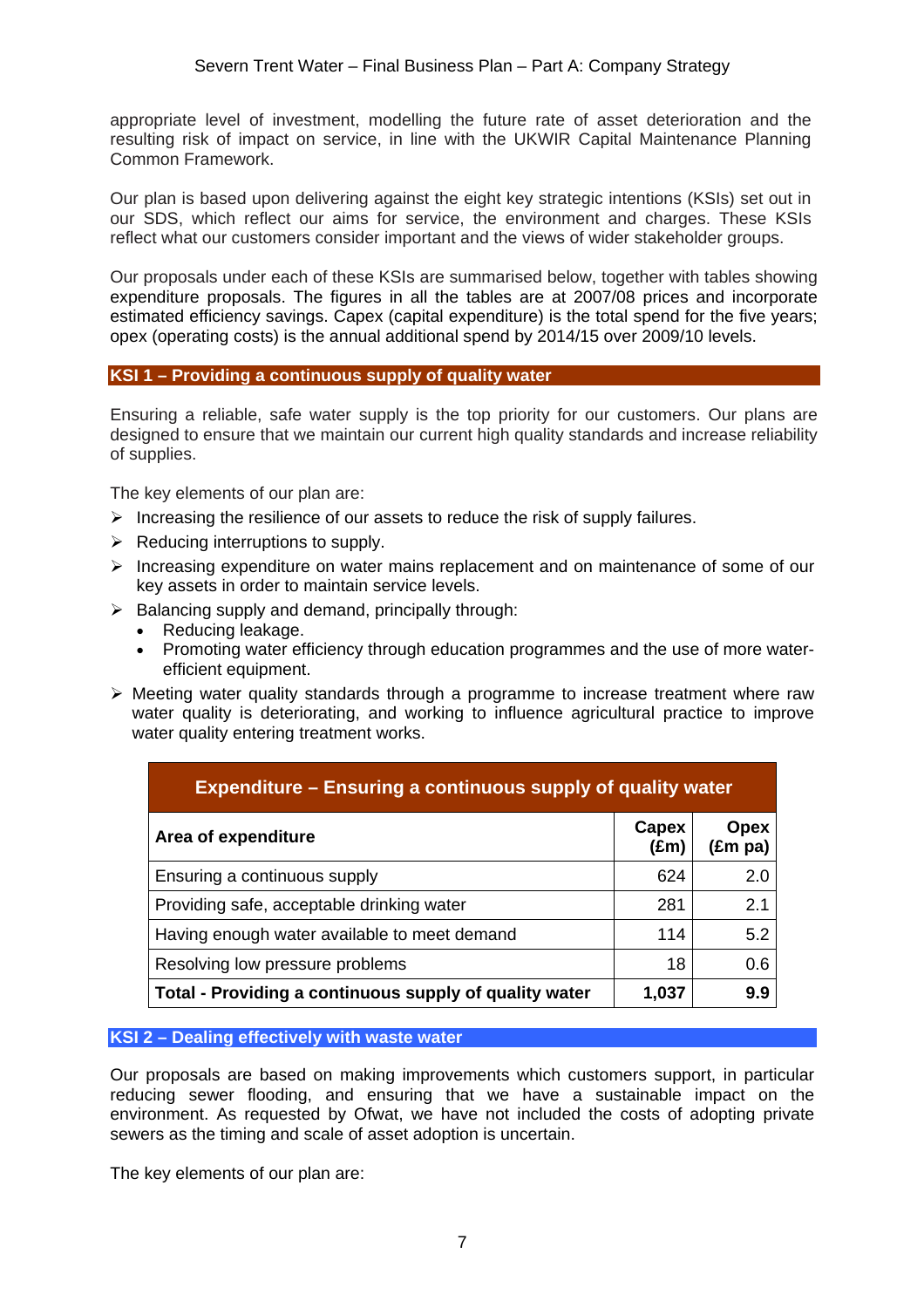appropriate level of investment, modelling the future rate of asset deterioration and the resulting risk of impact on service, in line with the UKWIR Capital Maintenance Planning Common Framework.

Our plan is based upon delivering against the eight key strategic intentions (KSIs) set out in our SDS, which reflect our aims for service, the environment and charges. These KSIs reflect what our customers consider important and the views of wider stakeholder groups.

Our proposals under each of these KSIs are summarised below, together with tables showing expenditure proposals. The figures in all the tables are at 2007/08 prices and incorporate estimated efficiency savings. Capex (capital expenditure) is the total spend for the five years; opex (operating costs) is the annual additional spend by 2014/15 over 2009/10 levels.

## KSI 1 – Providing a continuous supply of quality water

Ensuring a reliable, safe water supply is the top priority for our customers. Our plans are designed to ensure that we maintain our current high quality standards and increase reliability of supplies.

The key elements of our plan are:

- Increasing the resilience of our assets to reduce the risk of supply failures.
- Reducing interruptions to supply.
- Increasing expenditure on water mains replacement and on maintenance of some of our key assets in order to maintain service levels.
- Balancing supply and demand, principally through:
  - Reducing leakage.
  - Promoting water efficiency through education programmes and the use of more water-efficient equipment.
- Meeting water quality standards through a programme to increase treatment where raw water quality is deteriorating, and working to influence agricultural practice to improve water quality entering treatment works.

| Expenditure – Ensuring a continuous supply of quality water | | |
|---|---|---|
| **Area of expenditure** | **Capex (£m)** | **Opex (£m pa)** |
| Ensuring a continuous supply | 624 | 2.0 |
| Providing safe, acceptable drinking water | 281 | 2.1 |
| Having enough water available to meet demand | 114 | 5.2 |
| Resolving low pressure problems | 18 | 0.6 |
| **Total - Providing a continuous supply of quality water** | **1,037** | **9.9** |

## KSI 2 – Dealing effectively with waste water

Our proposals are based on making improvements which customers support, in particular reducing sewer flooding, and ensuring that we have a sustainable impact on the environment. As requested by Ofwat, we have not included the costs of adopting private sewers as the timing and scale of asset adoption is uncertain.

The key elements of our plan are: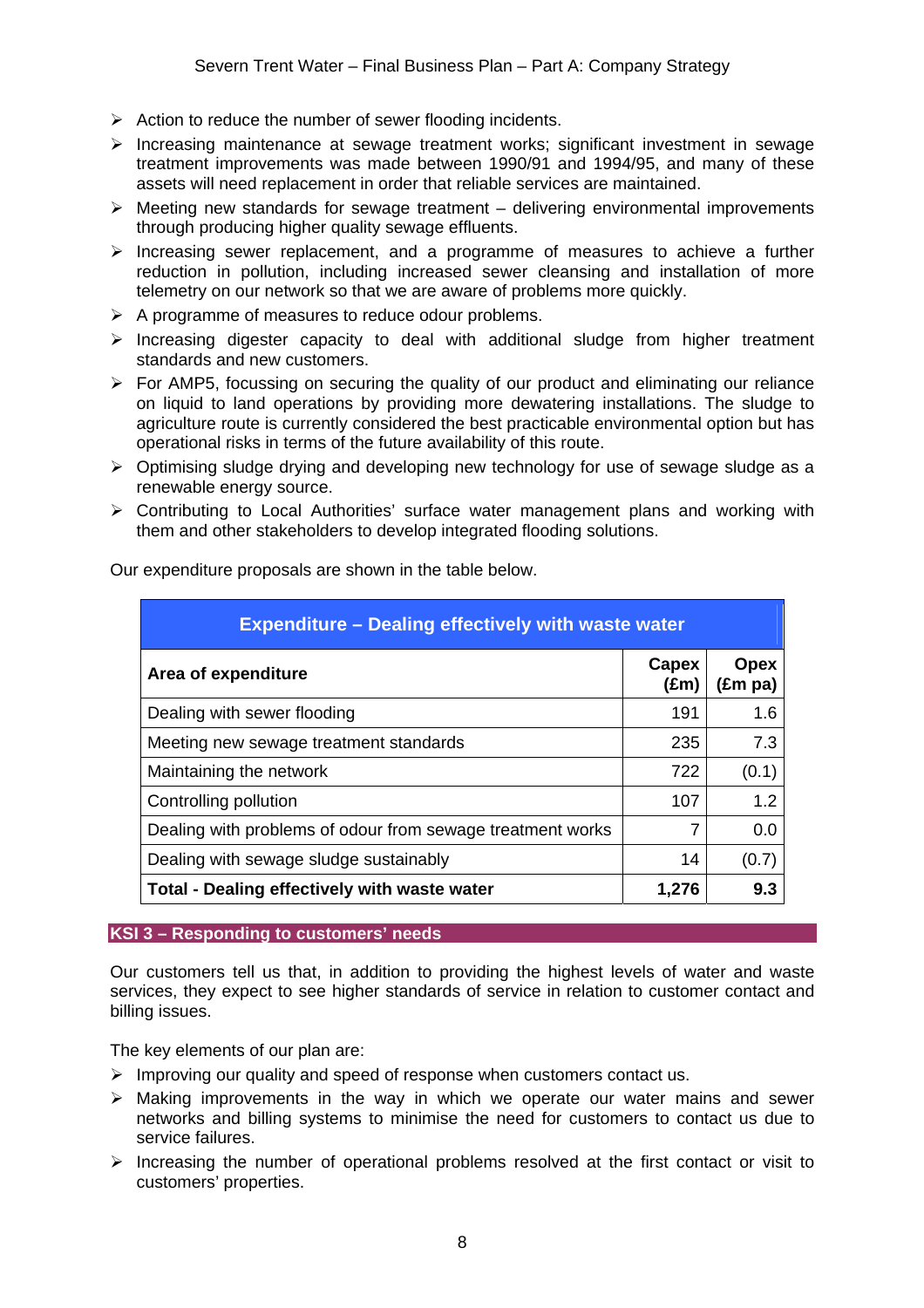- Action to reduce the number of sewer flooding incidents.
- Increasing maintenance at sewage treatment works; significant investment in sewage treatment improvements was made between 1990/91 and 1994/95, and many of these assets will need replacement in order that reliable services are maintained.
- Meeting new standards for sewage treatment – delivering environmental improvements through producing higher quality sewage effluents.
- Increasing sewer replacement, and a programme of measures to achieve a further reduction in pollution, including increased sewer cleansing and installation of more telemetry on our network so that we are aware of problems more quickly.
- A programme of measures to reduce odour problems.
- Increasing digester capacity to deal with additional sludge from higher treatment standards and new customers.
- For AMP5, focussing on securing the quality of our product and eliminating our reliance on liquid to land operations by providing more dewatering installations. The sludge to agriculture route is currently considered the best practicable environmental option but has operational risks in terms of the future availability of this route.
- Optimising sludge drying and developing new technology for use of sewage sludge as a renewable energy source.
- Contributing to Local Authorities' surface water management plans and working with them and other stakeholders to develop integrated flooding solutions.

Our expenditure proposals are shown in the table below.

| **Expenditure – Dealing effectively with waste water** | | |
|---|---|---|
| **Area of expenditure** | **Capex (£m)** | **Opex (£m pa)** |
| Dealing with sewer flooding | 191 | 1.6 |
| Meeting new sewage treatment standards | 235 | 7.3 |
| Maintaining the network | 722 | (0.1) |
| Controlling pollution | 107 | 1.2 |
| Dealing with problems of odour from sewage treatment works | 7 | 0.0 |
| Dealing with sewage sludge sustainably | 14 | (0.7) |
| **Total - Dealing effectively with waste water** | **1,276** | **9.3** |

## KSI 3 – Responding to customers' needs

Our customers tell us that, in addition to providing the highest levels of water and waste services, they expect to see higher standards of service in relation to customer contact and billing issues.

The key elements of our plan are:

- Improving our quality and speed of response when customers contact us.
- Making improvements in the way in which we operate our water mains and sewer networks and billing systems to minimise the need for customers to contact us due to service failures.
- Increasing the number of operational problems resolved at the first contact or visit to customers' properties.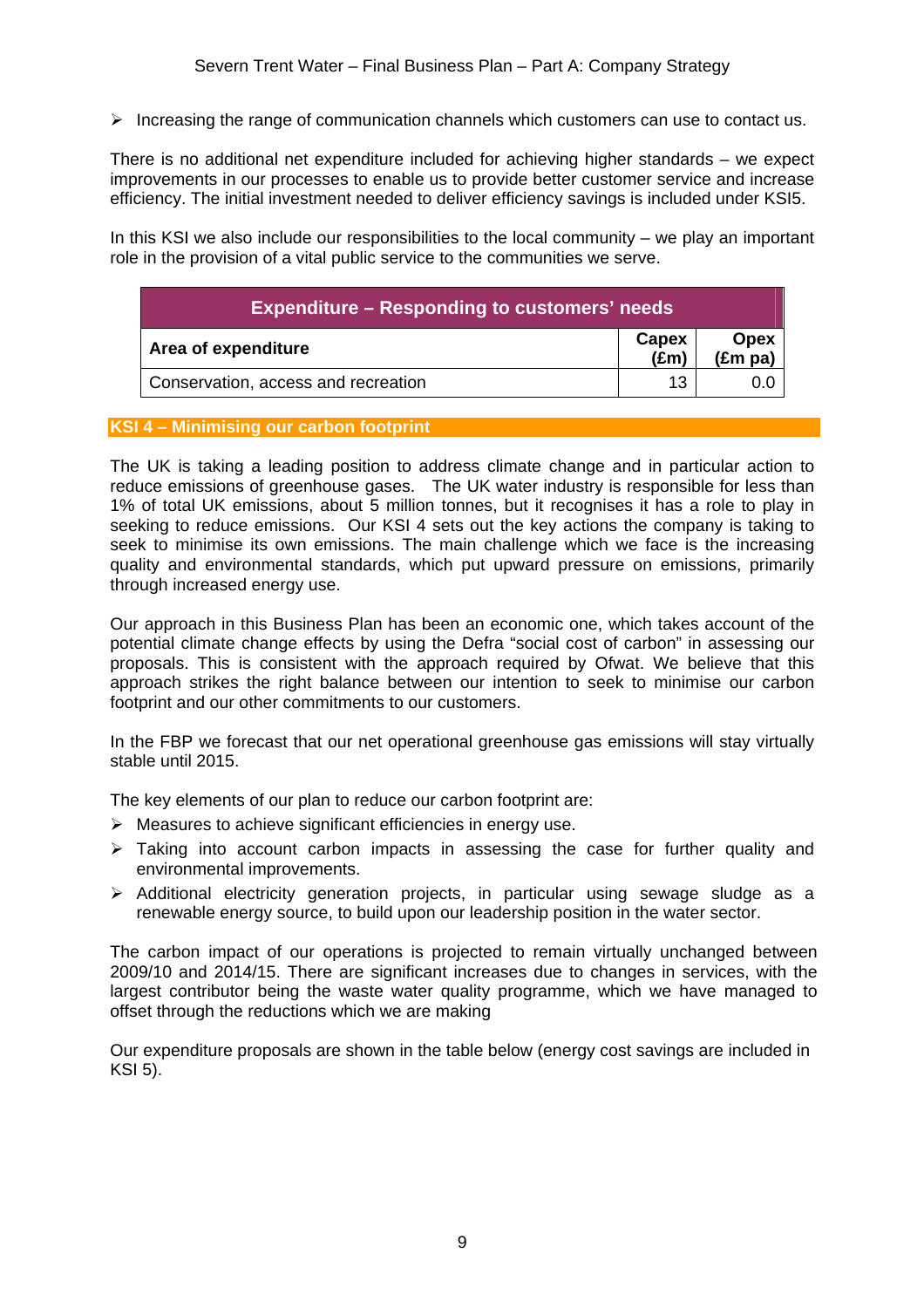- Increasing the range of communication channels which customers can use to contact us.

There is no additional net expenditure included for achieving higher standards – we expect improvements in our processes to enable us to provide better customer service and increase efficiency. The initial investment needed to deliver efficiency savings is included under KSI5.

In this KSI we also include our responsibilities to the local community – we play an important role in the provision of a vital public service to the communities we serve.

| Expenditure – Responding to customers' needs | | |
|---|---|---|
| **Area of expenditure** | **Capex (£m)** | **Opex (£m pa)** |
| Conservation, access and recreation | 13 | 0.0 |

## KSI 4 – Minimising our carbon footprint

The UK is taking a leading position to address climate change and in particular action to reduce emissions of greenhouse gases. The UK water industry is responsible for less than 1% of total UK emissions, about 5 million tonnes, but it recognises it has a role to play in seeking to reduce emissions. Our KSI 4 sets out the key actions the company is taking to seek to minimise its own emissions. The main challenge which we face is the increasing quality and environmental standards, which put upward pressure on emissions, primarily through increased energy use.

Our approach in this Business Plan has been an economic one, which takes account of the potential climate change effects by using the Defra "social cost of carbon" in assessing our proposals. This is consistent with the approach required by Ofwat. We believe that this approach strikes the right balance between our intention to seek to minimise our carbon footprint and our other commitments to our customers.

In the FBP we forecast that our net operational greenhouse gas emissions will stay virtually stable until 2015.

The key elements of our plan to reduce our carbon footprint are:

- Measures to achieve significant efficiencies in energy use.
- Taking into account carbon impacts in assessing the case for further quality and environmental improvements.
- Additional electricity generation projects, in particular using sewage sludge as a renewable energy source, to build upon our leadership position in the water sector.

The carbon impact of our operations is projected to remain virtually unchanged between 2009/10 and 2014/15. There are significant increases due to changes in services, with the largest contributor being the waste water quality programme, which we have managed to offset through the reductions which we are making

Our expenditure proposals are shown in the table below (energy cost savings are included in KSI 5).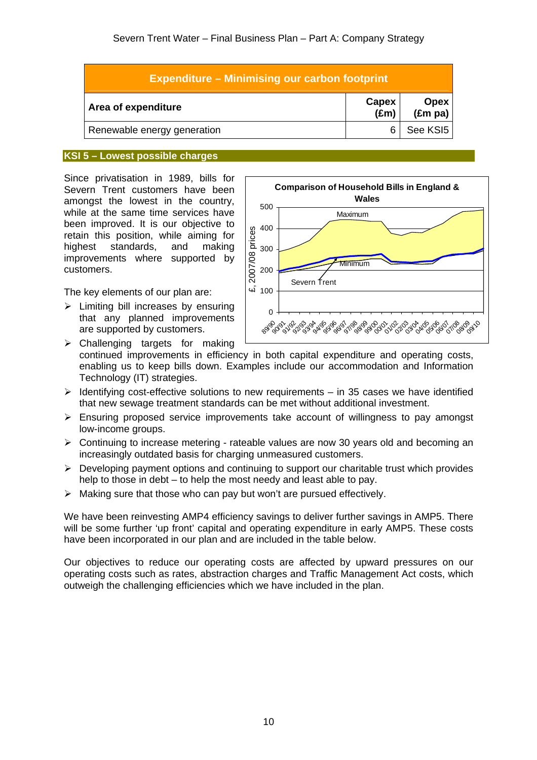| Expenditure – Minimising our carbon footprint | | |
|---|---|---|
| **Area of expenditure** | **Capex (£m)** | **Opex (£m pa)** |
| Renewable energy generation | 6 | See KSI5 |

## KSI 5 – Lowest possible charges

Since privatisation in 1989, bills for Severn Trent customers have been amongst the lowest in the country, while at the same time services have been improved. It is our objective to retain this position, while aiming for highest standards, and making improvements where supported by customers.

The key elements of our plan are:

- Limiting bill increases by ensuring that any planned improvements are supported by customers.
- Challenging targets for making continued improvements in efficiency in both capital expenditure and operating costs, enabling us to keep bills down. Examples include our accommodation and Information Technology (IT) strategies.
- Identifying cost-effective solutions to new requirements – in 35 cases we have identified that new sewage treatment standards can be met without additional investment.
- Ensuring proposed service improvements take account of willingness to pay amongst low-income groups.
- Continuing to increase metering - rateable values are now 30 years old and becoming an increasingly outdated basis for charging unmeasured customers.
- Developing payment options and continuing to support our charitable trust which provides help to those in debt – to help the most needy and least able to pay.
- Making sure that those who can pay but won't are pursued effectively.

We have been reinvesting AMP4 efficiency savings to deliver further savings in AMP5. There will be some further 'up front' capital and operating expenditure in early AMP5. These costs have been incorporated in our plan and are included in the table below.

Our objectives to reduce our operating costs are affected by upward pressures on our operating costs such as rates, abstraction charges and Traffic Management Act costs, which outweigh the challenging efficiencies which we have included in the plan.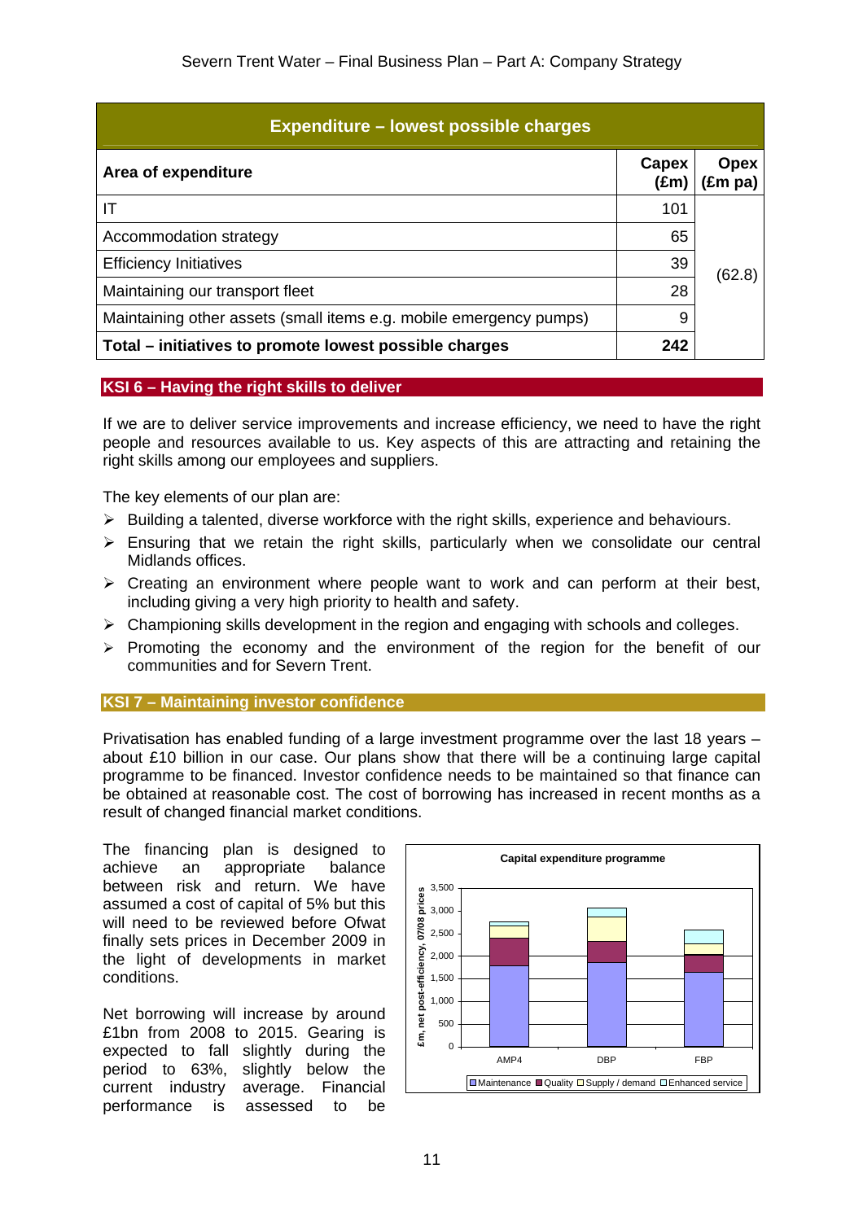| Expenditure – lowest possible charges | | |
|---|---|---|
| **Area of expenditure** | **Capex (£m)** | **Opex (£m pa)** |
| IT | 101 | (62.8) |
| Accommodation strategy | 65 | |
| Efficiency Initiatives | 39 | |
| Maintaining our transport fleet | 28 | |
| Maintaining other assets (small items e.g. mobile emergency pumps) | 9 | |
| **Total – initiatives to promote lowest possible charges** | **242** | |

### KSI 6 – Having the right skills to deliver

If we are to deliver service improvements and increase efficiency, we need to have the right people and resources available to us. Key aspects of this are attracting and retaining the right skills among our employees and suppliers.

The key elements of our plan are:

- Building a talented, diverse workforce with the right skills, experience and behaviours.
- Ensuring that we retain the right skills, particularly when we consolidate our central Midlands offices.
- Creating an environment where people want to work and can perform at their best, including giving a very high priority to health and safety.
- Championing skills development in the region and engaging with schools and colleges.
- Promoting the economy and the environment of the region for the benefit of our communities and for Severn Trent.

### KSI 7 – Maintaining investor confidence

Privatisation has enabled funding of a large investment programme over the last 18 years – about £10 billion in our case. Our plans show that there will be a continuing large capital programme to be financed. Investor confidence needs to be maintained so that finance can be obtained at reasonable cost. The cost of borrowing has increased in recent months as a result of changed financial market conditions.

The financing plan is designed to achieve an appropriate balance between risk and return. We have assumed a cost of capital of 5% but this will need to be reviewed before Ofwat finally sets prices in December 2009 in the light of developments in market conditions.

Net borrowing will increase by around £1bn from 2008 to 2015. Gearing is expected to fall slightly during the period to 63%, slightly below the current industry average. Financial performance is assessed to be

**Capital expenditure programme**

£m, net post-efficiency, 07/08 prices

AMP4 | DBP | FBP

Maintenance | Quality | Supply / demand | Enhanced service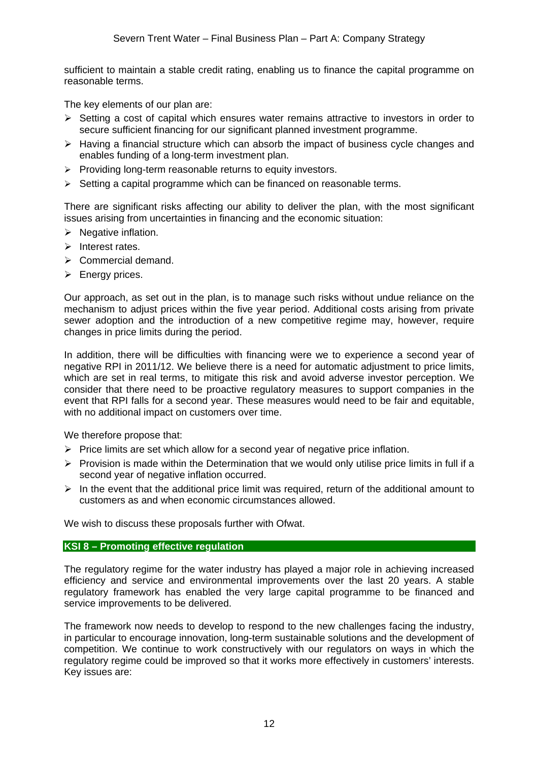sufficient to maintain a stable credit rating, enabling us to finance the capital programme on reasonable terms.

The key elements of our plan are:

- Setting a cost of capital which ensures water remains attractive to investors in order to secure sufficient financing for our significant planned investment programme.
- Having a financial structure which can absorb the impact of business cycle changes and enables funding of a long-term investment plan.
- Providing long-term reasonable returns to equity investors.
- Setting a capital programme which can be financed on reasonable terms.

There are significant risks affecting our ability to deliver the plan, with the most significant issues arising from uncertainties in financing and the economic situation:

- Negative inflation.
- Interest rates.
- Commercial demand.
- Energy prices.

Our approach, as set out in the plan, is to manage such risks without undue reliance on the mechanism to adjust prices within the five year period. Additional costs arising from private sewer adoption and the introduction of a new competitive regime may, however, require changes in price limits during the period.

In addition, there will be difficulties with financing were we to experience a second year of negative RPI in 2011/12. We believe there is a need for automatic adjustment to price limits, which are set in real terms, to mitigate this risk and avoid adverse investor perception. We consider that there need to be proactive regulatory measures to support companies in the event that RPI falls for a second year. These measures would need to be fair and equitable, with no additional impact on customers over time.

We therefore propose that:

- Price limits are set which allow for a second year of negative price inflation.
- Provision is made within the Determination that we would only utilise price limits in full if a second year of negative inflation occurred.
- In the event that the additional price limit was required, return of the additional amount to customers as and when economic circumstances allowed.

We wish to discuss these proposals further with Ofwat.

## KSI 8 – Promoting effective regulation

The regulatory regime for the water industry has played a major role in achieving increased efficiency and service and environmental improvements over the last 20 years. A stable regulatory framework has enabled the very large capital programme to be financed and service improvements to be delivered.

The framework now needs to develop to respond to the new challenges facing the industry, in particular to encourage innovation, long-term sustainable solutions and the development of competition. We continue to work constructively with our regulators on ways in which the regulatory regime could be improved so that it works more effectively in customers' interests. Key issues are: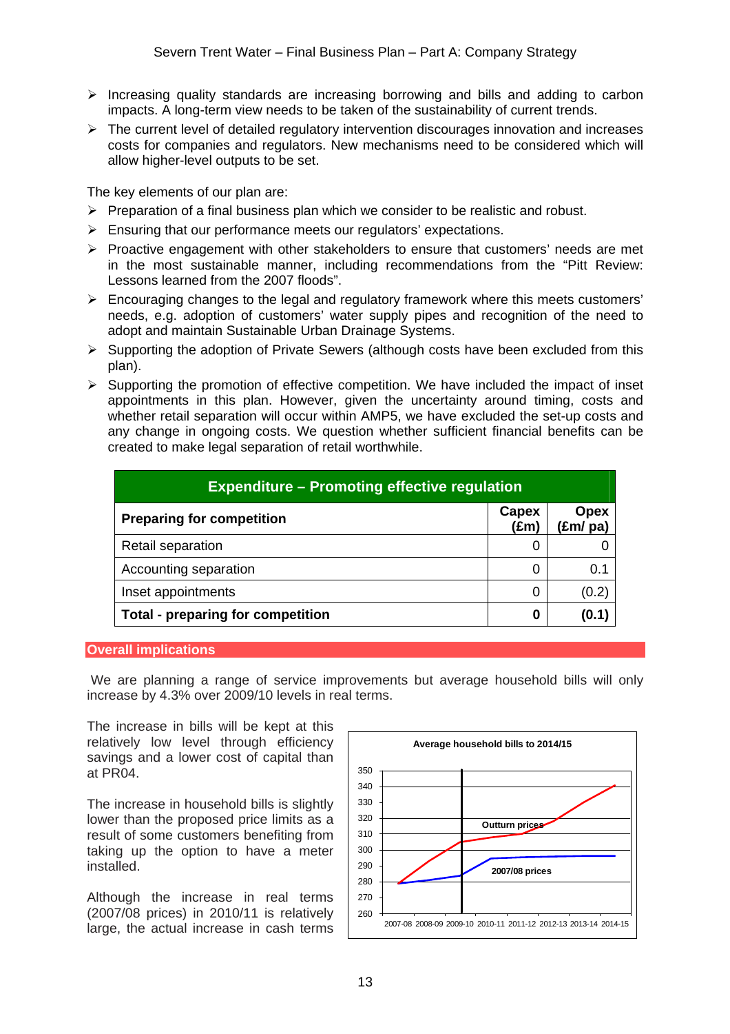- Increasing quality standards are increasing borrowing and bills and adding to carbon impacts. A long-term view needs to be taken of the sustainability of current trends.
- The current level of detailed regulatory intervention discourages innovation and increases costs for companies and regulators. New mechanisms need to be considered which will allow higher-level outputs to be set.

The key elements of our plan are:

- Preparation of a final business plan which we consider to be realistic and robust.
- Ensuring that our performance meets our regulators' expectations.
- Proactive engagement with other stakeholders to ensure that customers' needs are met in the most sustainable manner, including recommendations from the "Pitt Review: Lessons learned from the 2007 floods".
- Encouraging changes to the legal and regulatory framework where this meets customers' needs, e.g. adoption of customers' water supply pipes and recognition of the need to adopt and maintain Sustainable Urban Drainage Systems.
- Supporting the adoption of Private Sewers (although costs have been excluded from this plan).
- Supporting the promotion of effective competition. We have included the impact of inset appointments in this plan. However, given the uncertainty around timing, costs and whether retail separation will occur within AMP5, we have excluded the set-up costs and any change in ongoing costs. We question whether sufficient financial benefits can be created to make legal separation of retail worthwhile.

| Expenditure – Promoting effective regulation | | |
|---|---|---|
| **Preparing for competition** | **Capex (£m)** | **Opex (£m/ pa)** |
| Retail separation | 0 | 0 |
| Accounting separation | 0 | 0.1 |
| Inset appointments | 0 | (0.2) |
| **Total - preparing for competition** | **0** | **(0.1)** |

## Overall implications

We are planning a range of service improvements but average household bills will only increase by 4.3% over 2009/10 levels in real terms.

The increase in bills will be kept at this relatively low level through efficiency savings and a lower cost of capital than at PR04.

The increase in household bills is slightly lower than the proposed price limits as a result of some customers benefiting from taking up the option to have a meter installed.

Although the increase in real terms (2007/08 prices) in 2010/11 is relatively large, the actual increase in cash terms

**Average household bills to 2014/15**

(Chart: y-axis 260–350; x-axis 2007-08 to 2014-15; series: Outturn prices, 2007/08 prices)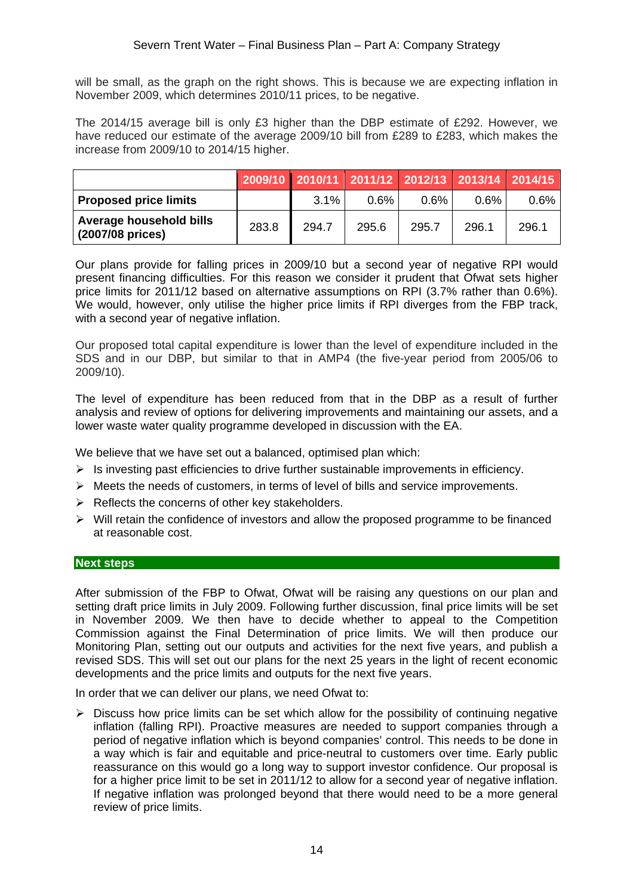will be small, as the graph on the right shows. This is because we are expecting inflation in November 2009, which determines 2010/11 prices, to be negative.

The 2014/15 average bill is only £3 higher than the DBP estimate of £292. However, we have reduced our estimate of the average 2009/10 bill from £289 to £283, which makes the increase from 2009/10 to 2014/15 higher.

| | 2009/10 | 2010/11 | 2011/12 | 2012/13 | 2013/14 | 2014/15 |
|---|---|---|---|---|---|---|
| **Proposed price limits** | | 3.1% | 0.6% | 0.6% | 0.6% | 0.6% |
| **Average household bills (2007/08 prices)** | 283.8 | 294.7 | 295.6 | 295.7 | 296.1 | 296.1 |

Our plans provide for falling prices in 2009/10 but a second year of negative RPI would present financing difficulties. For this reason we consider it prudent that Ofwat sets higher price limits for 2011/12 based on alternative assumptions on RPI (3.7% rather than 0.6%). We would, however, only utilise the higher price limits if RPI diverges from the FBP track, with a second year of negative inflation.

Our proposed total capital expenditure is lower than the level of expenditure included in the SDS and in our DBP, but similar to that in AMP4 (the five-year period from 2005/06 to 2009/10).

The level of expenditure has been reduced from that in the DBP as a result of further analysis and review of options for delivering improvements and maintaining our assets, and a lower waste water quality programme developed in discussion with the EA.

We believe that we have set out a balanced, optimised plan which:

- Is investing past efficiencies to drive further sustainable improvements in efficiency.
- Meets the needs of customers, in terms of level of bills and service improvements.
- Reflects the concerns of other key stakeholders.
- Will retain the confidence of investors and allow the proposed programme to be financed at reasonable cost.

## Next steps

After submission of the FBP to Ofwat, Ofwat will be raising any questions on our plan and setting draft price limits in July 2009. Following further discussion, final price limits will be set in November 2009. We then have to decide whether to appeal to the Competition Commission against the Final Determination of price limits. We will then produce our Monitoring Plan, setting out our outputs and activities for the next five years, and publish a revised SDS. This will set out our plans for the next 25 years in the light of recent economic developments and the price limits and outputs for the next five years.

In order that we can deliver our plans, we need Ofwat to:

- Discuss how price limits can be set which allow for the possibility of continuing negative inflation (falling RPI). Proactive measures are needed to support companies through a period of negative inflation which is beyond companies' control. This needs to be done in a way which is fair and equitable and price-neutral to customers over time. Early public reassurance on this would go a long way to support investor confidence. Our proposal is for a higher price limit to be set in 2011/12 to allow for a second year of negative inflation. If negative inflation was prolonged beyond that there would need to be a more general review of price limits.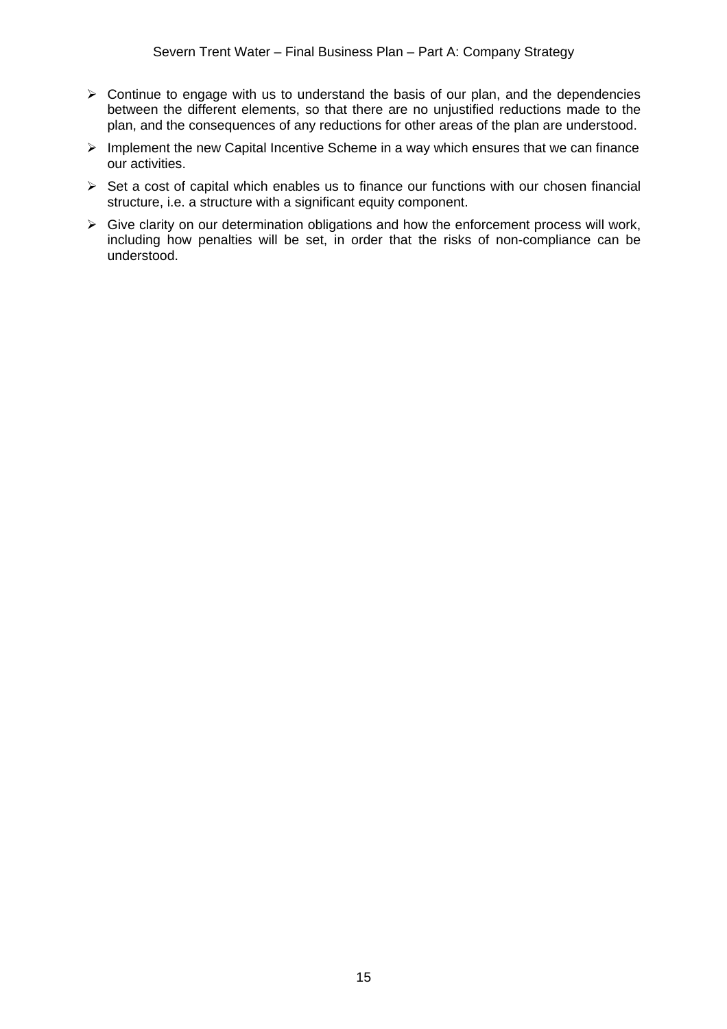- Continue to engage with us to understand the basis of our plan, and the dependencies between the different elements, so that there are no unjustified reductions made to the plan, and the consequences of any reductions for other areas of the plan are understood.
- Implement the new Capital Incentive Scheme in a way which ensures that we can finance our activities.
- Set a cost of capital which enables us to finance our functions with our chosen financial structure, i.e. a structure with a significant equity component.
- Give clarity on our determination obligations and how the enforcement process will work, including how penalties will be set, in order that the risks of non-compliance can be understood.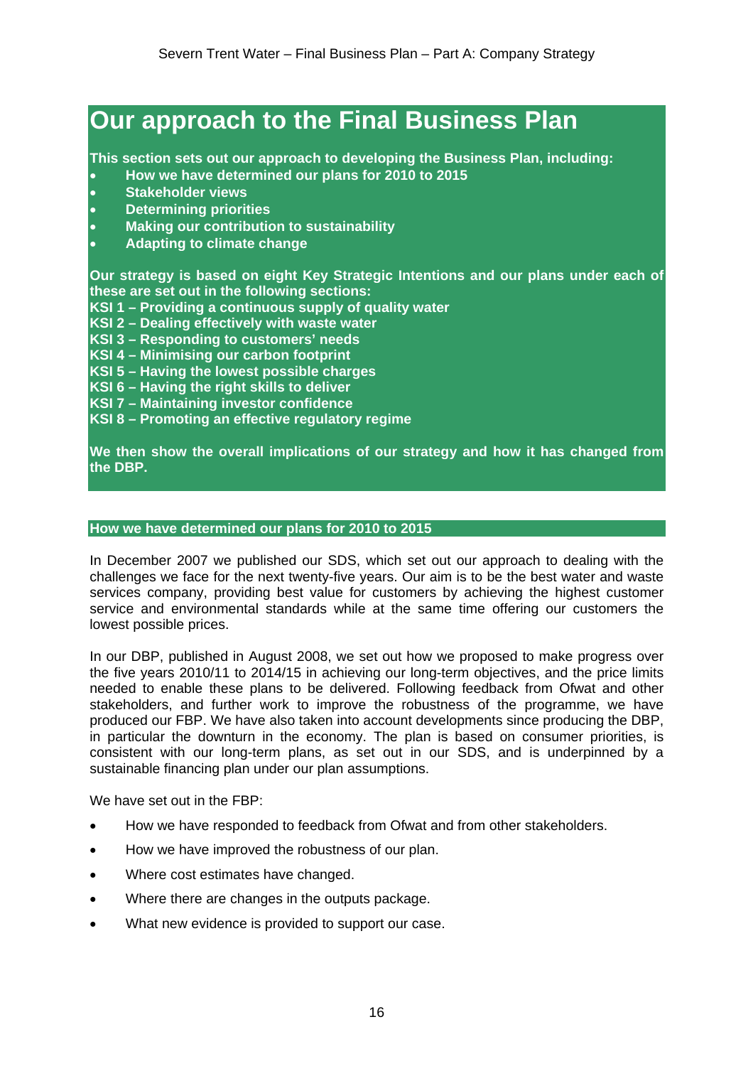# Our approach to the Final Business Plan

**This section sets out our approach to developing the Business Plan, including:**

- **How we have determined our plans for 2010 to 2015**
- **Stakeholder views**
- **Determining priorities**
- **Making our contribution to sustainability**
- **Adapting to climate change**

**Our strategy is based on eight Key Strategic Intentions and our plans under each of these are set out in the following sections:**

**KSI 1 – Providing a continuous supply of quality water**
**KSI 2 – Dealing effectively with waste water**
**KSI 3 – Responding to customers' needs**
**KSI 4 – Minimising our carbon footprint**
**KSI 5 – Having the lowest possible charges**
**KSI 6 – Having the right skills to deliver**
**KSI 7 – Maintaining investor confidence**
**KSI 8 – Promoting an effective regulatory regime**

**We then show the overall implications of our strategy and how it has changed from the DBP.**

## How we have determined our plans for 2010 to 2015

In December 2007 we published our SDS, which set out our approach to dealing with the challenges we face for the next twenty-five years. Our aim is to be the best water and waste services company, providing best value for customers by achieving the highest customer service and environmental standards while at the same time offering our customers the lowest possible prices.

In our DBP, published in August 2008, we set out how we proposed to make progress over the five years 2010/11 to 2014/15 in achieving our long-term objectives, and the price limits needed to enable these plans to be delivered. Following feedback from Ofwat and other stakeholders, and further work to improve the robustness of the programme, we have produced our FBP. We have also taken into account developments since producing the DBP, in particular the downturn in the economy. The plan is based on consumer priorities, is consistent with our long-term plans, as set out in our SDS, and is underpinned by a sustainable financing plan under our plan assumptions.

We have set out in the FBP:

- How we have responded to feedback from Ofwat and from other stakeholders.
- How we have improved the robustness of our plan.
- Where cost estimates have changed.
- Where there are changes in the outputs package.
- What new evidence is provided to support our case.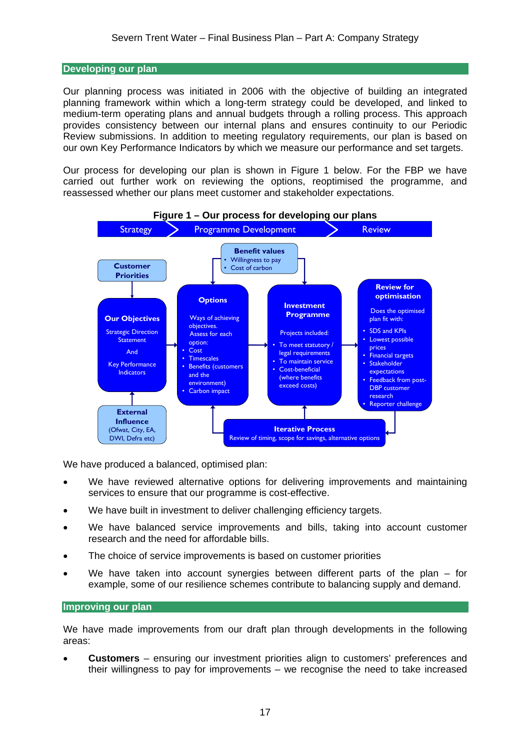## Developing our plan

Our planning process was initiated in 2006 with the objective of building an integrated planning framework within which a long-term strategy could be developed, and linked to medium-term operating plans and annual budgets through a rolling process. This approach provides consistency between our internal plans and ensures continuity to our Periodic Review submissions. In addition to meeting regulatory requirements, our plan is based on our own Key Performance Indicators by which we measure our performance and set targets.

Our process for developing our plan is shown in Figure 1 below. For the FBP we have carried out further work on reviewing the options, reoptimised the programme, and reassessed whether our plans meet customer and stakeholder expectations.

**Figure 1 – Our process for developing our plans**

Strategy > Programme Development > Review

**Customer Priorities**

**Our Objectives**
Strategic Direction Statement
And
Key Performance Indicators

**External Influence**
(Ofwat, City, EA, DWI, Defra etc)

**Benefit values**
- Willingness to pay
- Cost of carbon

**Options**
Ways of achieving objectives.
Assess for each option:
- Cost
- Timescales
- Benefits (customers and the environment)
- Carbon impact

**Investment Programme**
Projects included:
- To meet statutory / legal requirements
- To maintain service
- Cost-beneficial (where benefits exceed costs)

**Review for optimisation**
Does the optimised plan fit with:
- SDS and KPIs
- Lowest possible prices
- Financial targets
- Stakeholder expectations
- Feedback from post-DBP customer research
- Reporter challenge

**Iterative Process**
Review of timing, scope for savings, alternative options

We have produced a balanced, optimised plan:

- We have reviewed alternative options for delivering improvements and maintaining services to ensure that our programme is cost-effective.
- We have built in investment to deliver challenging efficiency targets.
- We have balanced service improvements and bills, taking into account customer research and the need for affordable bills.
- The choice of service improvements is based on customer priorities
- We have taken into account synergies between different parts of the plan – for example, some of our resilience schemes contribute to balancing supply and demand.

## Improving our plan

We have made improvements from our draft plan through developments in the following areas:

- **Customers** – ensuring our investment priorities align to customers' preferences and their willingness to pay for improvements – we recognise the need to take increased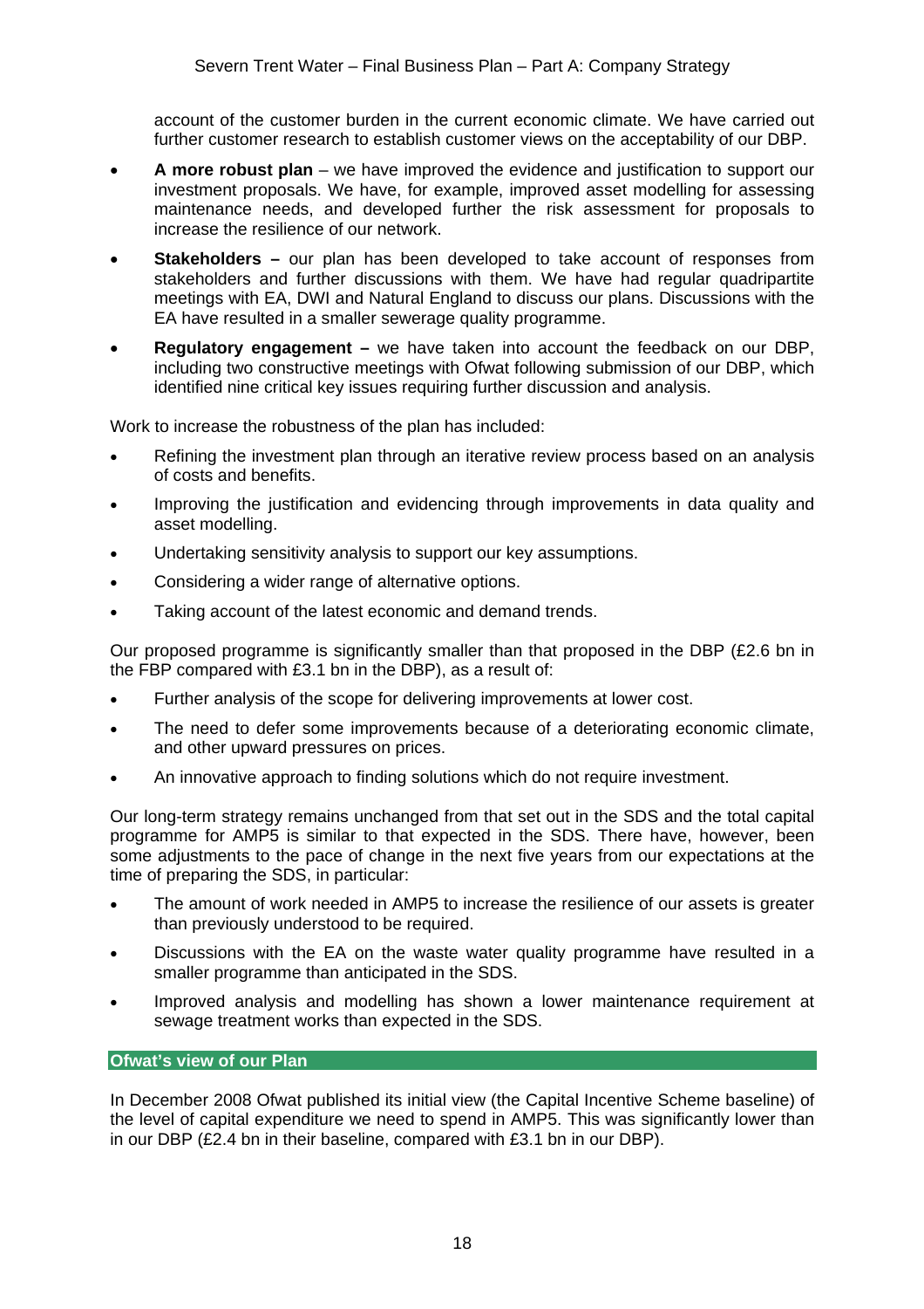account of the customer burden in the current economic climate. We have carried out further customer research to establish customer views on the acceptability of our DBP.

- **A more robust plan** – we have improved the evidence and justification to support our investment proposals. We have, for example, improved asset modelling for assessing maintenance needs, and developed further the risk assessment for proposals to increase the resilience of our network.
- **Stakeholders –** our plan has been developed to take account of responses from stakeholders and further discussions with them. We have had regular quadripartite meetings with EA, DWI and Natural England to discuss our plans. Discussions with the EA have resulted in a smaller sewerage quality programme.
- **Regulatory engagement –** we have taken into account the feedback on our DBP, including two constructive meetings with Ofwat following submission of our DBP, which identified nine critical key issues requiring further discussion and analysis.

Work to increase the robustness of the plan has included:

- Refining the investment plan through an iterative review process based on an analysis of costs and benefits.
- Improving the justification and evidencing through improvements in data quality and asset modelling.
- Undertaking sensitivity analysis to support our key assumptions.
- Considering a wider range of alternative options.
- Taking account of the latest economic and demand trends.

Our proposed programme is significantly smaller than that proposed in the DBP (£2.6 bn in the FBP compared with £3.1 bn in the DBP), as a result of:

- Further analysis of the scope for delivering improvements at lower cost.
- The need to defer some improvements because of a deteriorating economic climate, and other upward pressures on prices.
- An innovative approach to finding solutions which do not require investment.

Our long-term strategy remains unchanged from that set out in the SDS and the total capital programme for AMP5 is similar to that expected in the SDS. There have, however, been some adjustments to the pace of change in the next five years from our expectations at the time of preparing the SDS, in particular:

- The amount of work needed in AMP5 to increase the resilience of our assets is greater than previously understood to be required.
- Discussions with the EA on the waste water quality programme have resulted in a smaller programme than anticipated in the SDS.
- Improved analysis and modelling has shown a lower maintenance requirement at sewage treatment works than expected in the SDS.

## Ofwat's view of our Plan

In December 2008 Ofwat published its initial view (the Capital Incentive Scheme baseline) of the level of capital expenditure we need to spend in AMP5. This was significantly lower than in our DBP (£2.4 bn in their baseline, compared with £3.1 bn in our DBP).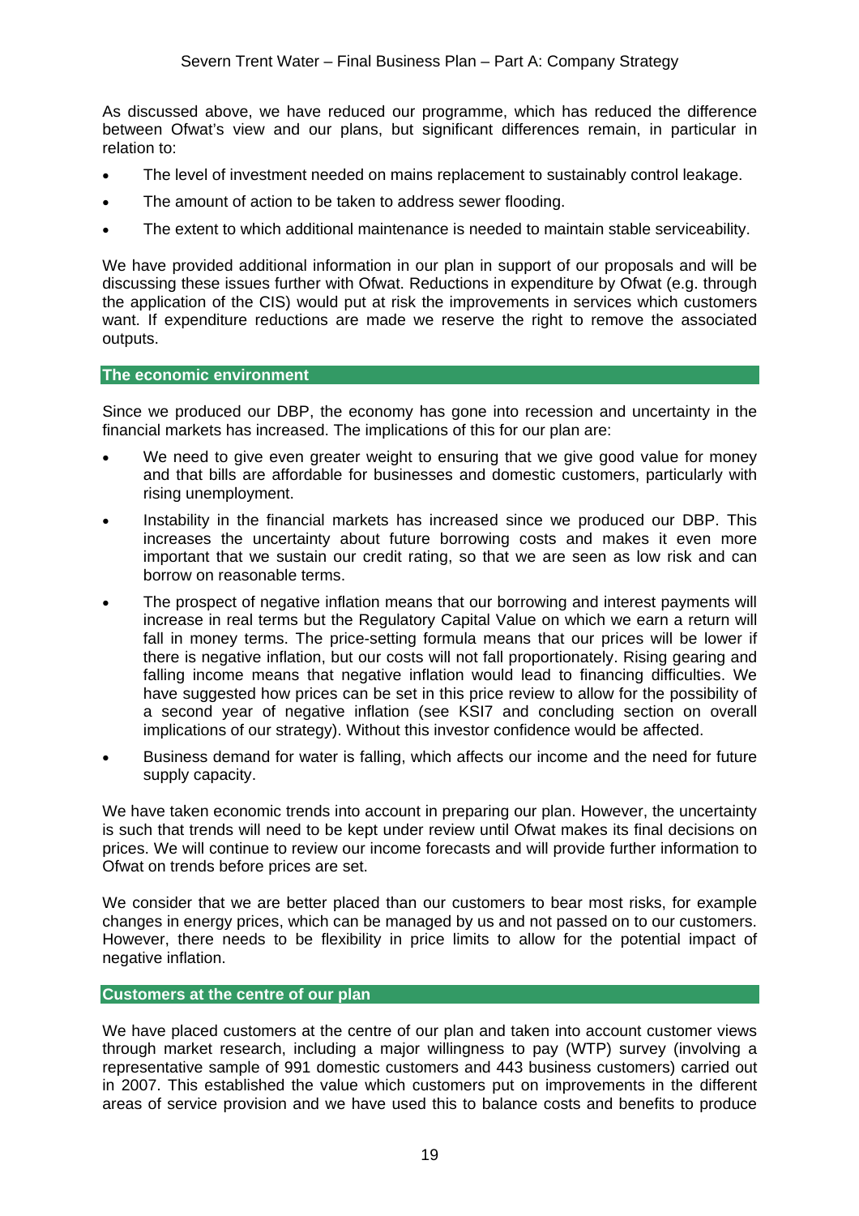As discussed above, we have reduced our programme, which has reduced the difference between Ofwat's view and our plans, but significant differences remain, in particular in relation to:

- The level of investment needed on mains replacement to sustainably control leakage.
- The amount of action to be taken to address sewer flooding.
- The extent to which additional maintenance is needed to maintain stable serviceability.

We have provided additional information in our plan in support of our proposals and will be discussing these issues further with Ofwat. Reductions in expenditure by Ofwat (e.g. through the application of the CIS) would put at risk the improvements in services which customers want. If expenditure reductions are made we reserve the right to remove the associated outputs.

## The economic environment

Since we produced our DBP, the economy has gone into recession and uncertainty in the financial markets has increased. The implications of this for our plan are:

- We need to give even greater weight to ensuring that we give good value for money and that bills are affordable for businesses and domestic customers, particularly with rising unemployment.
- Instability in the financial markets has increased since we produced our DBP. This increases the uncertainty about future borrowing costs and makes it even more important that we sustain our credit rating, so that we are seen as low risk and can borrow on reasonable terms.
- The prospect of negative inflation means that our borrowing and interest payments will increase in real terms but the Regulatory Capital Value on which we earn a return will fall in money terms. The price-setting formula means that our prices will be lower if there is negative inflation, but our costs will not fall proportionately. Rising gearing and falling income means that negative inflation would lead to financing difficulties. We have suggested how prices can be set in this price review to allow for the possibility of a second year of negative inflation (see KSI7 and concluding section on overall implications of our strategy). Without this investor confidence would be affected.
- Business demand for water is falling, which affects our income and the need for future supply capacity.

We have taken economic trends into account in preparing our plan. However, the uncertainty is such that trends will need to be kept under review until Ofwat makes its final decisions on prices. We will continue to review our income forecasts and will provide further information to Ofwat on trends before prices are set.

We consider that we are better placed than our customers to bear most risks, for example changes in energy prices, which can be managed by us and not passed on to our customers. However, there needs to be flexibility in price limits to allow for the potential impact of negative inflation.

## Customers at the centre of our plan

We have placed customers at the centre of our plan and taken into account customer views through market research, including a major willingness to pay (WTP) survey (involving a representative sample of 991 domestic customers and 443 business customers) carried out in 2007. This established the value which customers put on improvements in the different areas of service provision and we have used this to balance costs and benefits to produce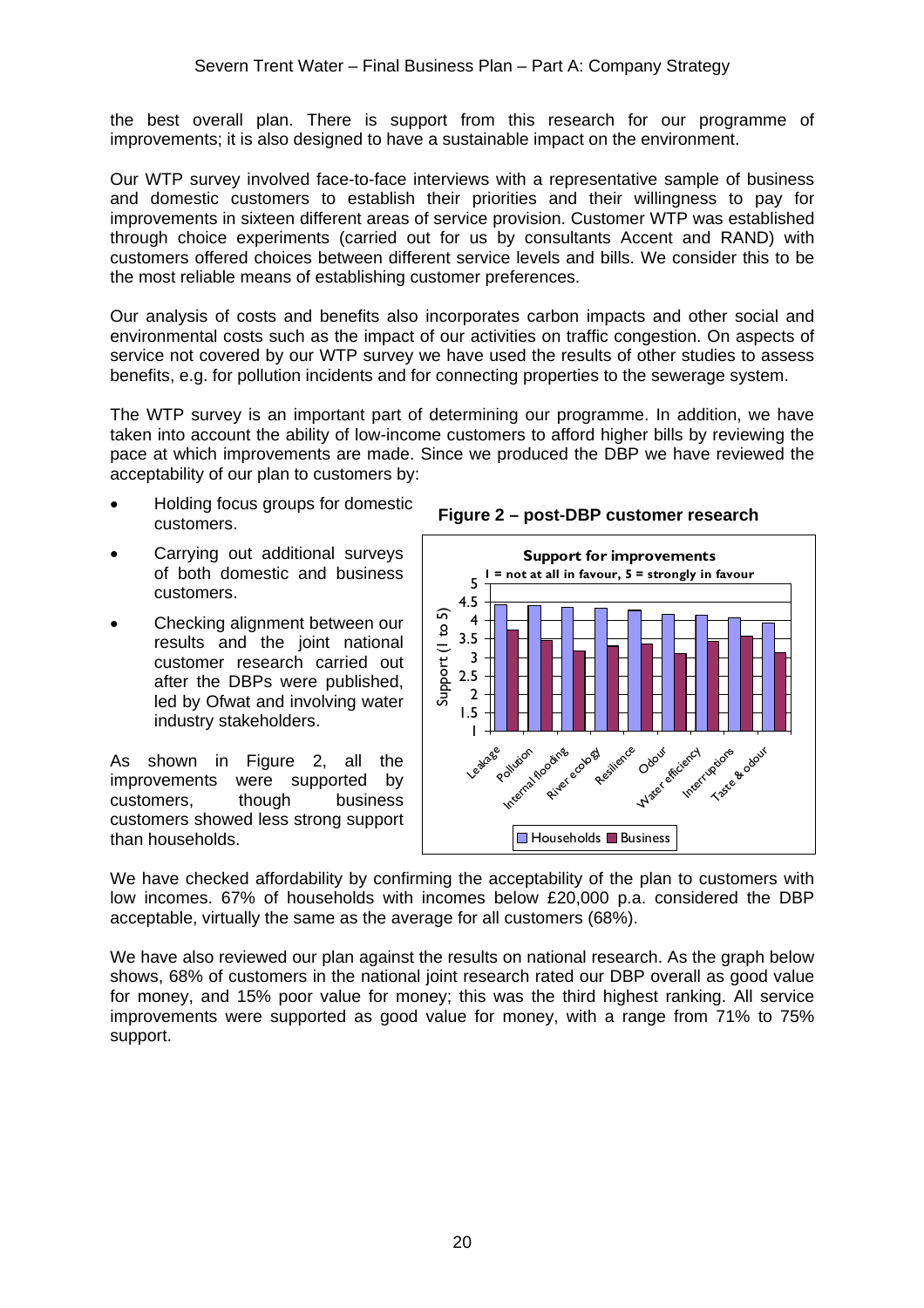the best overall plan. There is support from this research for our programme of improvements; it is also designed to have a sustainable impact on the environment.

Our WTP survey involved face-to-face interviews with a representative sample of business and domestic customers to establish their priorities and their willingness to pay for improvements in sixteen different areas of service provision. Customer WTP was established through choice experiments (carried out for us by consultants Accent and RAND) with customers offered choices between different service levels and bills. We consider this to be the most reliable means of establishing customer preferences.

Our analysis of costs and benefits also incorporates carbon impacts and other social and environmental costs such as the impact of our activities on traffic congestion. On aspects of service not covered by our WTP survey we have used the results of other studies to assess benefits, e.g. for pollution incidents and for connecting properties to the sewerage system.

The WTP survey is an important part of determining our programme. In addition, we have taken into account the ability of low-income customers to afford higher bills by reviewing the pace at which improvements are made. Since we produced the DBP we have reviewed the acceptability of our plan to customers by:

- Holding focus groups for domestic customers.
- Carrying out additional surveys of both domestic and business customers.
- Checking alignment between our results and the joint national customer research carried out after the DBPs were published, led by Ofwat and involving water industry stakeholders.

As shown in Figure 2, all the improvements were supported by customers, though business customers showed less strong support than households.

**Figure 2 – post-DBP customer research**

We have checked affordability by confirming the acceptability of the plan to customers with low incomes. 67% of households with incomes below £20,000 p.a. considered the DBP acceptable, virtually the same as the average for all customers (68%).

We have also reviewed our plan against the results on national research. As the graph below shows, 68% of customers in the national joint research rated our DBP overall as good value for money, and 15% poor value for money; this was the third highest ranking. All service improvements were supported as good value for money, with a range from 71% to 75% support.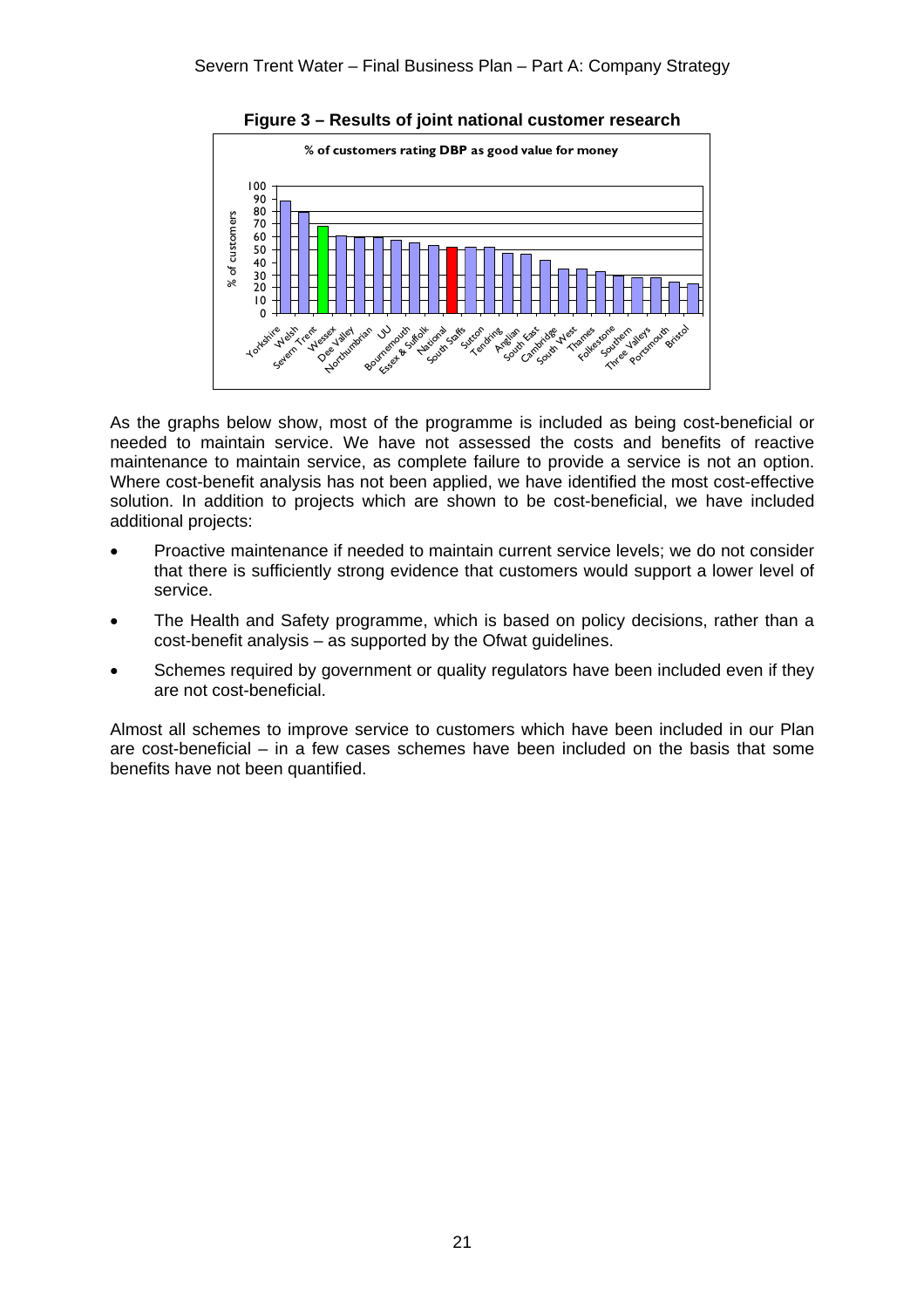**Figure 3 – Results of joint national customer research**

**% of customers rating DBP as good value for money**

As the graphs below show, most of the programme is included as being cost-beneficial or needed to maintain service. We have not assessed the costs and benefits of reactive maintenance to maintain service, as complete failure to provide a service is not an option. Where cost-benefit analysis has not been applied, we have identified the most cost-effective solution. In addition to projects which are shown to be cost-beneficial, we have included additional projects:

- Proactive maintenance if needed to maintain current service levels; we do not consider that there is sufficiently strong evidence that customers would support a lower level of service.
- The Health and Safety programme, which is based on policy decisions, rather than a cost-benefit analysis – as supported by the Ofwat guidelines.
- Schemes required by government or quality regulators have been included even if they are not cost-beneficial.

Almost all schemes to improve service to customers which have been included in our Plan are cost-beneficial – in a few cases schemes have been included on the basis that some benefits have not been quantified.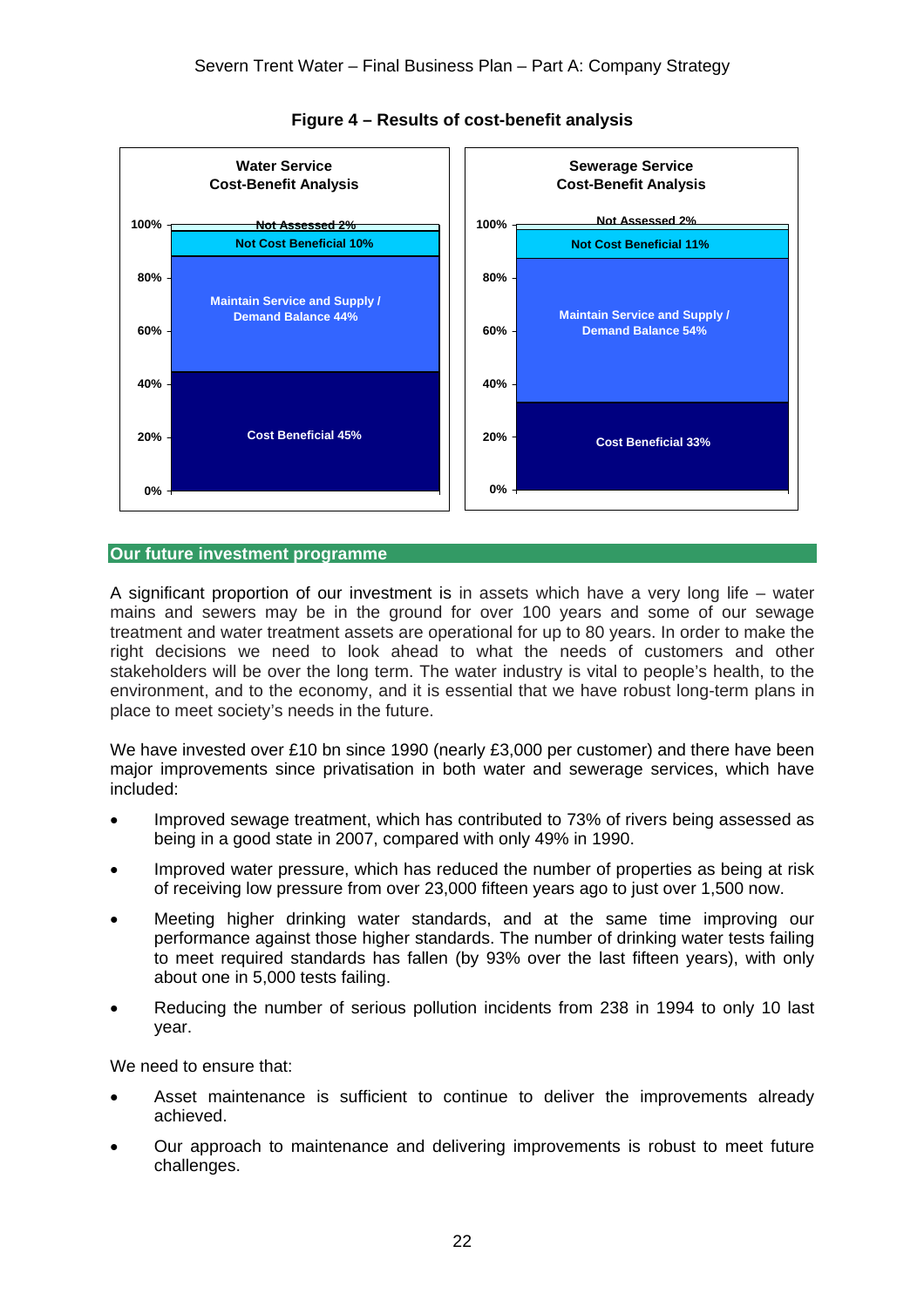**Figure 4 – Results of cost-benefit analysis**

| Category | Water Service Cost-Benefit Analysis | Sewerage Service Cost-Benefit Analysis |
|---|---|---|
| Not Assessed | 2% | 2% |
| Not Cost Beneficial | 10% | 11% |
| Maintain Service and Supply / Demand Balance | 44% | 54% |
| Cost Beneficial | 45% | 33% |

## Our future investment programme

A significant proportion of our investment is in assets which have a very long life – water mains and sewers may be in the ground for over 100 years and some of our sewage treatment and water treatment assets are operational for up to 80 years. In order to make the right decisions we need to look ahead to what the needs of customers and other stakeholders will be over the long term. The water industry is vital to people's health, to the environment, and to the economy, and it is essential that we have robust long-term plans in place to meet society's needs in the future.

We have invested over £10 bn since 1990 (nearly £3,000 per customer) and there have been major improvements since privatisation in both water and sewerage services, which have included:

- Improved sewage treatment, which has contributed to 73% of rivers being assessed as being in a good state in 2007, compared with only 49% in 1990.
- Improved water pressure, which has reduced the number of properties as being at risk of receiving low pressure from over 23,000 fifteen years ago to just over 1,500 now.
- Meeting higher drinking water standards, and at the same time improving our performance against those higher standards. The number of drinking water tests failing to meet required standards has fallen (by 93% over the last fifteen years), with only about one in 5,000 tests failing.
- Reducing the number of serious pollution incidents from 238 in 1994 to only 10 last year.

We need to ensure that:

- Asset maintenance is sufficient to continue to deliver the improvements already achieved.
- Our approach to maintenance and delivering improvements is robust to meet future challenges.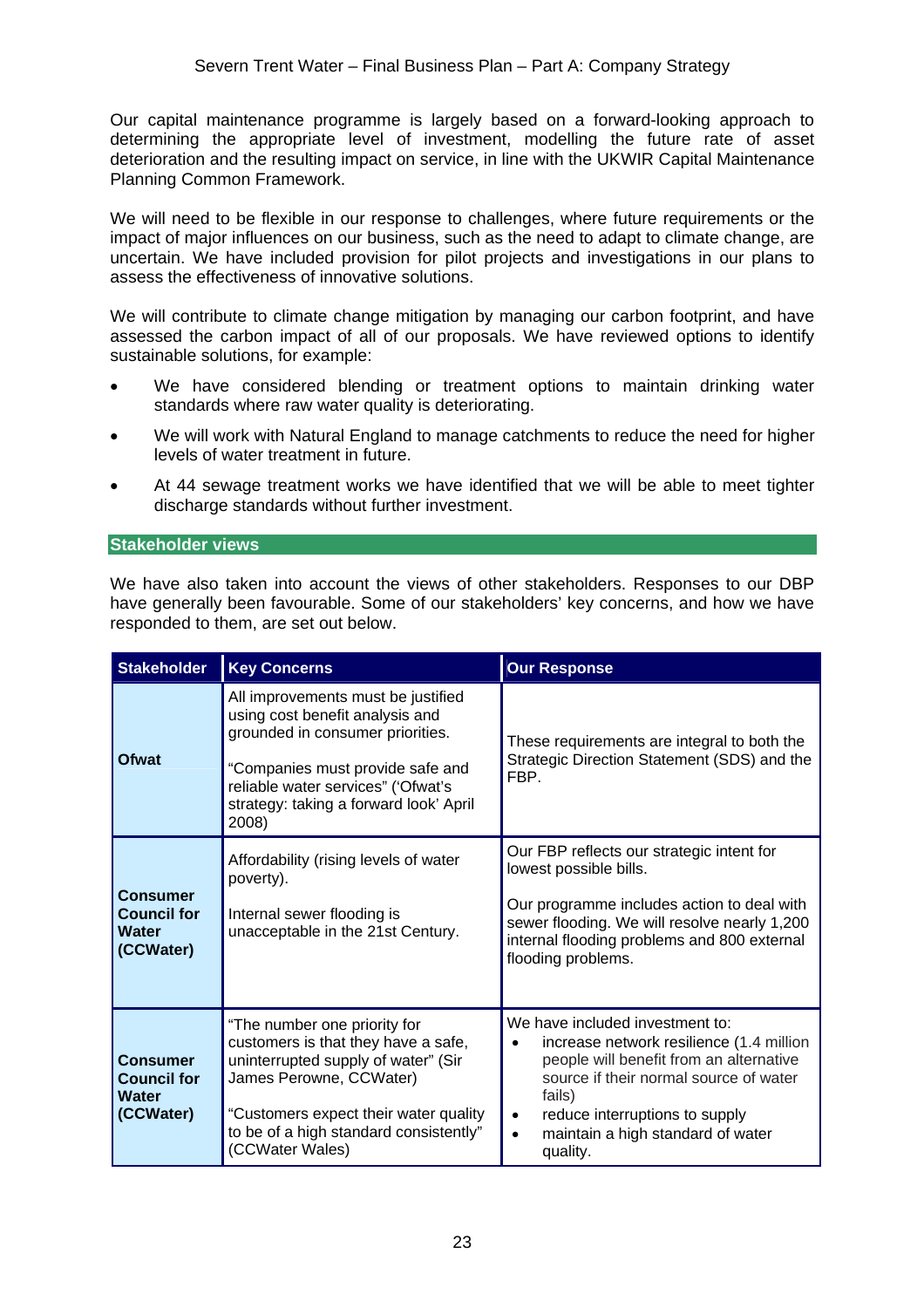Our capital maintenance programme is largely based on a forward-looking approach to determining the appropriate level of investment, modelling the future rate of asset deterioration and the resulting impact on service, in line with the UKWIR Capital Maintenance Planning Common Framework.

We will need to be flexible in our response to challenges, where future requirements or the impact of major influences on our business, such as the need to adapt to climate change, are uncertain. We have included provision for pilot projects and investigations in our plans to assess the effectiveness of innovative solutions.

We will contribute to climate change mitigation by managing our carbon footprint, and have assessed the carbon impact of all of our proposals. We have reviewed options to identify sustainable solutions, for example:

- We have considered blending or treatment options to maintain drinking water standards where raw water quality is deteriorating.
- We will work with Natural England to manage catchments to reduce the need for higher levels of water treatment in future.
- At 44 sewage treatment works we have identified that we will be able to meet tighter discharge standards without further investment.

## Stakeholder views

We have also taken into account the views of other stakeholders. Responses to our DBP have generally been favourable. Some of our stakeholders' key concerns, and how we have responded to them, are set out below.

| Stakeholder | Key Concerns | Our Response |
|---|---|---|
| **Ofwat** | All improvements must be justified using cost benefit analysis and grounded in consumer priorities.<br><br>"Companies must provide safe and reliable water services" ('Ofwat's strategy: taking a forward look' April 2008) | These requirements are integral to both the Strategic Direction Statement (SDS) and the FBP. |
| **Consumer Council for Water (CCWater)** | Affordability (rising levels of water poverty).<br><br>Internal sewer flooding is unacceptable in the 21st Century. | Our FBP reflects our strategic intent for lowest possible bills.<br><br>Our programme includes action to deal with sewer flooding. We will resolve nearly 1,200 internal flooding problems and 800 external flooding problems. |
| **Consumer Council for Water (CCWater)** | "The number one priority for customers is that they have a safe, uninterrupted supply of water" (Sir James Perowne, CCWater)<br><br>"Customers expect their water quality to be of a high standard consistently" (CCWater Wales) | We have included investment to:<br>• increase network resilience (1.4 million people will benefit from an alternative source if their normal source of water fails)<br>• reduce interruptions to supply<br>• maintain a high standard of water quality. |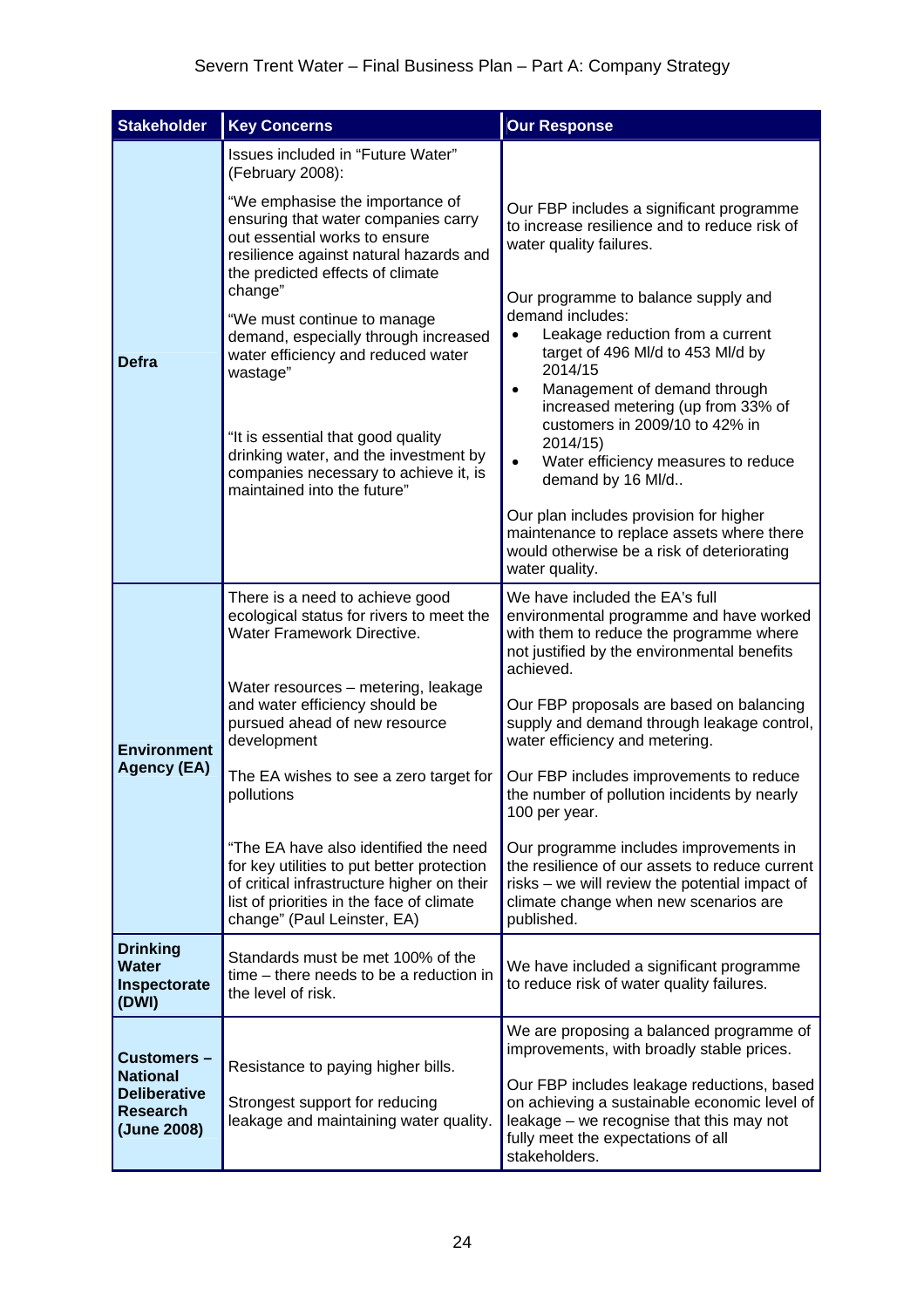| Stakeholder | Key Concerns | Our Response |
| --- | --- | --- |
| **Defra** | Issues included in "Future Water" (February 2008):<br><br>"We emphasise the importance of ensuring that water companies carry out essential works to ensure resilience against natural hazards and the predicted effects of climate change"<br><br>"We must continue to manage demand, especially through increased water efficiency and reduced water wastage"<br><br>"It is essential that good quality drinking water, and the investment by companies necessary to achieve it, is maintained into the future" | Our FBP includes a significant programme to increase resilience and to reduce risk of water quality failures.<br><br>Our programme to balance supply and demand includes:<br>• Leakage reduction from a current target of 496 Ml/d to 453 Ml/d by 2014/15<br>• Management of demand through increased metering (up from 33% of customers in 2009/10 to 42% in 2014/15)<br>• Water efficiency measures to reduce demand by 16 Ml/d..<br><br>Our plan includes provision for higher maintenance to replace assets where there would otherwise be a risk of deteriorating water quality. |
| **Environment Agency (EA)** | There is a need to achieve good ecological status for rivers to meet the Water Framework Directive.<br><br>Water resources – metering, leakage and water efficiency should be pursued ahead of new resource development<br><br>The EA wishes to see a zero target for pollutions<br><br>"The EA have also identified the need for key utilities to put better protection of critical infrastructure higher on their list of priorities in the face of climate change" (Paul Leinster, EA) | We have included the EA's full environmental programme and have worked with them to reduce the programme where not justified by the environmental benefits achieved.<br><br>Our FBP proposals are based on balancing supply and demand through leakage control, water efficiency and metering.<br><br>Our FBP includes improvements to reduce the number of pollution incidents by nearly 100 per year.<br><br>Our programme includes improvements in the resilience of our assets to reduce current risks – we will review the potential impact of climate change when new scenarios are published. |
| **Drinking Water Inspectorate (DWI)** | Standards must be met 100% of the time – there needs to be a reduction in the level of risk. | We have included a significant programme to reduce risk of water quality failures. |
| **Customers – National Deliberative Research (June 2008)** | Resistance to paying higher bills.<br><br>Strongest support for reducing leakage and maintaining water quality. | We are proposing a balanced programme of improvements, with broadly stable prices.<br><br>Our FBP includes leakage reductions, based on achieving a sustainable economic level of leakage – we recognise that this may not fully meet the expectations of all stakeholders. |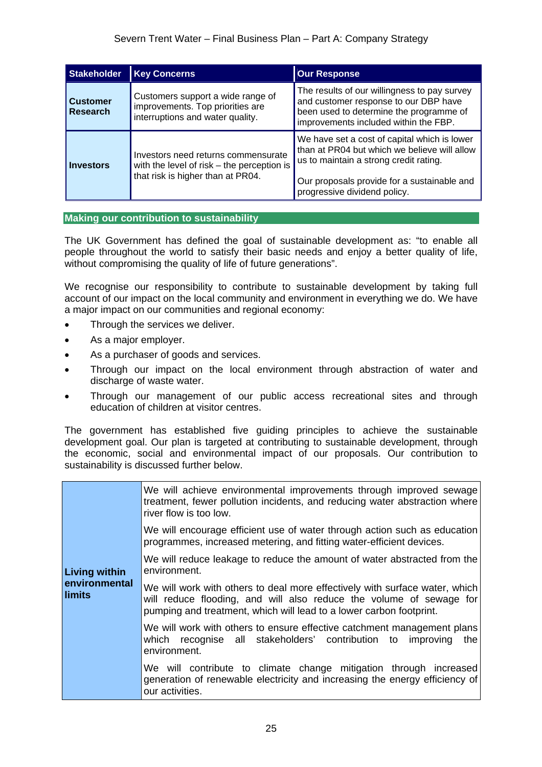| Stakeholder | Key Concerns | Our Response |
|---|---|---|
| **Customer Research** | Customers support a wide range of improvements. Top priorities are interruptions and water quality. | The results of our willingness to pay survey and customer response to our DBP have been used to determine the programme of improvements included within the FBP. |
| **Investors** | Investors need returns commensurate with the level of risk – the perception is that risk is higher than at PR04. | We have set a cost of capital which is lower than at PR04 but which we believe will allow us to maintain a strong credit rating.<br><br>Our proposals provide for a sustainable and progressive dividend policy. |

## Making our contribution to sustainability

The UK Government has defined the goal of sustainable development as: "to enable all people throughout the world to satisfy their basic needs and enjoy a better quality of life, without compromising the quality of life of future generations".

We recognise our responsibility to contribute to sustainable development by taking full account of our impact on the local community and environment in everything we do. We have a major impact on our communities and regional economy:

- Through the services we deliver.
- As a major employer.
- As a purchaser of goods and services.
- Through our impact on the local environment through abstraction of water and discharge of waste water.
- Through our management of our public access recreational sites and through education of children at visitor centres.

The government has established five guiding principles to achieve the sustainable development goal. Our plan is targeted at contributing to sustainable development, through the economic, social and environmental impact of our proposals. Our contribution to sustainability is discussed further below.

| | |
|---|---|
| **Living within environmental limits** | We will achieve environmental improvements through improved sewage treatment, fewer pollution incidents, and reducing water abstraction where river flow is too low.<br><br>We will encourage efficient use of water through action such as education programmes, increased metering, and fitting water-efficient devices.<br><br>We will reduce leakage to reduce the amount of water abstracted from the environment.<br><br>We will work with others to deal more effectively with surface water, which will reduce flooding, and will also reduce the volume of sewage for pumping and treatment, which will lead to a lower carbon footprint.<br><br>We will work with others to ensure effective catchment management plans which recognise all stakeholders' contribution to improving the environment.<br><br>We will contribute to climate change mitigation through increased generation of renewable electricity and increasing the energy efficiency of our activities. |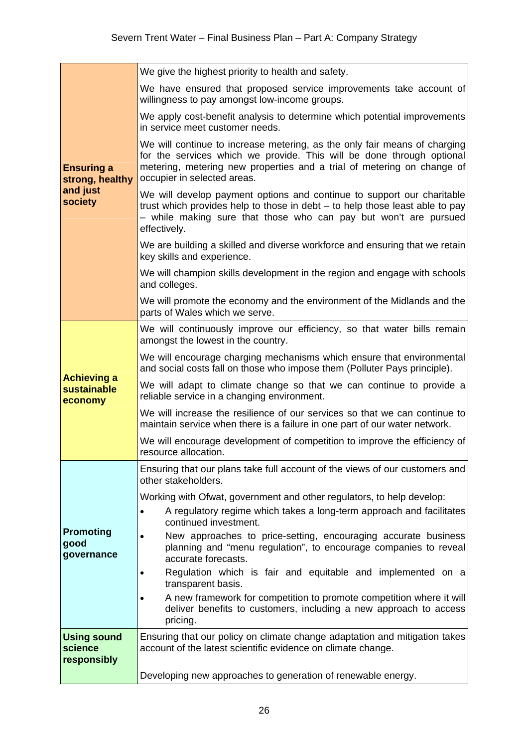| | |
|---|---|
| **Ensuring a strong, healthy and just society** | We give the highest priority to health and safety.<br><br>We have ensured that proposed service improvements take account of willingness to pay amongst low-income groups.<br><br>We apply cost-benefit analysis to determine which potential improvements in service meet customer needs.<br><br>We will continue to increase metering, as the only fair means of charging for the services which we provide. This will be done through optional metering, metering new properties and a trial of metering on change of occupier in selected areas.<br><br>We will develop payment options and continue to support our charitable trust which provides help to those in debt – to help those least able to pay – while making sure that those who can pay but won't are pursued effectively.<br><br>We are building a skilled and diverse workforce and ensuring that we retain key skills and experience.<br><br>We will champion skills development in the region and engage with schools and colleges.<br><br>We will promote the economy and the environment of the Midlands and the parts of Wales which we serve. |
| **Achieving a sustainable economy** | We will continuously improve our efficiency, so that water bills remain amongst the lowest in the country.<br><br>We will encourage charging mechanisms which ensure that environmental and social costs fall on those who impose them (Polluter Pays principle).<br><br>We will adapt to climate change so that we can continue to provide a reliable service in a changing environment.<br><br>We will increase the resilience of our services so that we can continue to maintain service when there is a failure in one part of our water network.<br><br>We will encourage development of competition to improve the efficiency of resource allocation. |
| **Promoting good governance** | Ensuring that our plans take full account of the views of our customers and other stakeholders.<br><br>Working with Ofwat, government and other regulators, to help develop:<br>• A regulatory regime which takes a long-term approach and facilitates continued investment.<br>• New approaches to price-setting, encouraging accurate business planning and "menu regulation", to encourage companies to reveal accurate forecasts.<br>• Regulation which is fair and equitable and implemented on a transparent basis.<br>• A new framework for competition to promote competition where it will deliver benefits to customers, including a new approach to access pricing. |
| **Using sound science responsibly** | Ensuring that our policy on climate change adaptation and mitigation takes account of the latest scientific evidence on climate change.<br><br>Developing new approaches to generation of renewable energy. |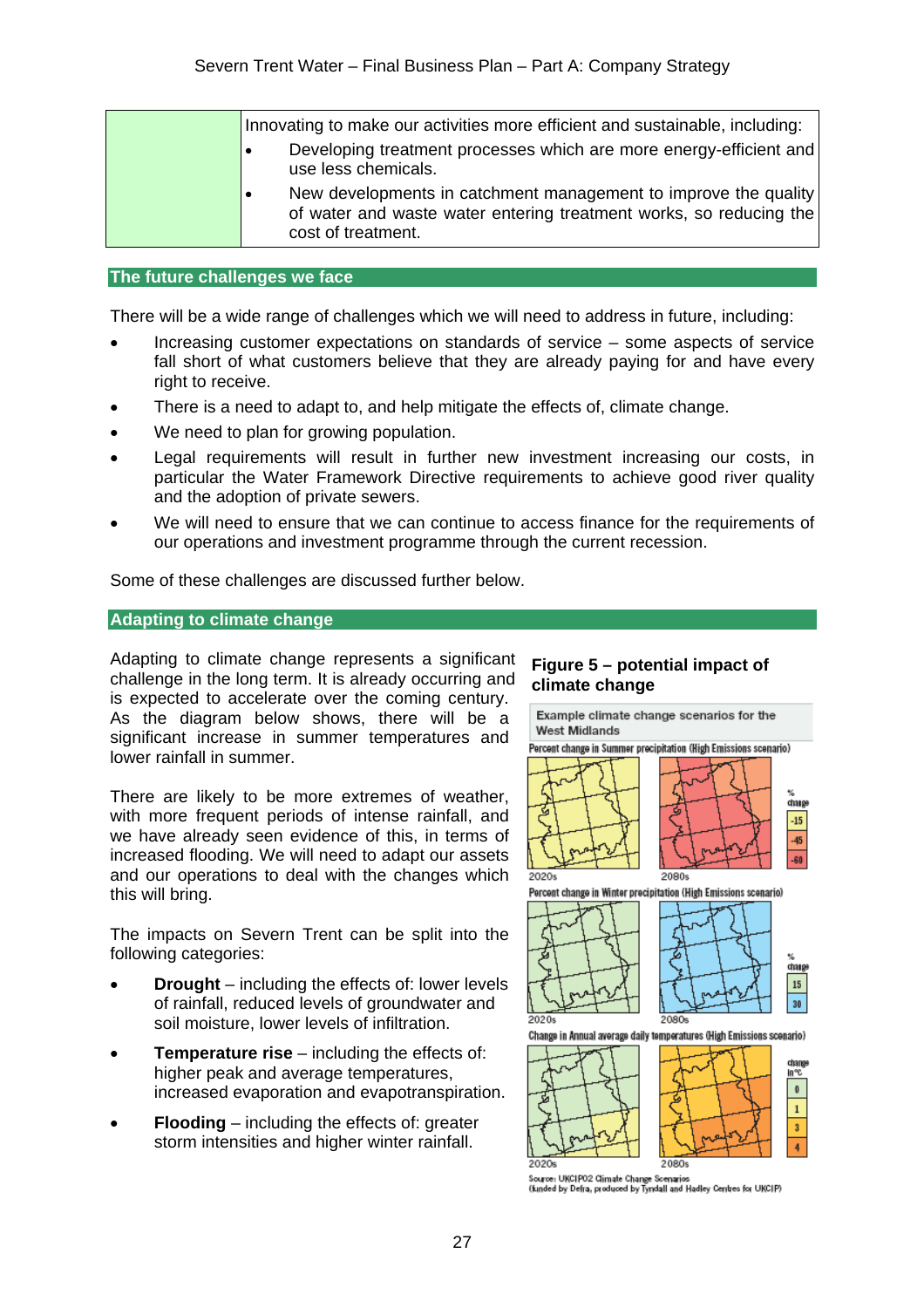| | Innovating to make our activities more efficient and sustainable, including:<br>• Developing treatment processes which are more energy-efficient and use less chemicals.<br>• New developments in catchment management to improve the quality of water and waste water entering treatment works, so reducing the cost of treatment. |
|---|---|

## The future challenges we face

There will be a wide range of challenges which we will need to address in future, including:

- Increasing customer expectations on standards of service – some aspects of service fall short of what customers believe that they are already paying for and have every right to receive.
- There is a need to adapt to, and help mitigate the effects of, climate change.
- We need to plan for growing population.
- Legal requirements will result in further new investment increasing our costs, in particular the Water Framework Directive requirements to achieve good river quality and the adoption of private sewers.
- We will need to ensure that we can continue to access finance for the requirements of our operations and investment programme through the current recession.

Some of these challenges are discussed further below.

## Adapting to climate change

Adapting to climate change represents a significant challenge in the long term. It is already occurring and is expected to accelerate over the coming century. As the diagram below shows, there will be a significant increase in summer temperatures and lower rainfall in summer.

There are likely to be more extremes of weather, with more frequent periods of intense rainfall, and we have already seen evidence of this, in terms of increased flooding. We will need to adapt our assets and our operations to deal with the changes which this will bring.

The impacts on Severn Trent can be split into the following categories:

- **Drought** – including the effects of: lower levels of rainfall, reduced levels of groundwater and soil moisture, lower levels of infiltration.
- **Temperature rise** – including the effects of: higher peak and average temperatures, increased evaporation and evapotranspiration.
- **Flooding** – including the effects of: greater storm intensities and higher winter rainfall.

**Figure 5 – potential impact of climate change**

Example climate change scenarios for the West Midlands

Percent change in Summer precipitation (High Emissions scenario): 2020s, 2080s; % change: -15, -45, -60

Percent change in Winter precipitation (High Emissions scenario): 2020s, 2080s; % change: 15, 30

Change in Annual average daily temperatures (High Emissions scenario): 2020s, 2080s; change in °C: 0, 1, 3, 4

Source: UKCIP02 Climate Change Scenarios (funded by Defra, produced by Tyndall and Hadley Centres for UKCIP)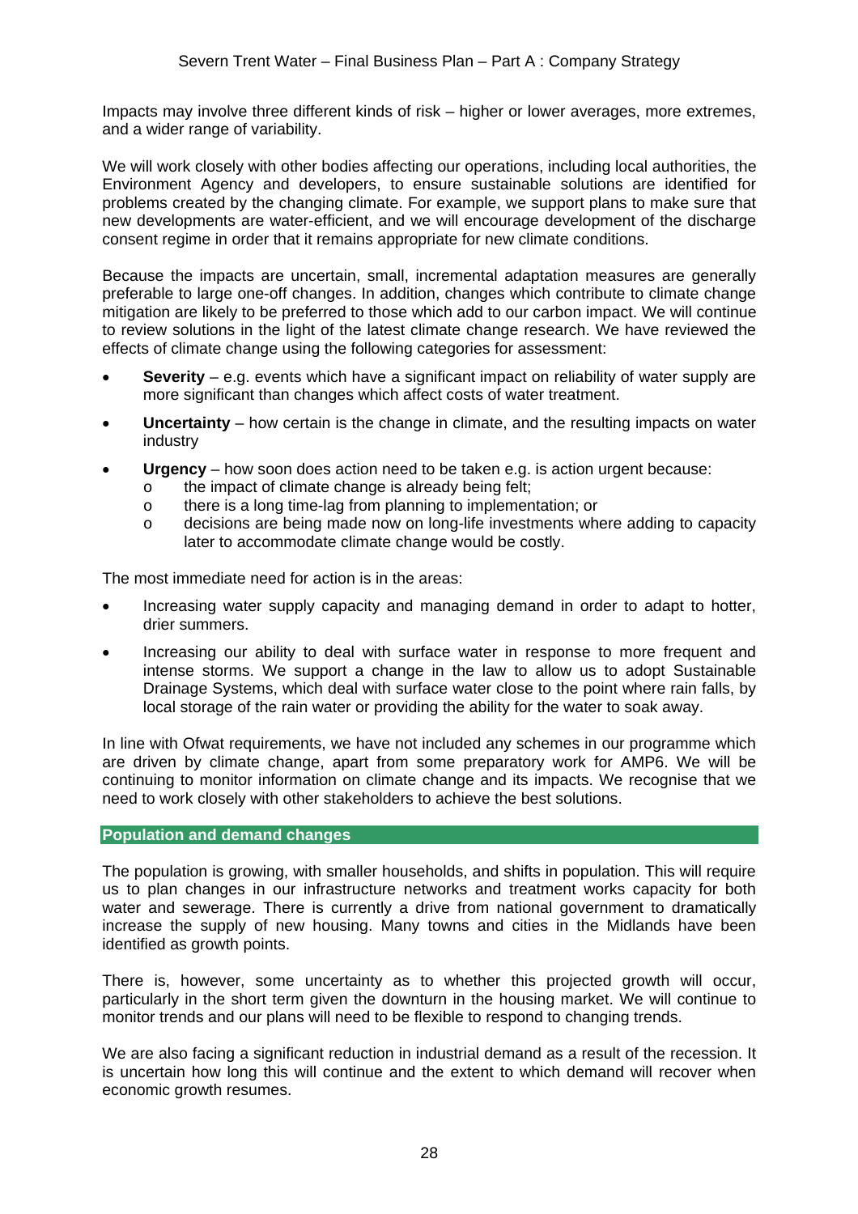Impacts may involve three different kinds of risk – higher or lower averages, more extremes, and a wider range of variability.

We will work closely with other bodies affecting our operations, including local authorities, the Environment Agency and developers, to ensure sustainable solutions are identified for problems created by the changing climate. For example, we support plans to make sure that new developments are water-efficient, and we will encourage development of the discharge consent regime in order that it remains appropriate for new climate conditions.

Because the impacts are uncertain, small, incremental adaptation measures are generally preferable to large one-off changes. In addition, changes which contribute to climate change mitigation are likely to be preferred to those which add to our carbon impact. We will continue to review solutions in the light of the latest climate change research. We have reviewed the effects of climate change using the following categories for assessment:

- **Severity** – e.g. events which have a significant impact on reliability of water supply are more significant than changes which affect costs of water treatment.
- **Uncertainty** – how certain is the change in climate, and the resulting impacts on water industry
- **Urgency** – how soon does action need to be taken e.g. is action urgent because:
  - the impact of climate change is already being felt;
  - there is a long time-lag from planning to implementation; or
  - decisions are being made now on long-life investments where adding to capacity later to accommodate climate change would be costly.

The most immediate need for action is in the areas:

- Increasing water supply capacity and managing demand in order to adapt to hotter, drier summers.
- Increasing our ability to deal with surface water in response to more frequent and intense storms. We support a change in the law to allow us to adopt Sustainable Drainage Systems, which deal with surface water close to the point where rain falls, by local storage of the rain water or providing the ability for the water to soak away.

In line with Ofwat requirements, we have not included any schemes in our programme which are driven by climate change, apart from some preparatory work for AMP6. We will be continuing to monitor information on climate change and its impacts. We recognise that we need to work closely with other stakeholders to achieve the best solutions.

## Population and demand changes

The population is growing, with smaller households, and shifts in population. This will require us to plan changes in our infrastructure networks and treatment works capacity for both water and sewerage. There is currently a drive from national government to dramatically increase the supply of new housing. Many towns and cities in the Midlands have been identified as growth points.

There is, however, some uncertainty as to whether this projected growth will occur, particularly in the short term given the downturn in the housing market. We will continue to monitor trends and our plans will need to be flexible to respond to changing trends.

We are also facing a significant reduction in industrial demand as a result of the recession. It is uncertain how long this will continue and the extent to which demand will recover when economic growth resumes.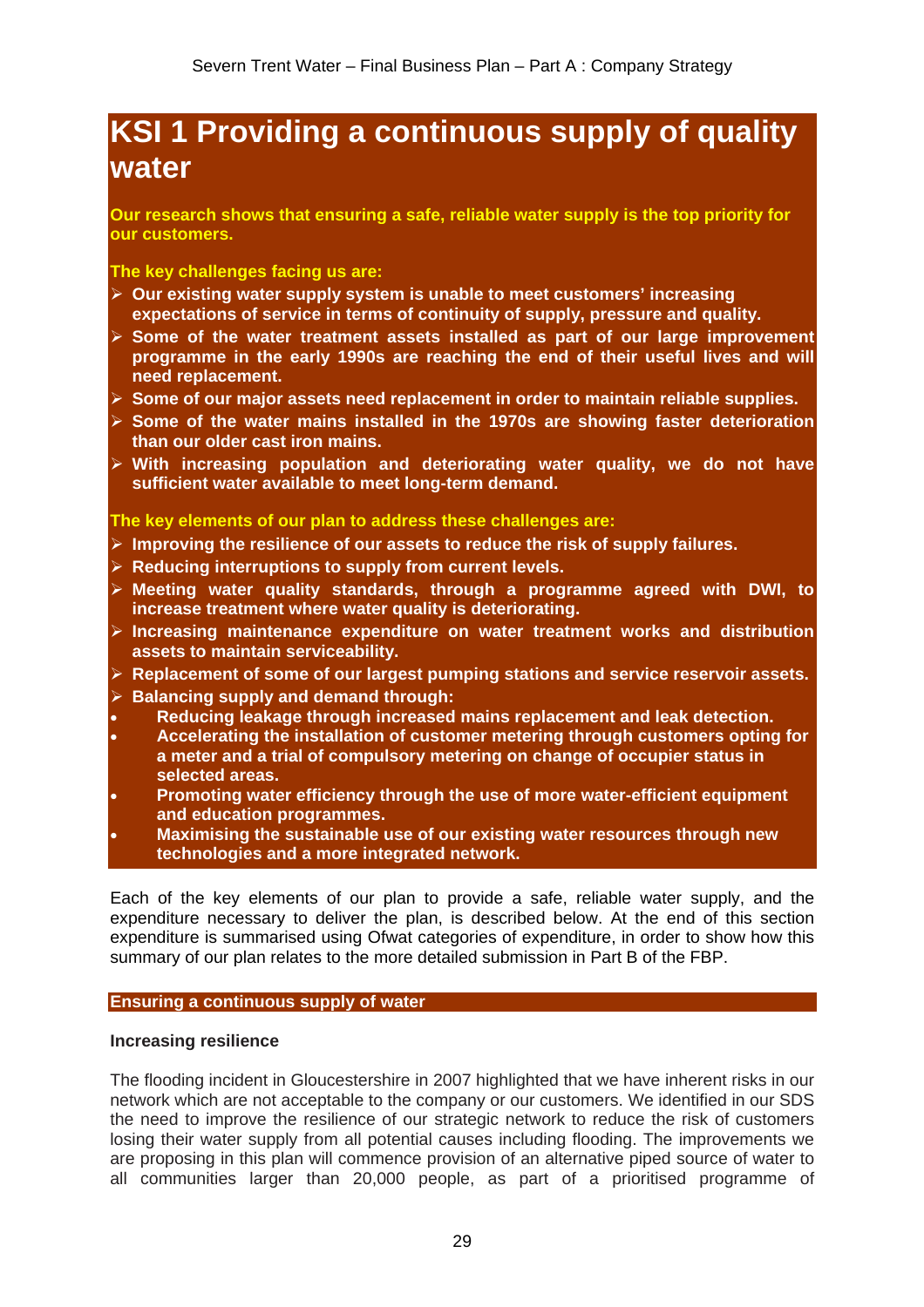# KSI 1 Providing a continuous supply of quality water

**Our research shows that ensuring a safe, reliable water supply is the top priority for our customers.**

**The key challenges facing us are:**

- **Our existing water supply system is unable to meet customers' increasing expectations of service in terms of continuity of supply, pressure and quality.**
- **Some of the water treatment assets installed as part of our large improvement programme in the early 1990s are reaching the end of their useful lives and will need replacement.**
- **Some of our major assets need replacement in order to maintain reliable supplies.**
- **Some of the water mains installed in the 1970s are showing faster deterioration than our older cast iron mains.**
- **With increasing population and deteriorating water quality, we do not have sufficient water available to meet long-term demand.**

**The key elements of our plan to address these challenges are:**

- **Improving the resilience of our assets to reduce the risk of supply failures.**
- **Reducing interruptions to supply from current levels.**
- **Meeting water quality standards, through a programme agreed with DWI, to increase treatment where water quality is deteriorating.**
- **Increasing maintenance expenditure on water treatment works and distribution assets to maintain serviceability.**
- **Replacement of some of our largest pumping stations and service reservoir assets.**
- **Balancing supply and demand through:**
  - **Reducing leakage through increased mains replacement and leak detection.**
  - **Accelerating the installation of customer metering through customers opting for a meter and a trial of compulsory metering on change of occupier status in selected areas.**
  - **Promoting water efficiency through the use of more water-efficient equipment and education programmes.**
  - **Maximising the sustainable use of our existing water resources through new technologies and a more integrated network.**

Each of the key elements of our plan to provide a safe, reliable water supply, and the expenditure necessary to deliver the plan, is described below. At the end of this section expenditure is summarised using Ofwat categories of expenditure, in order to show how this summary of our plan relates to the more detailed submission in Part B of the FBP.

## Ensuring a continuous supply of water

### Increasing resilience

The flooding incident in Gloucestershire in 2007 highlighted that we have inherent risks in our network which are not acceptable to the company or our customers. We identified in our SDS the need to improve the resilience of our strategic network to reduce the risk of customers losing their water supply from all potential causes including flooding. The improvements we are proposing in this plan will commence provision of an alternative piped source of water to all communities larger than 20,000 people, as part of a prioritised programme of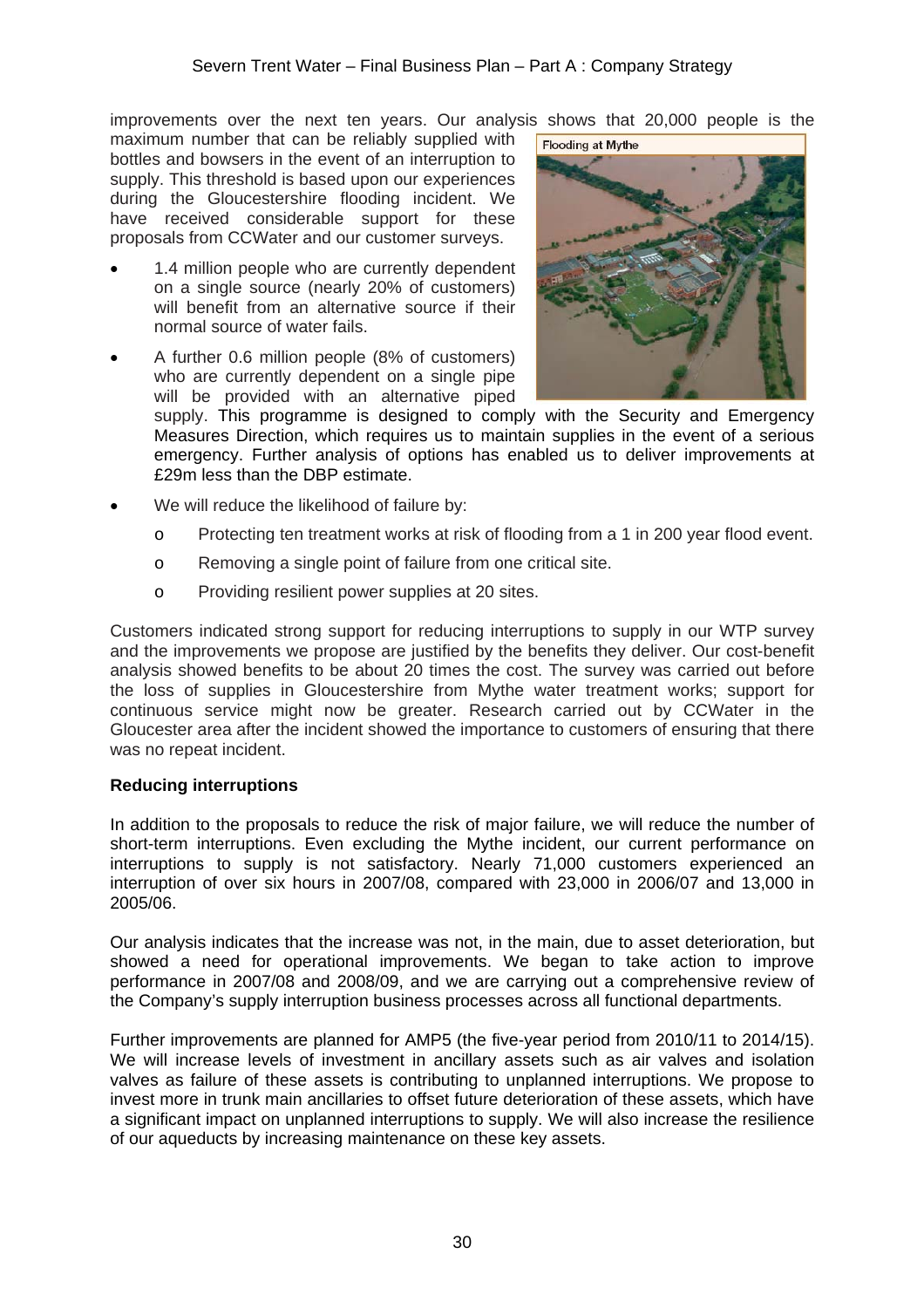improvements over the next ten years. Our analysis shows that 20,000 people is the maximum number that can be reliably supplied with bottles and bowsers in the event of an interruption to supply. This threshold is based upon our experiences during the Gloucestershire flooding incident. We have received considerable support for these proposals from CCWater and our customer surveys.

Flooding at Mythe

- 1.4 million people who are currently dependent on a single source (nearly 20% of customers) will benefit from an alternative source if their normal source of water fails.
- A further 0.6 million people (8% of customers) who are currently dependent on a single pipe will be provided with an alternative piped supply. This programme is designed to comply with the Security and Emergency Measures Direction, which requires us to maintain supplies in the event of a serious emergency. Further analysis of options has enabled us to deliver improvements at £29m less than the DBP estimate.
- We will reduce the likelihood of failure by:
  - Protecting ten treatment works at risk of flooding from a 1 in 200 year flood event.
  - Removing a single point of failure from one critical site.
  - Providing resilient power supplies at 20 sites.

Customers indicated strong support for reducing interruptions to supply in our WTP survey and the improvements we propose are justified by the benefits they deliver. Our cost-benefit analysis showed benefits to be about 20 times the cost. The survey was carried out before the loss of supplies in Gloucestershire from Mythe water treatment works; support for continuous service might now be greater. Research carried out by CCWater in the Gloucester area after the incident showed the importance to customers of ensuring that there was no repeat incident.

**Reducing interruptions**

In addition to the proposals to reduce the risk of major failure, we will reduce the number of short-term interruptions. Even excluding the Mythe incident, our current performance on interruptions to supply is not satisfactory. Nearly 71,000 customers experienced an interruption of over six hours in 2007/08, compared with 23,000 in 2006/07 and 13,000 in 2005/06.

Our analysis indicates that the increase was not, in the main, due to asset deterioration, but showed a need for operational improvements. We began to take action to improve performance in 2007/08 and 2008/09, and we are carrying out a comprehensive review of the Company's supply interruption business processes across all functional departments.

Further improvements are planned for AMP5 (the five-year period from 2010/11 to 2014/15). We will increase levels of investment in ancillary assets such as air valves and isolation valves as failure of these assets is contributing to unplanned interruptions. We propose to invest more in trunk main ancillaries to offset future deterioration of these assets, which have a significant impact on unplanned interruptions to supply. We will also increase the resilience of our aqueducts by increasing maintenance on these key assets.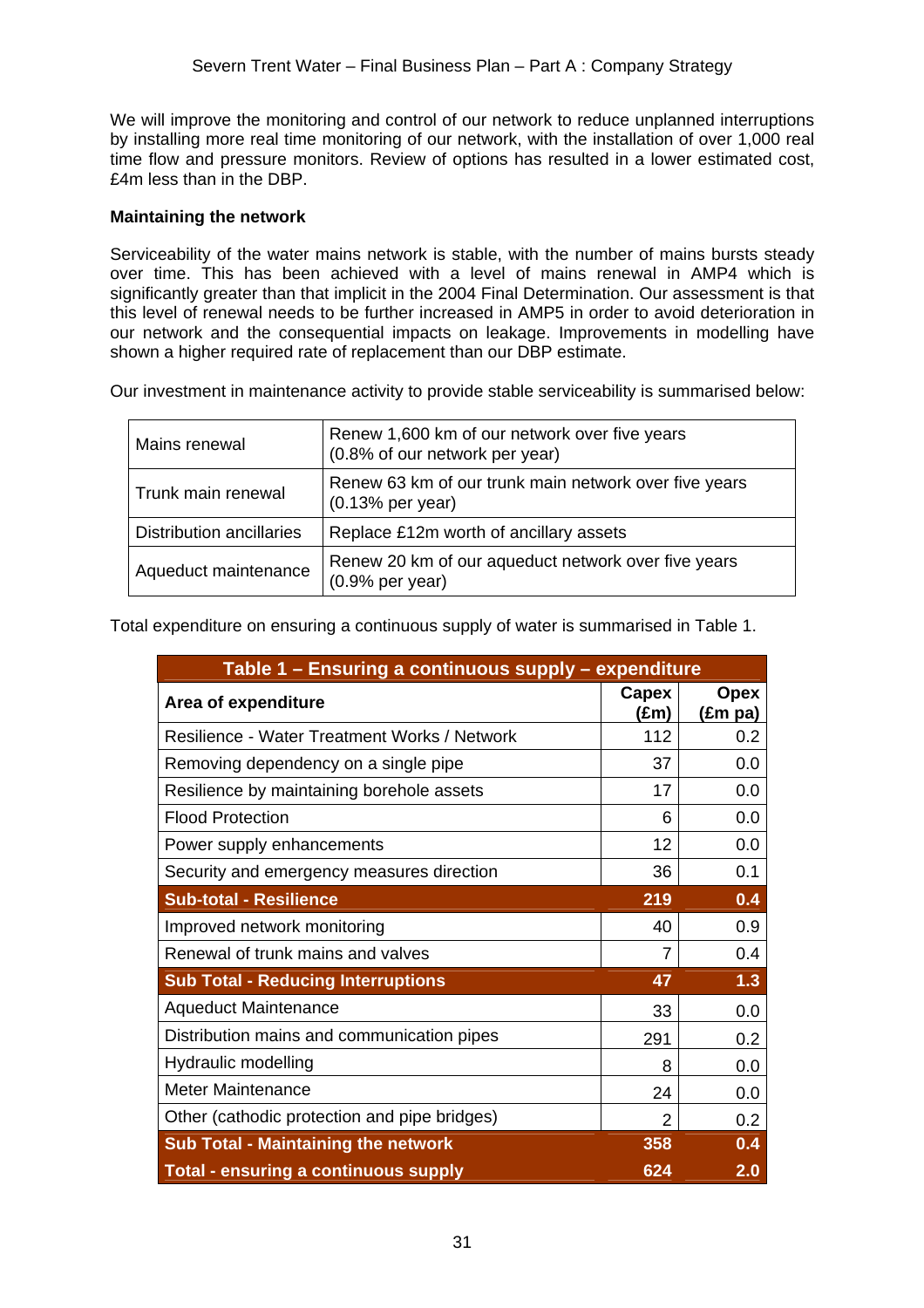We will improve the monitoring and control of our network to reduce unplanned interruptions by installing more real time monitoring of our network, with the installation of over 1,000 real time flow and pressure monitors. Review of options has resulted in a lower estimated cost, £4m less than in the DBP.

**Maintaining the network**

Serviceability of the water mains network is stable, with the number of mains bursts steady over time. This has been achieved with a level of mains renewal in AMP4 which is significantly greater than that implicit in the 2004 Final Determination. Our assessment is that this level of renewal needs to be further increased in AMP5 in order to avoid deterioration in our network and the consequential impacts on leakage. Improvements in modelling have shown a higher required rate of replacement than our DBP estimate.

Our investment in maintenance activity to provide stable serviceability is summarised below:

| | |
|---|---|
| Mains renewal | Renew 1,600 km of our network over five years (0.8% of our network per year) |
| Trunk main renewal | Renew 63 km of our trunk main network over five years (0.13% per year) |
| Distribution ancillaries | Replace £12m worth of ancillary assets |
| Aqueduct maintenance | Renew 20 km of our aqueduct network over five years (0.9% per year) |

Total expenditure on ensuring a continuous supply of water is summarised in Table 1.

**Table 1 – Ensuring a continuous supply – expenditure**

| Area of expenditure | Capex (£m) | Opex (£m pa) |
|---|---|---|
| Resilience - Water Treatment Works / Network | 112 | 0.2 |
| Removing dependency on a single pipe | 37 | 0.0 |
| Resilience by maintaining borehole assets | 17 | 0.0 |
| Flood Protection | 6 | 0.0 |
| Power supply enhancements | 12 | 0.0 |
| Security and emergency measures direction | 36 | 0.1 |
| **Sub-total - Resilience** | **219** | **0.4** |
| Improved network monitoring | 40 | 0.9 |
| Renewal of trunk mains and valves | 7 | 0.4 |
| **Sub Total - Reducing Interruptions** | **47** | **1.3** |
| Aqueduct Maintenance | 33 | 0.0 |
| Distribution mains and communication pipes | 291 | 0.2 |
| Hydraulic modelling | 8 | 0.0 |
| Meter Maintenance | 24 | 0.0 |
| Other (cathodic protection and pipe bridges) | 2 | 0.2 |
| **Sub Total - Maintaining the network** | **358** | **0.4** |
| **Total - ensuring a continuous supply** | **624** | **2.0** |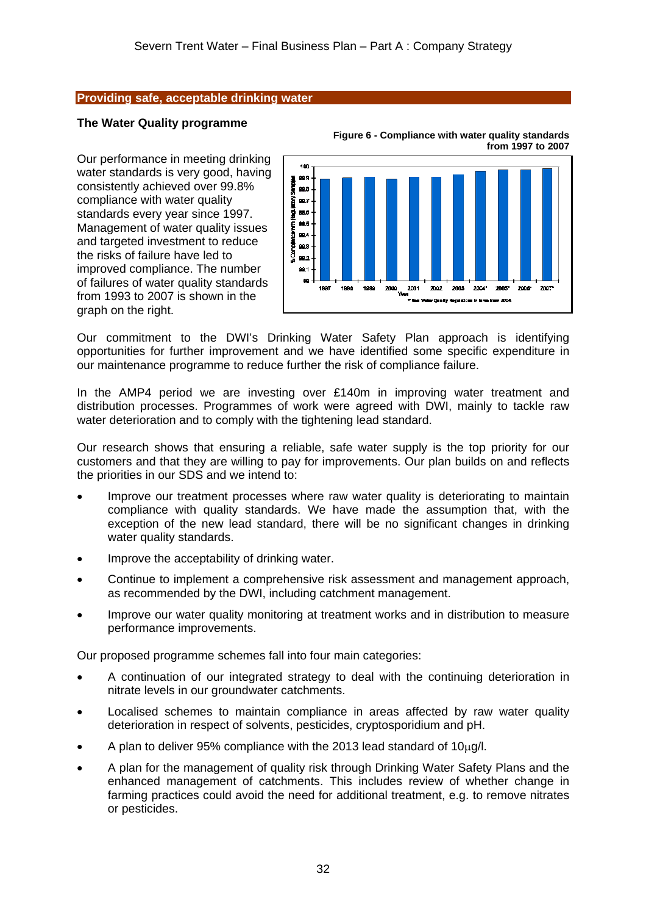## Providing safe, acceptable drinking water

### The Water Quality programme

Our performance in meeting drinking water standards is very good, having consistently achieved over 99.8% compliance with water quality standards every year since 1997. Management of water quality issues and targeted investment to reduce the risks of failure have led to improved compliance. The number of failures of water quality standards from 1993 to 2007 is shown in the graph on the right.

**Figure 6 - Compliance with water quality standards from 1997 to 2007**

Our commitment to the DWI's Drinking Water Safety Plan approach is identifying opportunities for further improvement and we have identified some specific expenditure in our maintenance programme to reduce further the risk of compliance failure.

In the AMP4 period we are investing over £140m in improving water treatment and distribution processes. Programmes of work were agreed with DWI, mainly to tackle raw water deterioration and to comply with the tightening lead standard.

Our research shows that ensuring a reliable, safe water supply is the top priority for our customers and that they are willing to pay for improvements. Our plan builds on and reflects the priorities in our SDS and we intend to:

- Improve our treatment processes where raw water quality is deteriorating to maintain compliance with quality standards. We have made the assumption that, with the exception of the new lead standard, there will be no significant changes in drinking water quality standards.
- Improve the acceptability of drinking water.
- Continue to implement a comprehensive risk assessment and management approach, as recommended by the DWI, including catchment management.
- Improve our water quality monitoring at treatment works and in distribution to measure performance improvements.

Our proposed programme schemes fall into four main categories:

- A continuation of our integrated strategy to deal with the continuing deterioration in nitrate levels in our groundwater catchments.
- Localised schemes to maintain compliance in areas affected by raw water quality deterioration in respect of solvents, pesticides, cryptosporidium and pH.
- A plan to deliver 95% compliance with the 2013 lead standard of 10µg/l.
- A plan for the management of quality risk through Drinking Water Safety Plans and the enhanced management of catchments. This includes review of whether change in farming practices could avoid the need for additional treatment, e.g. to remove nitrates or pesticides.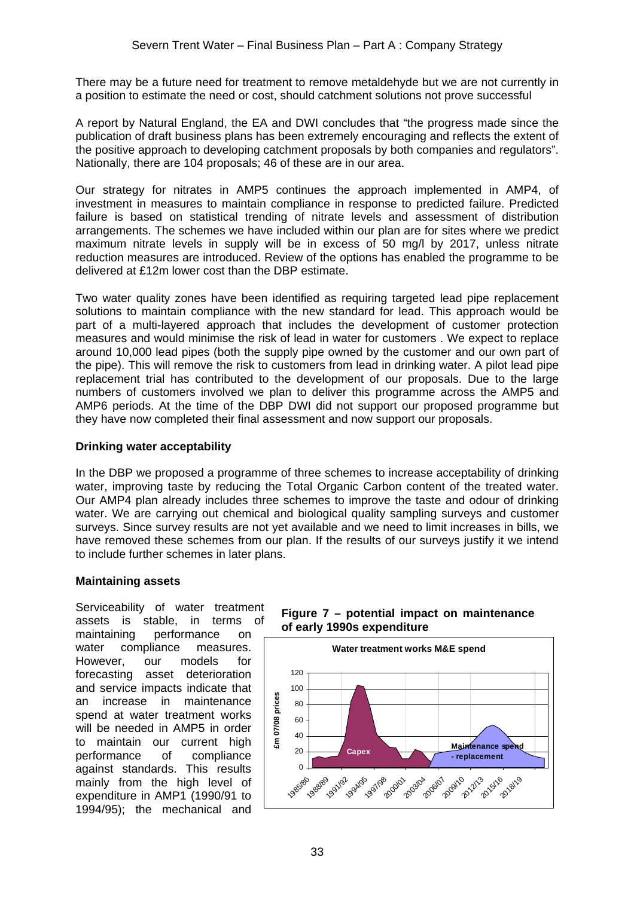There may be a future need for treatment to remove metaldehyde but we are not currently in a position to estimate the need or cost, should catchment solutions not prove successful

A report by Natural England, the EA and DWI concludes that "the progress made since the publication of draft business plans has been extremely encouraging and reflects the extent of the positive approach to developing catchment proposals by both companies and regulators". Nationally, there are 104 proposals; 46 of these are in our area.

Our strategy for nitrates in AMP5 continues the approach implemented in AMP4, of investment in measures to maintain compliance in response to predicted failure. Predicted failure is based on statistical trending of nitrate levels and assessment of distribution arrangements. The schemes we have included within our plan are for sites where we predict maximum nitrate levels in supply will be in excess of 50 mg/l by 2017, unless nitrate reduction measures are introduced. Review of the options has enabled the programme to be delivered at £12m lower cost than the DBP estimate.

Two water quality zones have been identified as requiring targeted lead pipe replacement solutions to maintain compliance with the new standard for lead. This approach would be part of a multi-layered approach that includes the development of customer protection measures and would minimise the risk of lead in water for customers . We expect to replace around 10,000 lead pipes (both the supply pipe owned by the customer and our own part of the pipe). This will remove the risk to customers from lead in drinking water. A pilot lead pipe replacement trial has contributed to the development of our proposals. Due to the large numbers of customers involved we plan to deliver this programme across the AMP5 and AMP6 periods. At the time of the DBP DWI did not support our proposed programme but they have now completed their final assessment and now support our proposals.

**Drinking water acceptability**

In the DBP we proposed a programme of three schemes to increase acceptability of drinking water, improving taste by reducing the Total Organic Carbon content of the treated water. Our AMP4 plan already includes three schemes to improve the taste and odour of drinking water. We are carrying out chemical and biological quality sampling surveys and customer surveys. Since survey results are not yet available and we need to limit increases in bills, we have removed these schemes from our plan. If the results of our surveys justify it we intend to include further schemes in later plans.

**Maintaining assets**

Serviceability of water treatment assets is stable, in terms of maintaining performance on water compliance measures. However, our models for forecasting asset deterioration and service impacts indicate that an increase in maintenance spend at water treatment works will be needed in AMP5 in order to maintain our current high performance of compliance against standards. This results mainly from the high level of expenditure in AMP1 (1990/91 to 1994/95); the mechanical and

**Figure 7 – potential impact on maintenance of early 1990s expenditure**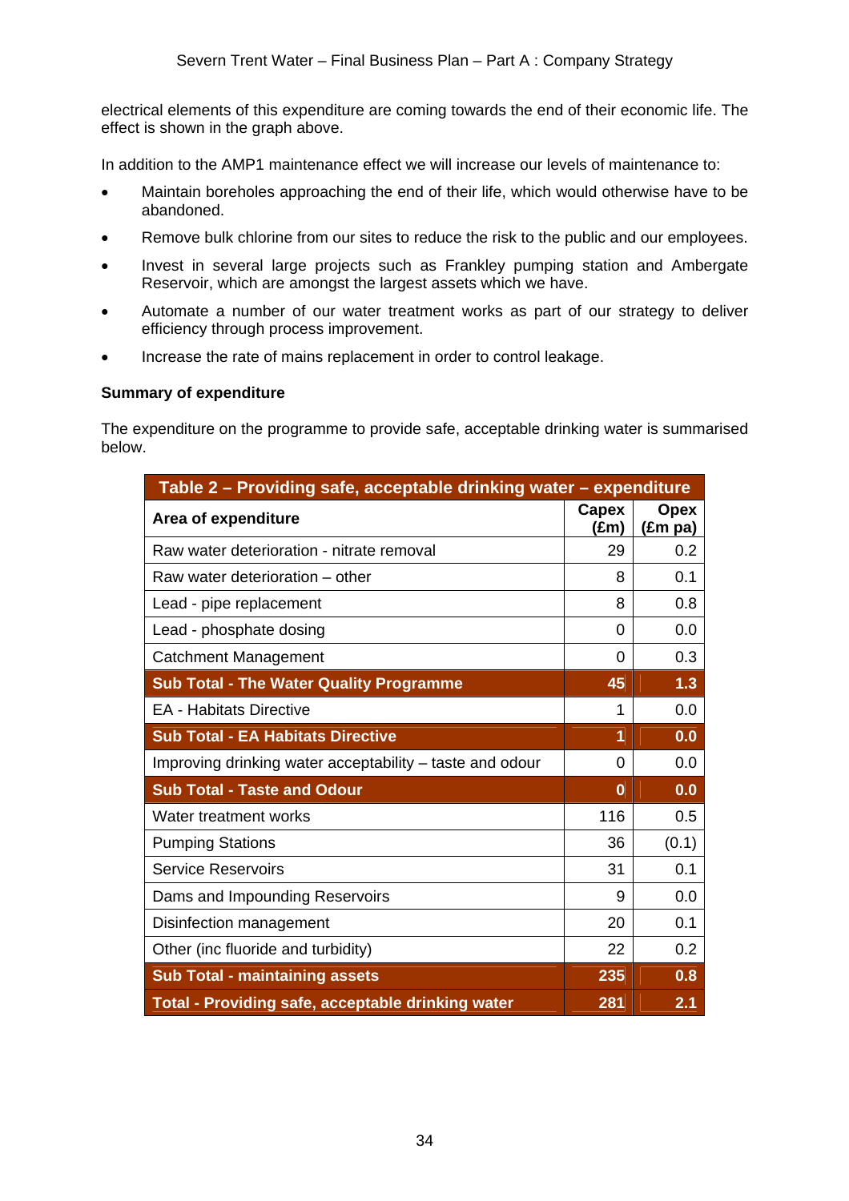electrical elements of this expenditure are coming towards the end of their economic life. The effect is shown in the graph above.

In addition to the AMP1 maintenance effect we will increase our levels of maintenance to:

- Maintain boreholes approaching the end of their life, which would otherwise have to be abandoned.
- Remove bulk chlorine from our sites to reduce the risk to the public and our employees.
- Invest in several large projects such as Frankley pumping station and Ambergate Reservoir, which are amongst the largest assets which we have.
- Automate a number of our water treatment works as part of our strategy to deliver efficiency through process improvement.
- Increase the rate of mains replacement in order to control leakage.

**Summary of expenditure**

The expenditure on the programme to provide safe, acceptable drinking water is summarised below.

| Table 2 – Providing safe, acceptable drinking water – expenditure | | |
|---|---|---|
| **Area of expenditure** | **Capex (£m)** | **Opex (£m pa)** |
| Raw water deterioration - nitrate removal | 29 | 0.2 |
| Raw water deterioration – other | 8 | 0.1 |
| Lead - pipe replacement | 8 | 0.8 |
| Lead - phosphate dosing | 0 | 0.0 |
| Catchment Management | 0 | 0.3 |
| **Sub Total - The Water Quality Programme** | **45** | **1.3** |
| EA - Habitats Directive | 1 | 0.0 |
| **Sub Total - EA Habitats Directive** | **1** | **0.0** |
| Improving drinking water acceptability – taste and odour | 0 | 0.0 |
| **Sub Total - Taste and Odour** | **0** | **0.0** |
| Water treatment works | 116 | 0.5 |
| Pumping Stations | 36 | (0.1) |
| Service Reservoirs | 31 | 0.1 |
| Dams and Impounding Reservoirs | 9 | 0.0 |
| Disinfection management | 20 | 0.1 |
| Other (inc fluoride and turbidity) | 22 | 0.2 |
| **Sub Total - maintaining assets** | **235** | **0.8** |
| **Total - Providing safe, acceptable drinking water** | **281** | **2.1** |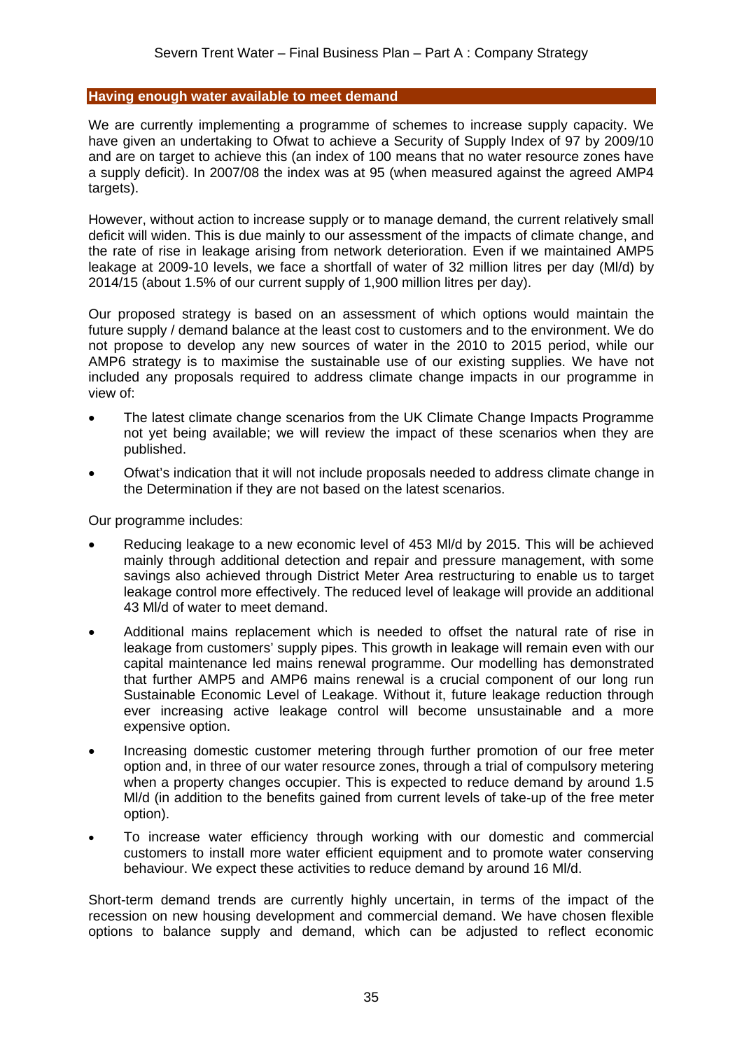## Having enough water available to meet demand

We are currently implementing a programme of schemes to increase supply capacity. We have given an undertaking to Ofwat to achieve a Security of Supply Index of 97 by 2009/10 and are on target to achieve this (an index of 100 means that no water resource zones have a supply deficit). In 2007/08 the index was at 95 (when measured against the agreed AMP4 targets).

However, without action to increase supply or to manage demand, the current relatively small deficit will widen. This is due mainly to our assessment of the impacts of climate change, and the rate of rise in leakage arising from network deterioration. Even if we maintained AMP5 leakage at 2009-10 levels, we face a shortfall of water of 32 million litres per day (Ml/d) by 2014/15 (about 1.5% of our current supply of 1,900 million litres per day).

Our proposed strategy is based on an assessment of which options would maintain the future supply / demand balance at the least cost to customers and to the environment. We do not propose to develop any new sources of water in the 2010 to 2015 period, while our AMP6 strategy is to maximise the sustainable use of our existing supplies. We have not included any proposals required to address climate change impacts in our programme in view of:

- The latest climate change scenarios from the UK Climate Change Impacts Programme not yet being available; we will review the impact of these scenarios when they are published.
- Ofwat's indication that it will not include proposals needed to address climate change in the Determination if they are not based on the latest scenarios.

Our programme includes:

- Reducing leakage to a new economic level of 453 Ml/d by 2015. This will be achieved mainly through additional detection and repair and pressure management, with some savings also achieved through District Meter Area restructuring to enable us to target leakage control more effectively. The reduced level of leakage will provide an additional 43 Ml/d of water to meet demand.
- Additional mains replacement which is needed to offset the natural rate of rise in leakage from customers' supply pipes. This growth in leakage will remain even with our capital maintenance led mains renewal programme. Our modelling has demonstrated that further AMP5 and AMP6 mains renewal is a crucial component of our long run Sustainable Economic Level of Leakage. Without it, future leakage reduction through ever increasing active leakage control will become unsustainable and a more expensive option.
- Increasing domestic customer metering through further promotion of our free meter option and, in three of our water resource zones, through a trial of compulsory metering when a property changes occupier. This is expected to reduce demand by around 1.5 Ml/d (in addition to the benefits gained from current levels of take-up of the free meter option).
- To increase water efficiency through working with our domestic and commercial customers to install more water efficient equipment and to promote water conserving behaviour. We expect these activities to reduce demand by around 16 Ml/d.

Short-term demand trends are currently highly uncertain, in terms of the impact of the recession on new housing development and commercial demand. We have chosen flexible options to balance supply and demand, which can be adjusted to reflect economic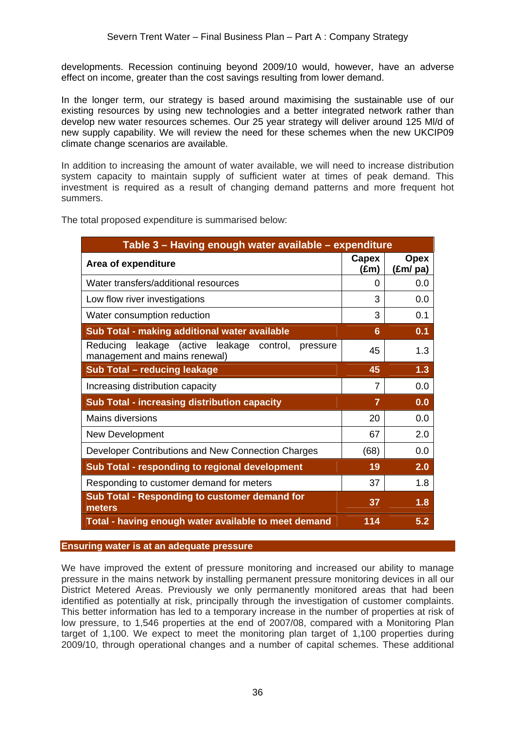developments. Recession continuing beyond 2009/10 would, however, have an adverse effect on income, greater than the cost savings resulting from lower demand.

In the longer term, our strategy is based around maximising the sustainable use of our existing resources by using new technologies and a better integrated network rather than develop new water resources schemes. Our 25 year strategy will deliver around 125 Ml/d of new supply capability. We will review the need for these schemes when the new UKCIP09 climate change scenarios are available.

In addition to increasing the amount of water available, we will need to increase distribution system capacity to maintain supply of sufficient water at times of peak demand. This investment is required as a result of changing demand patterns and more frequent hot summers.

The total proposed expenditure is summarised below:

| Table 3 – Having enough water available – expenditure | | |
|---|---|---|
| **Area of expenditure** | **Capex (£m)** | **Opex (£m/ pa)** |
| Water transfers/additional resources | 0 | 0.0 |
| Low flow river investigations | 3 | 0.0 |
| Water consumption reduction | 3 | 0.1 |
| **Sub Total - making additional water available** | **6** | **0.1** |
| Reducing leakage (active leakage control, pressure management and mains renewal) | 45 | 1.3 |
| **Sub Total – reducing leakage** | **45** | **1.3** |
| Increasing distribution capacity | 7 | 0.0 |
| **Sub Total - increasing distribution capacity** | **7** | **0.0** |
| Mains diversions | 20 | 0.0 |
| New Development | 67 | 2.0 |
| Developer Contributions and New Connection Charges | (68) | 0.0 |
| **Sub Total - responding to regional development** | **19** | **2.0** |
| Responding to customer demand for meters | 37 | 1.8 |
| **Sub Total - Responding to customer demand for meters** | **37** | **1.8** |
| **Total - having enough water available to meet demand** | **114** | **5.2** |

## Ensuring water is at an adequate pressure

We have improved the extent of pressure monitoring and increased our ability to manage pressure in the mains network by installing permanent pressure monitoring devices in all our District Metered Areas. Previously we only permanently monitored areas that had been identified as potentially at risk, principally through the investigation of customer complaints. This better information has led to a temporary increase in the number of properties at risk of low pressure, to 1,546 properties at the end of 2007/08, compared with a Monitoring Plan target of 1,100. We expect to meet the monitoring plan target of 1,100 properties during 2009/10, through operational changes and a number of capital schemes. These additional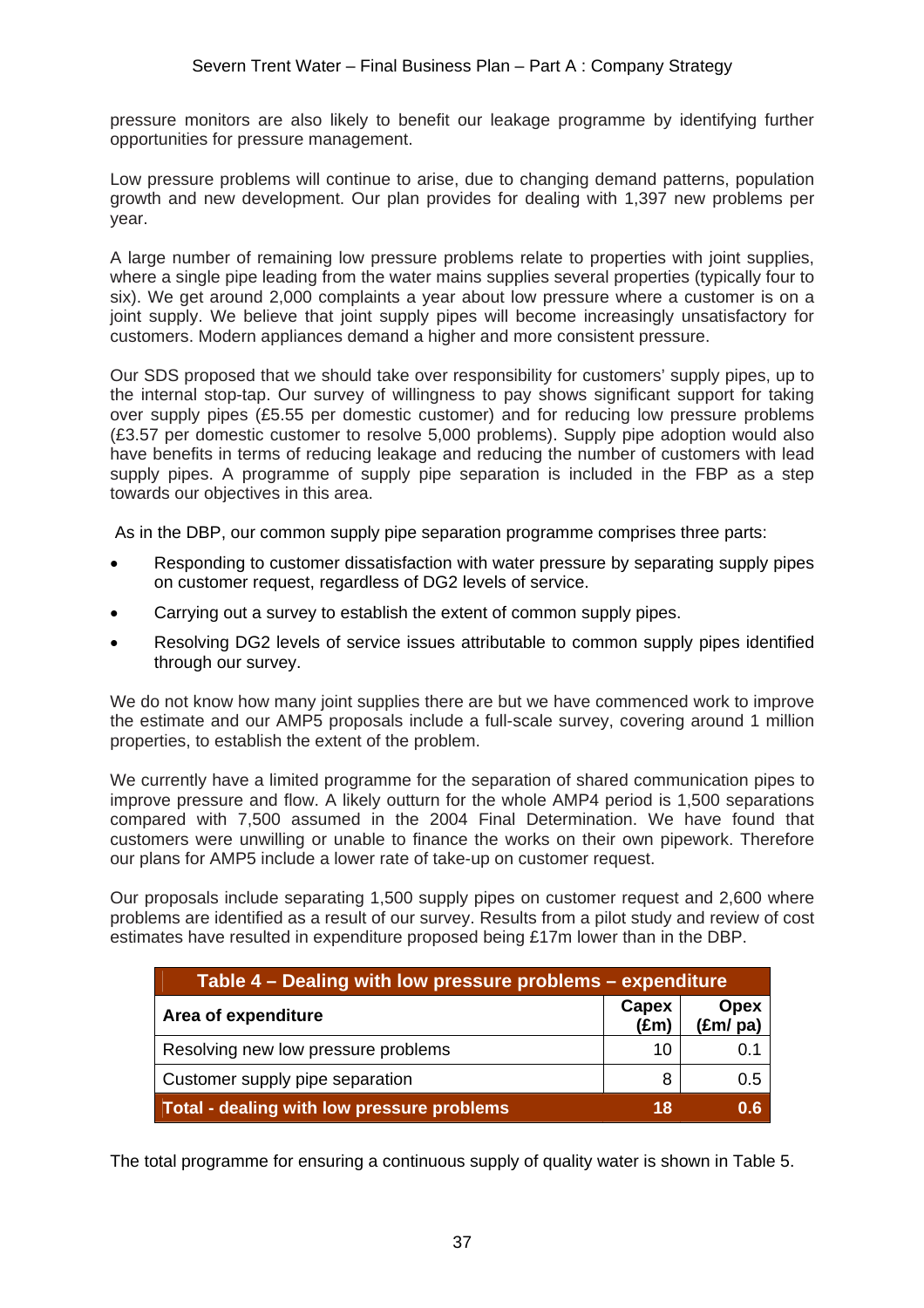pressure monitors are also likely to benefit our leakage programme by identifying further opportunities for pressure management.

Low pressure problems will continue to arise, due to changing demand patterns, population growth and new development. Our plan provides for dealing with 1,397 new problems per year.

A large number of remaining low pressure problems relate to properties with joint supplies, where a single pipe leading from the water mains supplies several properties (typically four to six). We get around 2,000 complaints a year about low pressure where a customer is on a joint supply. We believe that joint supply pipes will become increasingly unsatisfactory for customers. Modern appliances demand a higher and more consistent pressure.

Our SDS proposed that we should take over responsibility for customers' supply pipes, up to the internal stop-tap. Our survey of willingness to pay shows significant support for taking over supply pipes (£5.55 per domestic customer) and for reducing low pressure problems (£3.57 per domestic customer to resolve 5,000 problems). Supply pipe adoption would also have benefits in terms of reducing leakage and reducing the number of customers with lead supply pipes. A programme of supply pipe separation is included in the FBP as a step towards our objectives in this area.

As in the DBP, our common supply pipe separation programme comprises three parts:

- Responding to customer dissatisfaction with water pressure by separating supply pipes on customer request, regardless of DG2 levels of service.
- Carrying out a survey to establish the extent of common supply pipes.
- Resolving DG2 levels of service issues attributable to common supply pipes identified through our survey.

We do not know how many joint supplies there are but we have commenced work to improve the estimate and our AMP5 proposals include a full-scale survey, covering around 1 million properties, to establish the extent of the problem.

We currently have a limited programme for the separation of shared communication pipes to improve pressure and flow. A likely outturn for the whole AMP4 period is 1,500 separations compared with 7,500 assumed in the 2004 Final Determination. We have found that customers were unwilling or unable to finance the works on their own pipework. Therefore our plans for AMP5 include a lower rate of take-up on customer request.

Our proposals include separating 1,500 supply pipes on customer request and 2,600 where problems are identified as a result of our survey. Results from a pilot study and review of cost estimates have resulted in expenditure proposed being £17m lower than in the DBP.

| Table 4 – Dealing with low pressure problems – expenditure | | |
|---|---|---|
| **Area of expenditure** | **Capex (£m)** | **Opex (£m/ pa)** |
| Resolving new low pressure problems | 10 | 0.1 |
| Customer supply pipe separation | 8 | 0.5 |
| **Total - dealing with low pressure problems** | **18** | **0.6** |

The total programme for ensuring a continuous supply of quality water is shown in Table 5.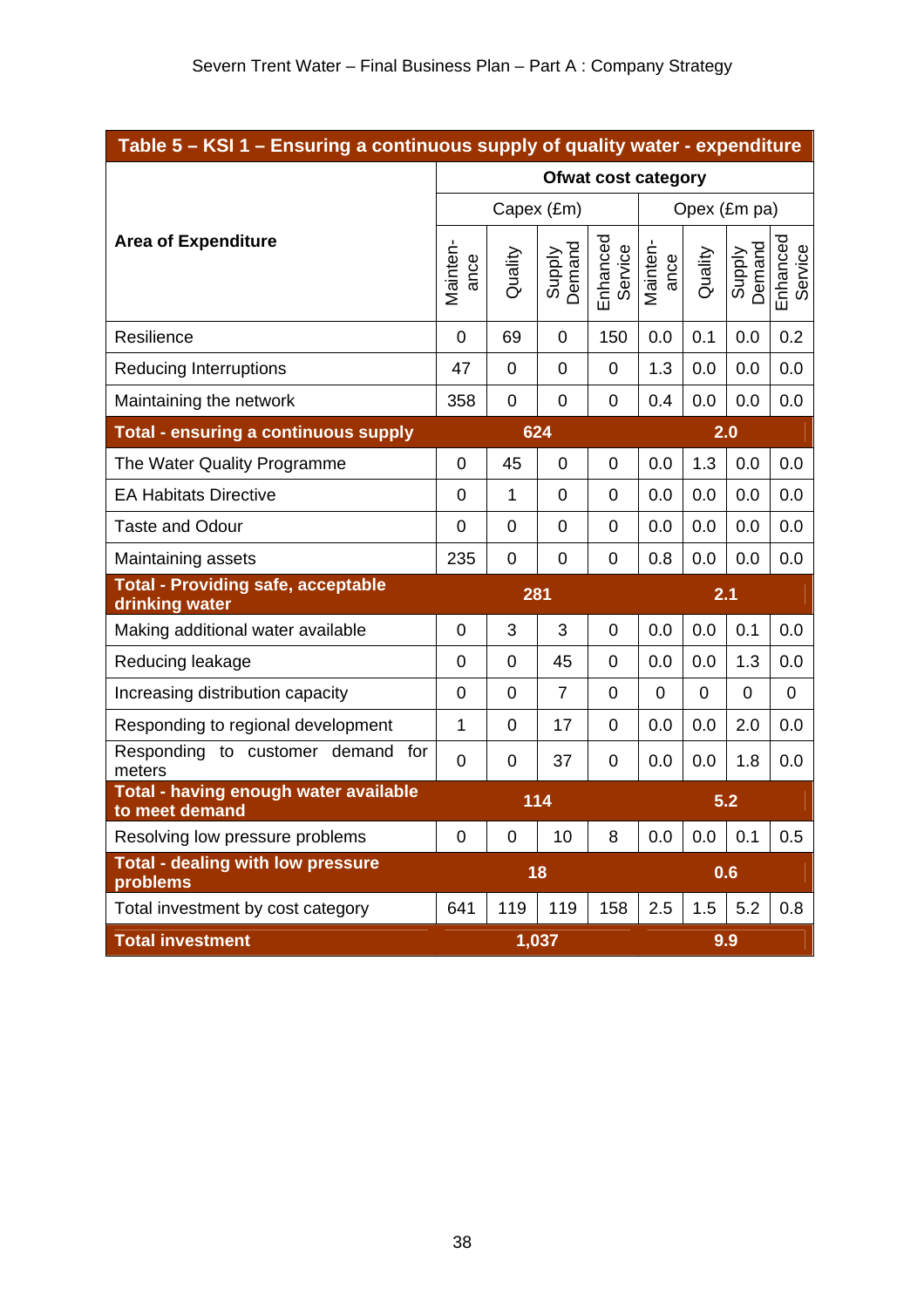| Table 5 – KSI 1 – Ensuring a continuous supply of quality water - expenditure | | | | | | | | |
|---|---|---|---|---|---|---|---|---|
| **Area of Expenditure** | **Ofwat cost category** | | | | | | | |
| | Capex (£m) | | | | Opex (£m pa) | | | |
| | Mainten-ance | Quality | Supply Demand | Enhanced Service | Mainten-ance | Quality | Supply Demand | Enhanced Service |
| Resilience | 0 | 69 | 0 | 150 | 0.0 | 0.1 | 0.0 | 0.2 |
| Reducing Interruptions | 47 | 0 | 0 | 0 | 1.3 | 0.0 | 0.0 | 0.0 |
| Maintaining the network | 358 | 0 | 0 | 0 | 0.4 | 0.0 | 0.0 | 0.0 |
| **Total - ensuring a continuous supply** | **624** | | | | **2.0** | | | |
| The Water Quality Programme | 0 | 45 | 0 | 0 | 0.0 | 1.3 | 0.0 | 0.0 |
| EA Habitats Directive | 0 | 1 | 0 | 0 | 0.0 | 0.0 | 0.0 | 0.0 |
| Taste and Odour | 0 | 0 | 0 | 0 | 0.0 | 0.0 | 0.0 | 0.0 |
| Maintaining assets | 235 | 0 | 0 | 0 | 0.8 | 0.0 | 0.0 | 0.0 |
| **Total - Providing safe, acceptable drinking water** | **281** | | | | **2.1** | | | |
| Making additional water available | 0 | 3 | 3 | 0 | 0.0 | 0.0 | 0.1 | 0.0 |
| Reducing leakage | 0 | 0 | 45 | 0 | 0.0 | 0.0 | 1.3 | 0.0 |
| Increasing distribution capacity | 0 | 0 | 7 | 0 | 0 | 0 | 0 | 0 |
| Responding to regional development | 1 | 0 | 17 | 0 | 0.0 | 0.0 | 2.0 | 0.0 |
| Responding to customer demand for meters | 0 | 0 | 37 | 0 | 0.0 | 0.0 | 1.8 | 0.0 |
| **Total - having enough water available to meet demand** | **114** | | | | **5.2** | | | |
| Resolving low pressure problems | 0 | 0 | 10 | 8 | 0.0 | 0.0 | 0.1 | 0.5 |
| **Total - dealing with low pressure problems** | **18** | | | | **0.6** | | | |
| Total investment by cost category | 641 | 119 | 119 | 158 | 2.5 | 1.5 | 5.2 | 0.8 |
| **Total investment** | **1,037** | | | | **9.9** | | | |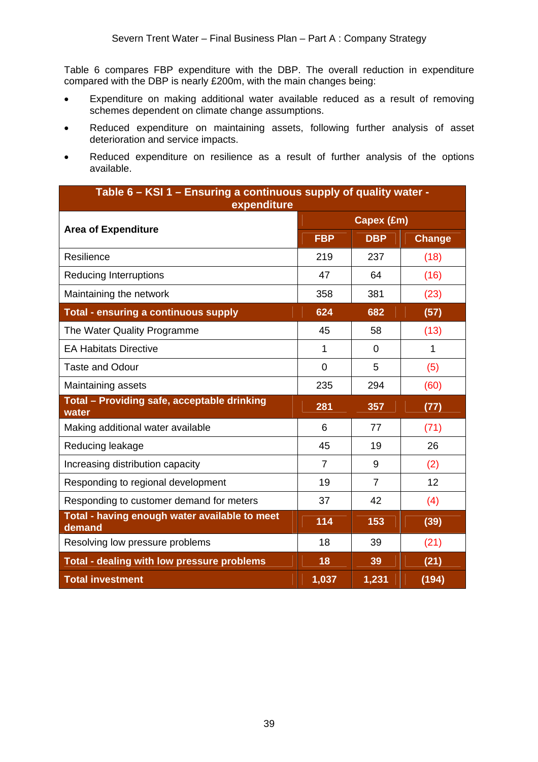Table 6 compares FBP expenditure with the DBP. The overall reduction in expenditure compared with the DBP is nearly £200m, with the main changes being:

- Expenditure on making additional water available reduced as a result of removing schemes dependent on climate change assumptions.
- Reduced expenditure on maintaining assets, following further analysis of asset deterioration and service impacts.
- Reduced expenditure on resilience as a result of further analysis of the options available.

**Table 6 – KSI 1 – Ensuring a continuous supply of quality water - expenditure**

| Area of Expenditure | Capex (£m) | | |
|---|---|---|---|
| | FBP | DBP | Change |
| Resilience | 219 | 237 | (18) |
| Reducing Interruptions | 47 | 64 | (16) |
| Maintaining the network | 358 | 381 | (23) |
| **Total - ensuring a continuous supply** | **624** | **682** | **(57)** |
| The Water Quality Programme | 45 | 58 | (13) |
| EA Habitats Directive | 1 | 0 | 1 |
| Taste and Odour | 0 | 5 | (5) |
| Maintaining assets | 235 | 294 | (60) |
| **Total – Providing safe, acceptable drinking water** | **281** | **357** | **(77)** |
| Making additional water available | 6 | 77 | (71) |
| Reducing leakage | 45 | 19 | 26 |
| Increasing distribution capacity | 7 | 9 | (2) |
| Responding to regional development | 19 | 7 | 12 |
| Responding to customer demand for meters | 37 | 42 | (4) |
| **Total - having enough water available to meet demand** | **114** | **153** | **(39)** |
| Resolving low pressure problems | 18 | 39 | (21) |
| **Total - dealing with low pressure problems** | **18** | **39** | **(21)** |
| **Total investment** | **1,037** | **1,231** | **(194)** |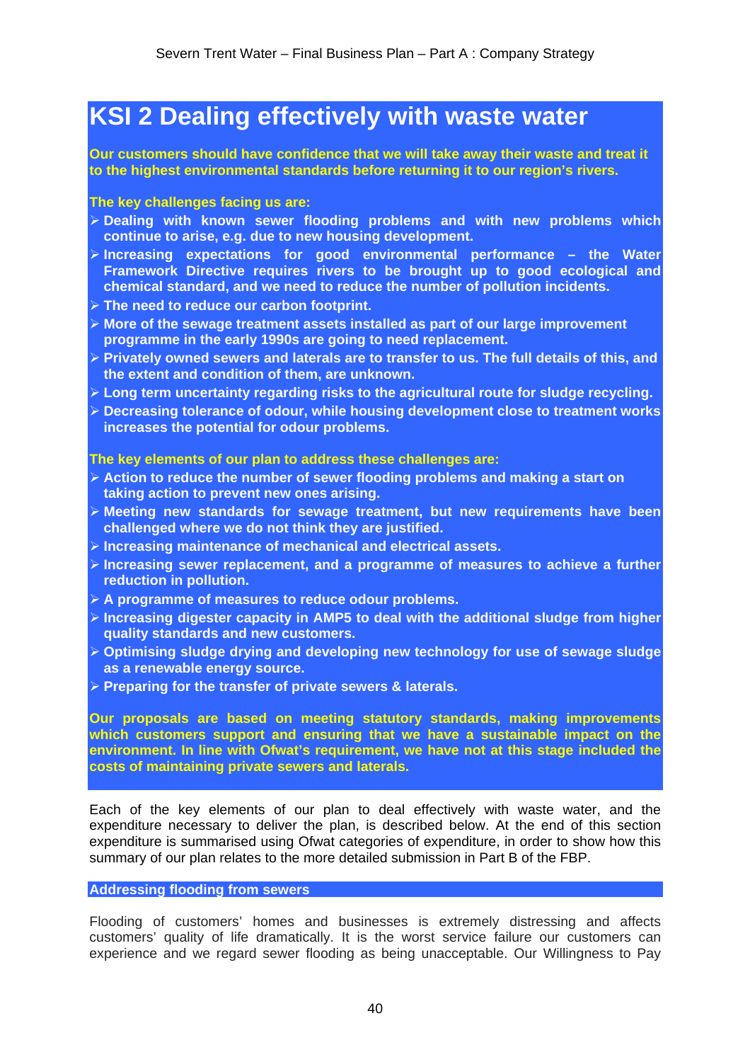# KSI 2 Dealing effectively with waste water

**Our customers should have confidence that we will take away their waste and treat it to the highest environmental standards before returning it to our region's rivers.**

**The key challenges facing us are:**

- **Dealing with known sewer flooding problems and with new problems which continue to arise, e.g. due to new housing development.**
- **Increasing expectations for good environmental performance – the Water Framework Directive requires rivers to be brought up to good ecological and chemical standard, and we need to reduce the number of pollution incidents.**
- **The need to reduce our carbon footprint.**
- **More of the sewage treatment assets installed as part of our large improvement programme in the early 1990s are going to need replacement.**
- **Privately owned sewers and laterals are to transfer to us. The full details of this, and the extent and condition of them, are unknown.**
- **Long term uncertainty regarding risks to the agricultural route for sludge recycling.**
- **Decreasing tolerance of odour, while housing development close to treatment works increases the potential for odour problems.**

**The key elements of our plan to address these challenges are:**

- **Action to reduce the number of sewer flooding problems and making a start on taking action to prevent new ones arising.**
- **Meeting new standards for sewage treatment, but new requirements have been challenged where we do not think they are justified.**
- **Increasing maintenance of mechanical and electrical assets.**
- **Increasing sewer replacement, and a programme of measures to achieve a further reduction in pollution.**
- **A programme of measures to reduce odour problems.**
- **Increasing digester capacity in AMP5 to deal with the additional sludge from higher quality standards and new customers.**
- **Optimising sludge drying and developing new technology for use of sewage sludge as a renewable energy source.**
- **Preparing for the transfer of private sewers & laterals.**

**Our proposals are based on meeting statutory standards, making improvements which customers support and ensuring that we have a sustainable impact on the environment. In line with Ofwat's requirement, we have not at this stage included the costs of maintaining private sewers and laterals.**

Each of the key elements of our plan to deal effectively with waste water, and the expenditure necessary to deliver the plan, is described below. At the end of this section expenditure is summarised using Ofwat categories of expenditure, in order to show how this summary of our plan relates to the more detailed submission in Part B of the FBP.

## Addressing flooding from sewers

Flooding of customers' homes and businesses is extremely distressing and affects customers' quality of life dramatically. It is the worst service failure our customers can experience and we regard sewer flooding as being unacceptable. Our Willingness to Pay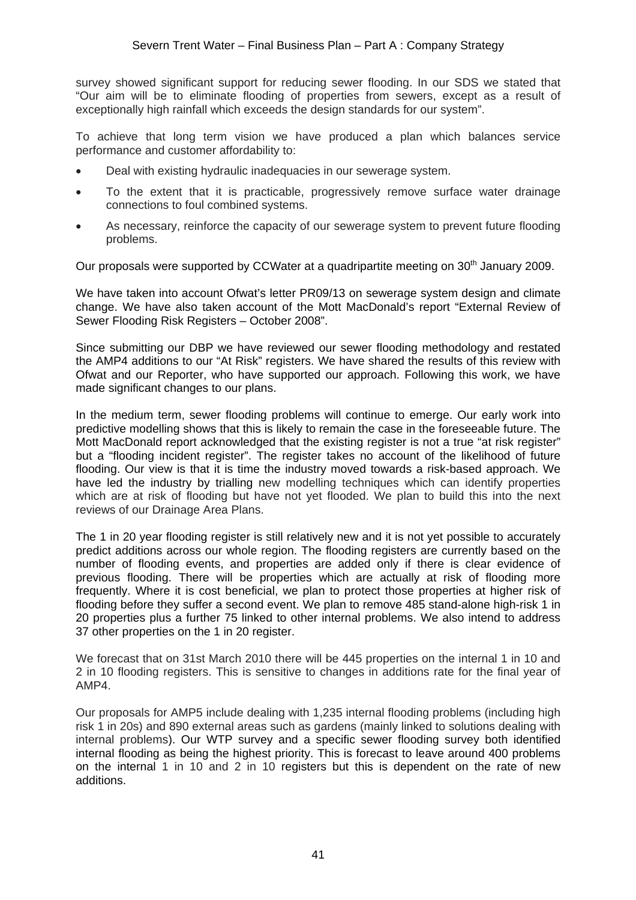survey showed significant support for reducing sewer flooding. In our SDS we stated that "Our aim will be to eliminate flooding of properties from sewers, except as a result of exceptionally high rainfall which exceeds the design standards for our system".

To achieve that long term vision we have produced a plan which balances service performance and customer affordability to:

- Deal with existing hydraulic inadequacies in our sewerage system.
- To the extent that it is practicable, progressively remove surface water drainage connections to foul combined systems.
- As necessary, reinforce the capacity of our sewerage system to prevent future flooding problems.

Our proposals were supported by CCWater at a quadripartite meeting on 30th January 2009.

We have taken into account Ofwat's letter PR09/13 on sewerage system design and climate change. We have also taken account of the Mott MacDonald's report "External Review of Sewer Flooding Risk Registers – October 2008".

Since submitting our DBP we have reviewed our sewer flooding methodology and restated the AMP4 additions to our "At Risk" registers. We have shared the results of this review with Ofwat and our Reporter, who have supported our approach. Following this work, we have made significant changes to our plans.

In the medium term, sewer flooding problems will continue to emerge. Our early work into predictive modelling shows that this is likely to remain the case in the foreseeable future. The Mott MacDonald report acknowledged that the existing register is not a true "at risk register" but a "flooding incident register". The register takes no account of the likelihood of future flooding. Our view is that it is time the industry moved towards a risk-based approach. We have led the industry by trialling new modelling techniques which can identify properties which are at risk of flooding but have not yet flooded. We plan to build this into the next reviews of our Drainage Area Plans.

The 1 in 20 year flooding register is still relatively new and it is not yet possible to accurately predict additions across our whole region. The flooding registers are currently based on the number of flooding events, and properties are added only if there is clear evidence of previous flooding. There will be properties which are actually at risk of flooding more frequently. Where it is cost beneficial, we plan to protect those properties at higher risk of flooding before they suffer a second event. We plan to remove 485 stand-alone high-risk 1 in 20 properties plus a further 75 linked to other internal problems. We also intend to address 37 other properties on the 1 in 20 register.

We forecast that on 31st March 2010 there will be 445 properties on the internal 1 in 10 and 2 in 10 flooding registers. This is sensitive to changes in additions rate for the final year of AMP4.

Our proposals for AMP5 include dealing with 1,235 internal flooding problems (including high risk 1 in 20s) and 890 external areas such as gardens (mainly linked to solutions dealing with internal problems). Our WTP survey and a specific sewer flooding survey both identified internal flooding as being the highest priority. This is forecast to leave around 400 problems on the internal 1 in 10 and 2 in 10 registers but this is dependent on the rate of new additions.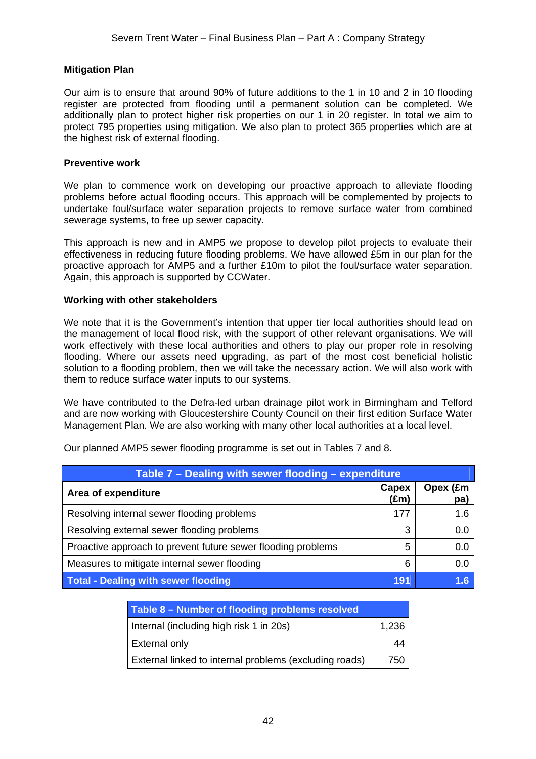**Mitigation Plan**

Our aim is to ensure that around 90% of future additions to the 1 in 10 and 2 in 10 flooding register are protected from flooding until a permanent solution can be completed. We additionally plan to protect higher risk properties on our 1 in 20 register. In total we aim to protect 795 properties using mitigation. We also plan to protect 365 properties which are at the highest risk of external flooding.

**Preventive work**

We plan to commence work on developing our proactive approach to alleviate flooding problems before actual flooding occurs. This approach will be complemented by projects to undertake foul/surface water separation projects to remove surface water from combined sewerage systems, to free up sewer capacity.

This approach is new and in AMP5 we propose to develop pilot projects to evaluate their effectiveness in reducing future flooding problems. We have allowed £5m in our plan for the proactive approach for AMP5 and a further £10m to pilot the foul/surface water separation. Again, this approach is supported by CCWater.

**Working with other stakeholders**

We note that it is the Government's intention that upper tier local authorities should lead on the management of local flood risk, with the support of other relevant organisations. We will work effectively with these local authorities and others to play our proper role in resolving flooding. Where our assets need upgrading, as part of the most cost beneficial holistic solution to a flooding problem, then we will take the necessary action. We will also work with them to reduce surface water inputs to our systems.

We have contributed to the Defra-led urban drainage pilot work in Birmingham and Telford and are now working with Gloucestershire County Council on their first edition Surface Water Management Plan. We are also working with many other local authorities at a local level.

Our planned AMP5 sewer flooding programme is set out in Tables 7 and 8.

**Table 7 – Dealing with sewer flooding – expenditure**

| Area of expenditure | Capex (£m) | Opex (£m pa) |
|---|---|---|
| Resolving internal sewer flooding problems | 177 | 1.6 |
| Resolving external sewer flooding problems | 3 | 0.0 |
| Proactive approach to prevent future sewer flooding problems | 5 | 0.0 |
| Measures to mitigate internal sewer flooding | 6 | 0.0 |
| **Total - Dealing with sewer flooding** | **191** | **1.6** |

**Table 8 – Number of flooding problems resolved**

| | |
|---|---|
| Internal (including high risk 1 in 20s) | 1,236 |
| External only | 44 |
| External linked to internal problems (excluding roads) | 750 |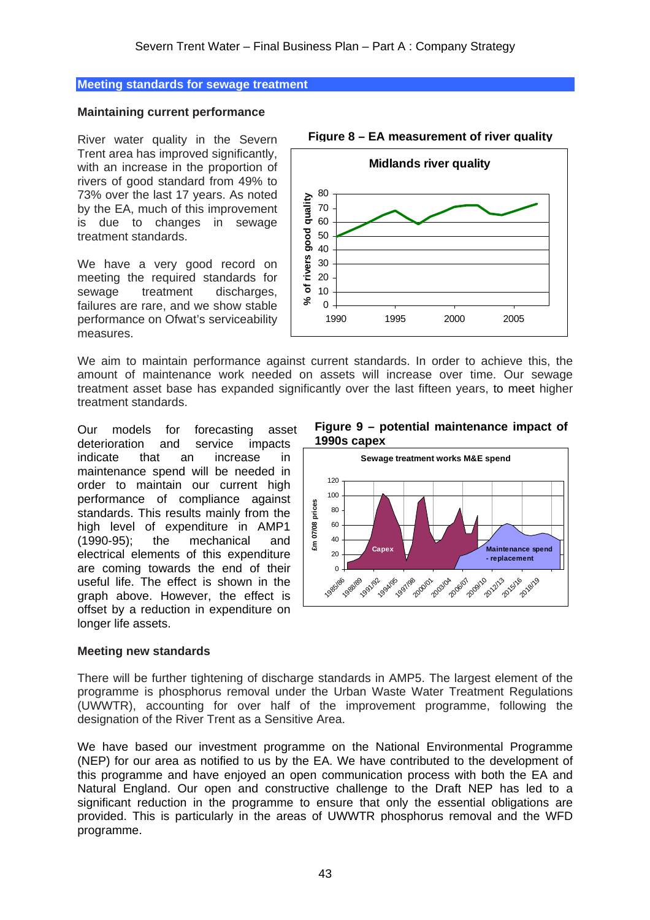## Meeting standards for sewage treatment

### Maintaining current performance

River water quality in the Severn Trent area has improved significantly, with an increase in the proportion of rivers of good standard from 49% to 73% over the last 17 years. As noted by the EA, much of this improvement is due to changes in sewage treatment standards.

We have a very good record on meeting the required standards for sewage treatment discharges, failures are rare, and we show stable performance on Ofwat's serviceability measures.

**Figure 8 – EA measurement of river quality**

We aim to maintain performance against current standards. In order to achieve this, the amount of maintenance work needed on assets will increase over time. Our sewage treatment asset base has expanded significantly over the last fifteen years, to meet higher treatment standards.

Our models for forecasting asset deterioration and service impacts indicate that an increase in maintenance spend will be needed in order to maintain our current high performance of compliance against standards. This results mainly from the high level of expenditure in AMP1 (1990-95); the mechanical and electrical elements of this expenditure are coming towards the end of their useful life. The effect is shown in the graph above. However, the effect is offset by a reduction in expenditure on longer life assets.

**Figure 9 – potential maintenance impact of 1990s capex**

### Meeting new standards

There will be further tightening of discharge standards in AMP5. The largest element of the programme is phosphorus removal under the Urban Waste Water Treatment Regulations (UWWTR), accounting for over half of the improvement programme, following the designation of the River Trent as a Sensitive Area.

We have based our investment programme on the National Environmental Programme (NEP) for our area as notified to us by the EA. We have contributed to the development of this programme and have enjoyed an open communication process with both the EA and Natural England. Our open and constructive challenge to the Draft NEP has led to a significant reduction in the programme to ensure that only the essential obligations are provided. This is particularly in the areas of UWWTR phosphorus removal and the WFD programme.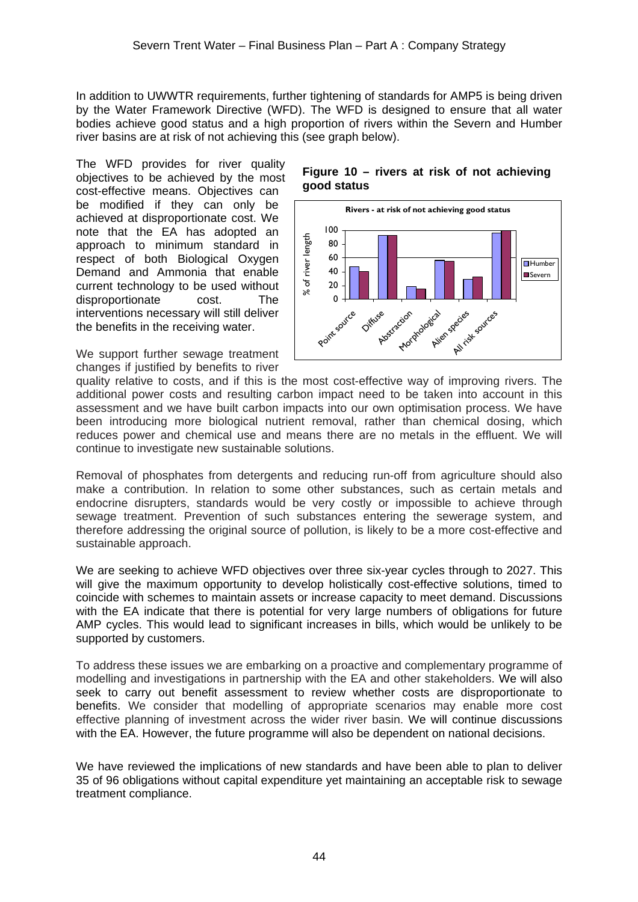In addition to UWWTR requirements, further tightening of standards for AMP5 is being driven by the Water Framework Directive (WFD). The WFD is designed to ensure that all water bodies achieve good status and a high proportion of rivers within the Severn and Humber river basins are at risk of not achieving this (see graph below).

The WFD provides for river quality objectives to be achieved by the most cost-effective means. Objectives can be modified if they can only be achieved at disproportionate cost. We note that the EA has adopted an approach to minimum standard in respect of both Biological Oxygen Demand and Ammonia that enable current technology to be used without disproportionate cost. The interventions necessary will still deliver the benefits in the receiving water.

**Figure 10 – rivers at risk of not achieving good status**

We support further sewage treatment changes if justified by benefits to river quality relative to costs, and if this is the most cost-effective way of improving rivers. The additional power costs and resulting carbon impact need to be taken into account in this assessment and we have built carbon impacts into our own optimisation process. We have been introducing more biological nutrient removal, rather than chemical dosing, which reduces power and chemical use and means there are no metals in the effluent. We will continue to investigate new sustainable solutions.

Removal of phosphates from detergents and reducing run-off from agriculture should also make a contribution. In relation to some other substances, such as certain metals and endocrine disrupters, standards would be very costly or impossible to achieve through sewage treatment. Prevention of such substances entering the sewerage system, and therefore addressing the original source of pollution, is likely to be a more cost-effective and sustainable approach.

We are seeking to achieve WFD objectives over three six-year cycles through to 2027. This will give the maximum opportunity to develop holistically cost-effective solutions, timed to coincide with schemes to maintain assets or increase capacity to meet demand. Discussions with the EA indicate that there is potential for very large numbers of obligations for future AMP cycles. This would lead to significant increases in bills, which would be unlikely to be supported by customers.

To address these issues we are embarking on a proactive and complementary programme of modelling and investigations in partnership with the EA and other stakeholders. We will also seek to carry out benefit assessment to review whether costs are disproportionate to benefits. We consider that modelling of appropriate scenarios may enable more cost effective planning of investment across the wider river basin. We will continue discussions with the EA. However, the future programme will also be dependent on national decisions.

We have reviewed the implications of new standards and have been able to plan to deliver 35 of 96 obligations without capital expenditure yet maintaining an acceptable risk to sewage treatment compliance.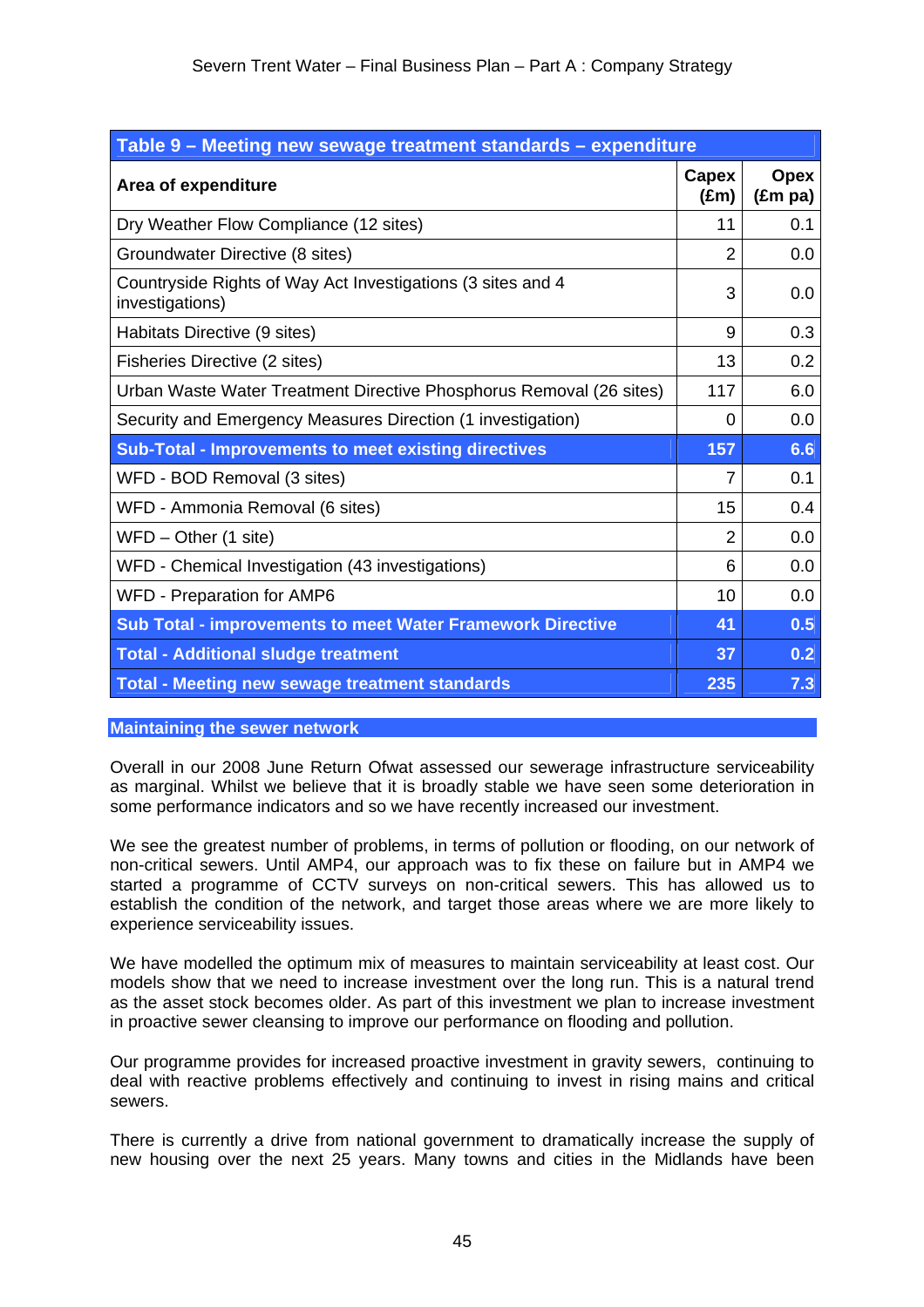| Table 9 – Meeting new sewage treatment standards – expenditure | | |
|---|---|---|
| **Area of expenditure** | **Capex (£m)** | **Opex (£m pa)** |
| Dry Weather Flow Compliance (12 sites) | 11 | 0.1 |
| Groundwater Directive (8 sites) | 2 | 0.0 |
| Countryside Rights of Way Act Investigations (3 sites and 4 investigations) | 3 | 0.0 |
| Habitats Directive (9 sites) | 9 | 0.3 |
| Fisheries Directive (2 sites) | 13 | 0.2 |
| Urban Waste Water Treatment Directive Phosphorus Removal (26 sites) | 117 | 6.0 |
| Security and Emergency Measures Direction (1 investigation) | 0 | 0.0 |
| **Sub-Total - Improvements to meet existing directives** | **157** | **6.6** |
| WFD - BOD Removal (3 sites) | 7 | 0.1 |
| WFD - Ammonia Removal (6 sites) | 15 | 0.4 |
| WFD – Other (1 site) | 2 | 0.0 |
| WFD - Chemical Investigation (43 investigations) | 6 | 0.0 |
| WFD - Preparation for AMP6 | 10 | 0.0 |
| **Sub Total - improvements to meet Water Framework Directive** | **41** | **0.5** |
| **Total - Additional sludge treatment** | **37** | **0.2** |
| **Total - Meeting new sewage treatment standards** | **235** | **7.3** |

## Maintaining the sewer network

Overall in our 2008 June Return Ofwat assessed our sewerage infrastructure serviceability as marginal. Whilst we believe that it is broadly stable we have seen some deterioration in some performance indicators and so we have recently increased our investment.

We see the greatest number of problems, in terms of pollution or flooding, on our network of non-critical sewers. Until AMP4, our approach was to fix these on failure but in AMP4 we started a programme of CCTV surveys on non-critical sewers. This has allowed us to establish the condition of the network, and target those areas where we are more likely to experience serviceability issues.

We have modelled the optimum mix of measures to maintain serviceability at least cost. Our models show that we need to increase investment over the long run. This is a natural trend as the asset stock becomes older. As part of this investment we plan to increase investment in proactive sewer cleansing to improve our performance on flooding and pollution.

Our programme provides for increased proactive investment in gravity sewers, continuing to deal with reactive problems effectively and continuing to invest in rising mains and critical sewers.

There is currently a drive from national government to dramatically increase the supply of new housing over the next 25 years. Many towns and cities in the Midlands have been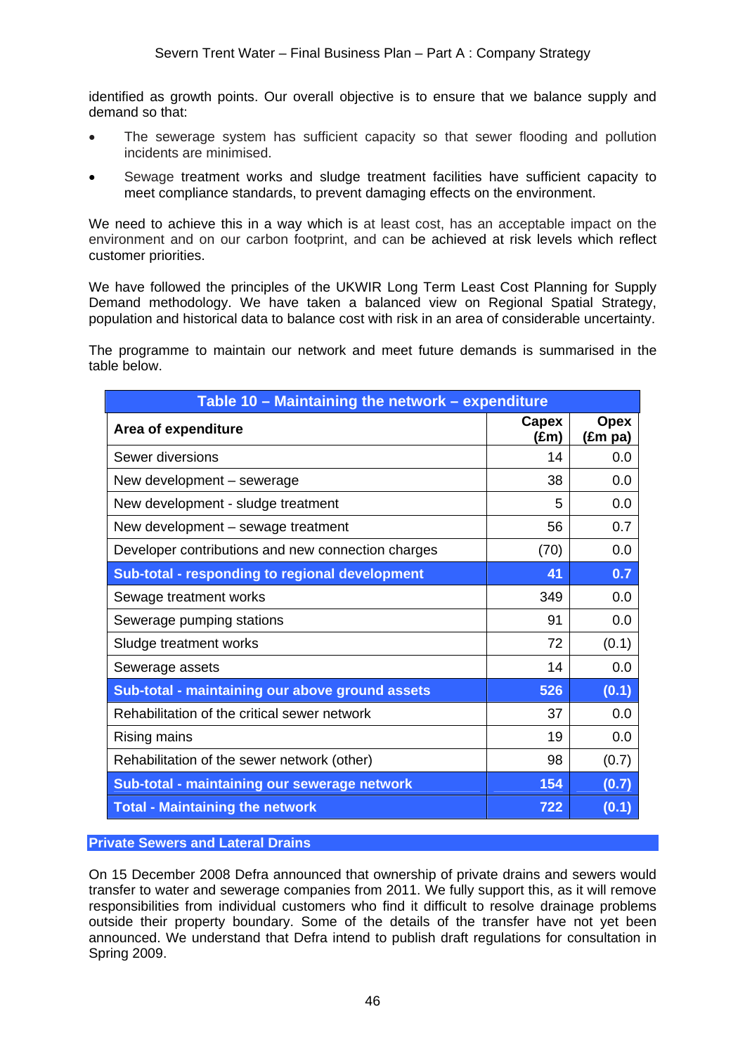identified as growth points. Our overall objective is to ensure that we balance supply and demand so that:

- The sewerage system has sufficient capacity so that sewer flooding and pollution incidents are minimised.
- Sewage treatment works and sludge treatment facilities have sufficient capacity to meet compliance standards, to prevent damaging effects on the environment.

We need to achieve this in a way which is at least cost, has an acceptable impact on the environment and on our carbon footprint, and can be achieved at risk levels which reflect customer priorities.

We have followed the principles of the UKWIR Long Term Least Cost Planning for Supply Demand methodology. We have taken a balanced view on Regional Spatial Strategy, population and historical data to balance cost with risk in an area of considerable uncertainty.

The programme to maintain our network and meet future demands is summarised in the table below.

**Table 10 – Maintaining the network – expenditure**

| Area of expenditure | Capex (£m) | Opex (£m pa) |
|---|---|---|
| Sewer diversions | 14 | 0.0 |
| New development – sewerage | 38 | 0.0 |
| New development - sludge treatment | 5 | 0.0 |
| New development – sewage treatment | 56 | 0.7 |
| Developer contributions and new connection charges | (70) | 0.0 |
| **Sub-total - responding to regional development** | **41** | **0.7** |
| Sewage treatment works | 349 | 0.0 |
| Sewerage pumping stations | 91 | 0.0 |
| Sludge treatment works | 72 | (0.1) |
| Sewerage assets | 14 | 0.0 |
| **Sub-total - maintaining our above ground assets** | **526** | **(0.1)** |
| Rehabilitation of the critical sewer network | 37 | 0.0 |
| Rising mains | 19 | 0.0 |
| Rehabilitation of the sewer network (other) | 98 | (0.7) |
| **Sub-total - maintaining our sewerage network** | **154** | **(0.7)** |
| **Total - Maintaining the network** | **722** | **(0.1)** |

## Private Sewers and Lateral Drains

On 15 December 2008 Defra announced that ownership of private drains and sewers would transfer to water and sewerage companies from 2011. We fully support this, as it will remove responsibilities from individual customers who find it difficult to resolve drainage problems outside their property boundary. Some of the details of the transfer have not yet been announced. We understand that Defra intend to publish draft regulations for consultation in Spring 2009.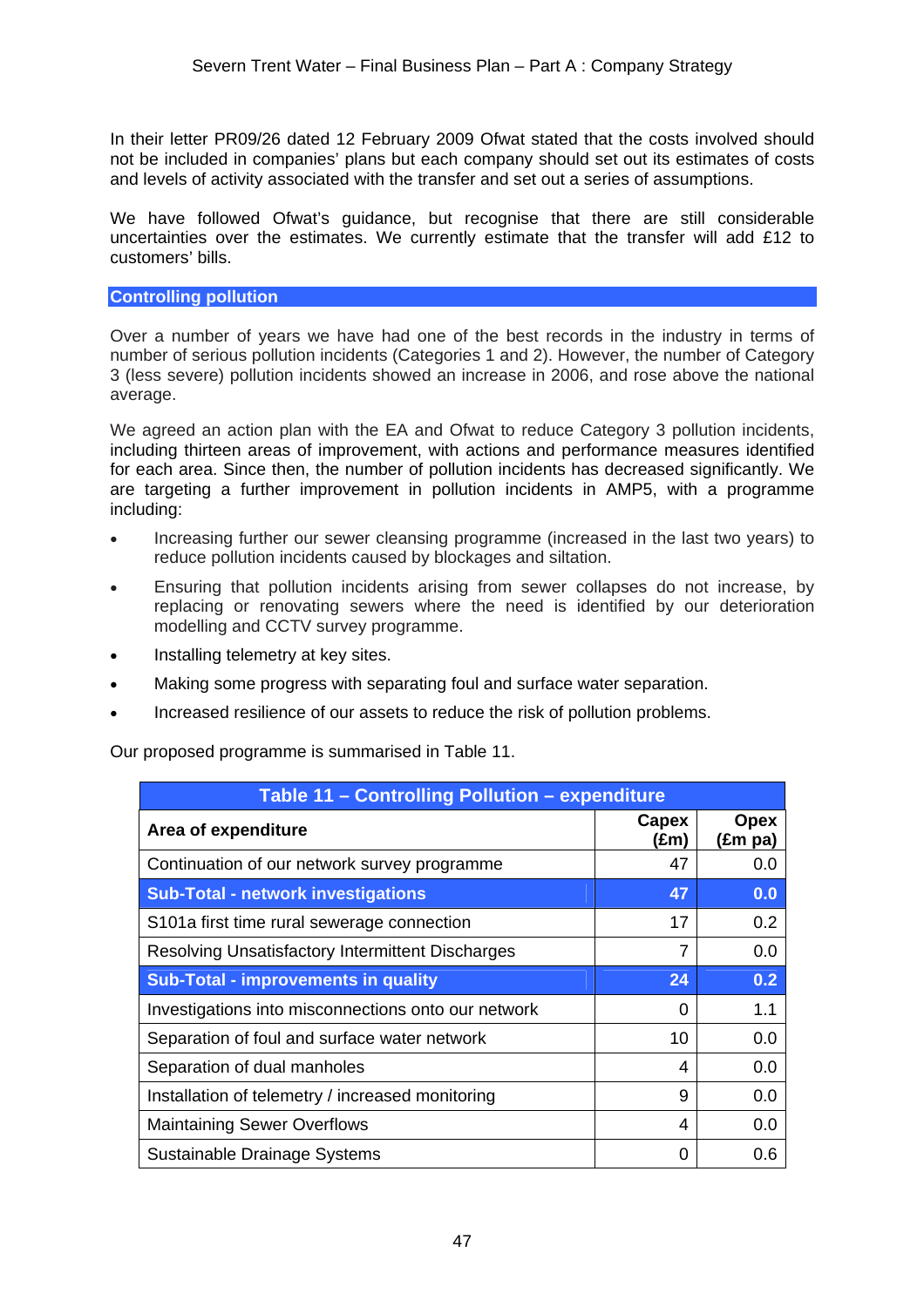In their letter PR09/26 dated 12 February 2009 Ofwat stated that the costs involved should not be included in companies' plans but each company should set out its estimates of costs and levels of activity associated with the transfer and set out a series of assumptions.

We have followed Ofwat's guidance, but recognise that there are still considerable uncertainties over the estimates. We currently estimate that the transfer will add £12 to customers' bills.

## Controlling pollution

Over a number of years we have had one of the best records in the industry in terms of number of serious pollution incidents (Categories 1 and 2). However, the number of Category 3 (less severe) pollution incidents showed an increase in 2006, and rose above the national average.

We agreed an action plan with the EA and Ofwat to reduce Category 3 pollution incidents, including thirteen areas of improvement, with actions and performance measures identified for each area. Since then, the number of pollution incidents has decreased significantly. We are targeting a further improvement in pollution incidents in AMP5, with a programme including:

- Increasing further our sewer cleansing programme (increased in the last two years) to reduce pollution incidents caused by blockages and siltation.
- Ensuring that pollution incidents arising from sewer collapses do not increase, by replacing or renovating sewers where the need is identified by our deterioration modelling and CCTV survey programme.
- Installing telemetry at key sites.
- Making some progress with separating foul and surface water separation.
- Increased resilience of our assets to reduce the risk of pollution problems.

Our proposed programme is summarised in Table 11.

**Table 11 – Controlling Pollution – expenditure**

| Area of expenditure | Capex (£m) | Opex (£m pa) |
|---|---|---|
| Continuation of our network survey programme | 47 | 0.0 |
| **Sub-Total - network investigations** | **47** | **0.0** |
| S101a first time rural sewerage connection | 17 | 0.2 |
| Resolving Unsatisfactory Intermittent Discharges | 7 | 0.0 |
| **Sub-Total - improvements in quality** | **24** | **0.2** |
| Investigations into misconnections onto our network | 0 | 1.1 |
| Separation of foul and surface water network | 10 | 0.0 |
| Separation of dual manholes | 4 | 0.0 |
| Installation of telemetry / increased monitoring | 9 | 0.0 |
| Maintaining Sewer Overflows | 4 | 0.0 |
| Sustainable Drainage Systems | 0 | 0.6 |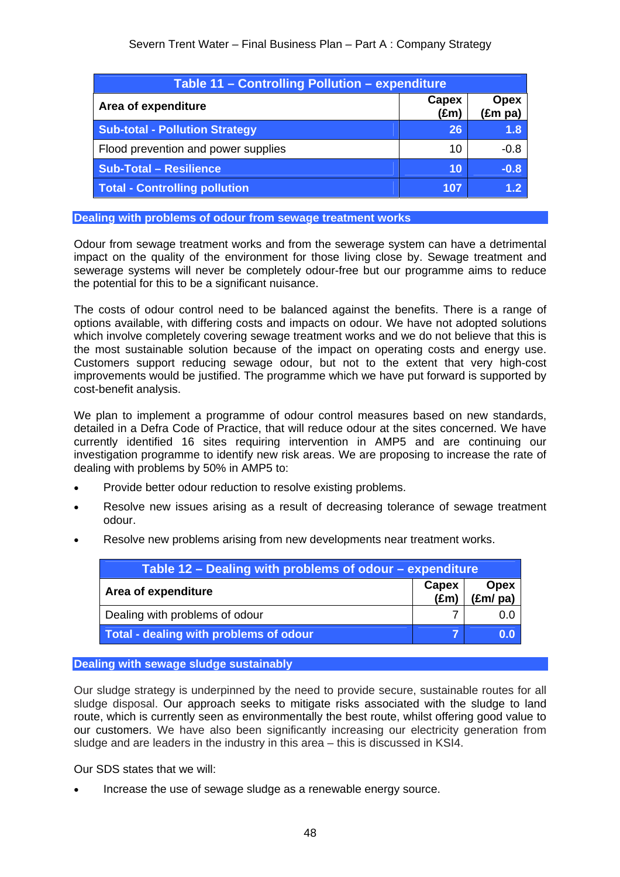| Table 11 – Controlling Pollution – expenditure | | |
|---|---|---|
| **Area of expenditure** | **Capex (£m)** | **Opex (£m pa)** |
| **Sub-total - Pollution Strategy** | **26** | **1.8** |
| Flood prevention and power supplies | 10 | -0.8 |
| **Sub-Total – Resilience** | **10** | **-0.8** |
| **Total - Controlling pollution** | **107** | **1.2** |

## Dealing with problems of odour from sewage treatment works

Odour from sewage treatment works and from the sewerage system can have a detrimental impact on the quality of the environment for those living close by. Sewage treatment and sewerage systems will never be completely odour-free but our programme aims to reduce the potential for this to be a significant nuisance.

The costs of odour control need to be balanced against the benefits. There is a range of options available, with differing costs and impacts on odour. We have not adopted solutions which involve completely covering sewage treatment works and we do not believe that this is the most sustainable solution because of the impact on operating costs and energy use. Customers support reducing sewage odour, but not to the extent that very high-cost improvements would be justified. The programme which we have put forward is supported by cost-benefit analysis.

We plan to implement a programme of odour control measures based on new standards, detailed in a Defra Code of Practice, that will reduce odour at the sites concerned. We have currently identified 16 sites requiring intervention in AMP5 and are continuing our investigation programme to identify new risk areas. We are proposing to increase the rate of dealing with problems by 50% in AMP5 to:

- Provide better odour reduction to resolve existing problems.
- Resolve new issues arising as a result of decreasing tolerance of sewage treatment odour.
- Resolve new problems arising from new developments near treatment works.

| Table 12 – Dealing with problems of odour – expenditure | | |
|---|---|---|
| **Area of expenditure** | **Capex (£m)** | **Opex (£m/ pa)** |
| Dealing with problems of odour | 7 | 0.0 |
| **Total - dealing with problems of odour** | **7** | **0.0** |

## Dealing with sewage sludge sustainably

Our sludge strategy is underpinned by the need to provide secure, sustainable routes for all sludge disposal. Our approach seeks to mitigate risks associated with the sludge to land route, which is currently seen as environmentally the best route, whilst offering good value to our customers. We have also been significantly increasing our electricity generation from sludge and are leaders in the industry in this area – this is discussed in KSI4.

Our SDS states that we will:

- Increase the use of sewage sludge as a renewable energy source.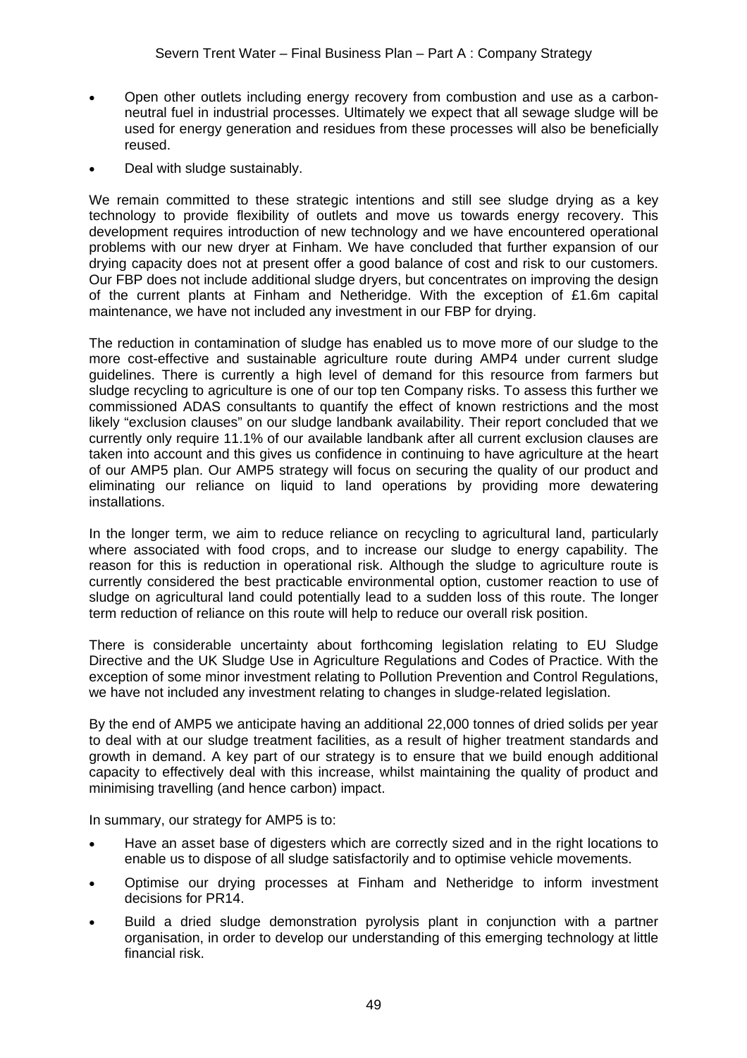- Open other outlets including energy recovery from combustion and use as a carbon-neutral fuel in industrial processes. Ultimately we expect that all sewage sludge will be used for energy generation and residues from these processes will also be beneficially reused.
- Deal with sludge sustainably.

We remain committed to these strategic intentions and still see sludge drying as a key technology to provide flexibility of outlets and move us towards energy recovery. This development requires introduction of new technology and we have encountered operational problems with our new dryer at Finham. We have concluded that further expansion of our drying capacity does not at present offer a good balance of cost and risk to our customers. Our FBP does not include additional sludge dryers, but concentrates on improving the design of the current plants at Finham and Netheridge. With the exception of £1.6m capital maintenance, we have not included any investment in our FBP for drying.

The reduction in contamination of sludge has enabled us to move more of our sludge to the more cost-effective and sustainable agriculture route during AMP4 under current sludge guidelines. There is currently a high level of demand for this resource from farmers but sludge recycling to agriculture is one of our top ten Company risks. To assess this further we commissioned ADAS consultants to quantify the effect of known restrictions and the most likely "exclusion clauses" on our sludge landbank availability. Their report concluded that we currently only require 11.1% of our available landbank after all current exclusion clauses are taken into account and this gives us confidence in continuing to have agriculture at the heart of our AMP5 plan. Our AMP5 strategy will focus on securing the quality of our product and eliminating our reliance on liquid to land operations by providing more dewatering installations.

In the longer term, we aim to reduce reliance on recycling to agricultural land, particularly where associated with food crops, and to increase our sludge to energy capability. The reason for this is reduction in operational risk. Although the sludge to agriculture route is currently considered the best practicable environmental option, customer reaction to use of sludge on agricultural land could potentially lead to a sudden loss of this route. The longer term reduction of reliance on this route will help to reduce our overall risk position.

There is considerable uncertainty about forthcoming legislation relating to EU Sludge Directive and the UK Sludge Use in Agriculture Regulations and Codes of Practice. With the exception of some minor investment relating to Pollution Prevention and Control Regulations, we have not included any investment relating to changes in sludge-related legislation.

By the end of AMP5 we anticipate having an additional 22,000 tonnes of dried solids per year to deal with at our sludge treatment facilities, as a result of higher treatment standards and growth in demand. A key part of our strategy is to ensure that we build enough additional capacity to effectively deal with this increase, whilst maintaining the quality of product and minimising travelling (and hence carbon) impact.

In summary, our strategy for AMP5 is to:

- Have an asset base of digesters which are correctly sized and in the right locations to enable us to dispose of all sludge satisfactorily and to optimise vehicle movements.
- Optimise our drying processes at Finham and Netheridge to inform investment decisions for PR14.
- Build a dried sludge demonstration pyrolysis plant in conjunction with a partner organisation, in order to develop our understanding of this emerging technology at little financial risk.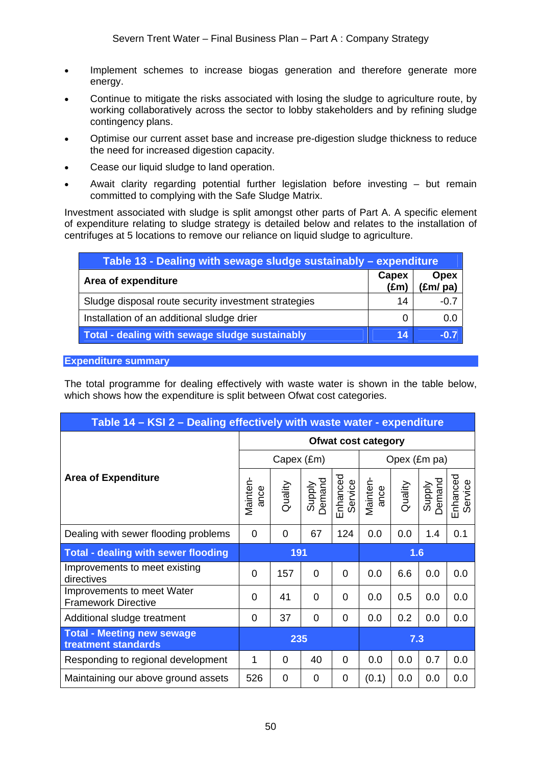- Implement schemes to increase biogas generation and therefore generate more energy.
- Continue to mitigate the risks associated with losing the sludge to agriculture route, by working collaboratively across the sector to lobby stakeholders and by refining sludge contingency plans.
- Optimise our current asset base and increase pre-digestion sludge thickness to reduce the need for increased digestion capacity.
- Cease our liquid sludge to land operation.
- Await clarity regarding potential further legislation before investing – but remain committed to complying with the Safe Sludge Matrix.

Investment associated with sludge is split amongst other parts of Part A. A specific element of expenditure relating to sludge strategy is detailed below and relates to the installation of centrifuges at 5 locations to remove our reliance on liquid sludge to agriculture.

**Table 13 - Dealing with sewage sludge sustainably – expenditure**

| Area of expenditure | Capex (£m) | Opex (£m/ pa) |
|---|---|---|
| Sludge disposal route security investment strategies | 14 | -0.7 |
| Installation of an additional sludge drier | 0 | 0.0 |
| **Total - dealing with sewage sludge sustainably** | **14** | **-0.7** |

## Expenditure summary

The total programme for dealing effectively with waste water is shown in the table below, which shows how the expenditure is split between Ofwat cost categories.

**Table 14 – KSI 2 – Dealing effectively with waste water - expenditure**

| Area of Expenditure | Ofwat cost category | | | | | | | |
|---|---|---|---|---|---|---|---|---|
| | Capex (£m) | | | | Opex (£m pa) | | | |
| | Mainten-ance | Quality | Supply Demand | Enhanced Service | Mainten-ance | Quality | Supply Demand | Enhanced Service |
| Dealing with sewer flooding problems | 0 | 0 | 67 | 124 | 0.0 | 0.0 | 1.4 | 0.1 |
| **Total - dealing with sewer flooding** | **191** | | | | **1.6** | | | |
| Improvements to meet existing directives | 0 | 157 | 0 | 0 | 0.0 | 6.6 | 0.0 | 0.0 |
| Improvements to meet Water Framework Directive | 0 | 41 | 0 | 0 | 0.0 | 0.5 | 0.0 | 0.0 |
| Additional sludge treatment | 0 | 37 | 0 | 0 | 0.0 | 0.2 | 0.0 | 0.0 |
| **Total - Meeting new sewage treatment standards** | **235** | | | | **7.3** | | | |
| Responding to regional development | 1 | 0 | 40 | 0 | 0.0 | 0.0 | 0.7 | 0.0 |
| Maintaining our above ground assets | 526 | 0 | 0 | 0 | (0.1) | 0.0 | 0.0 | 0.0 |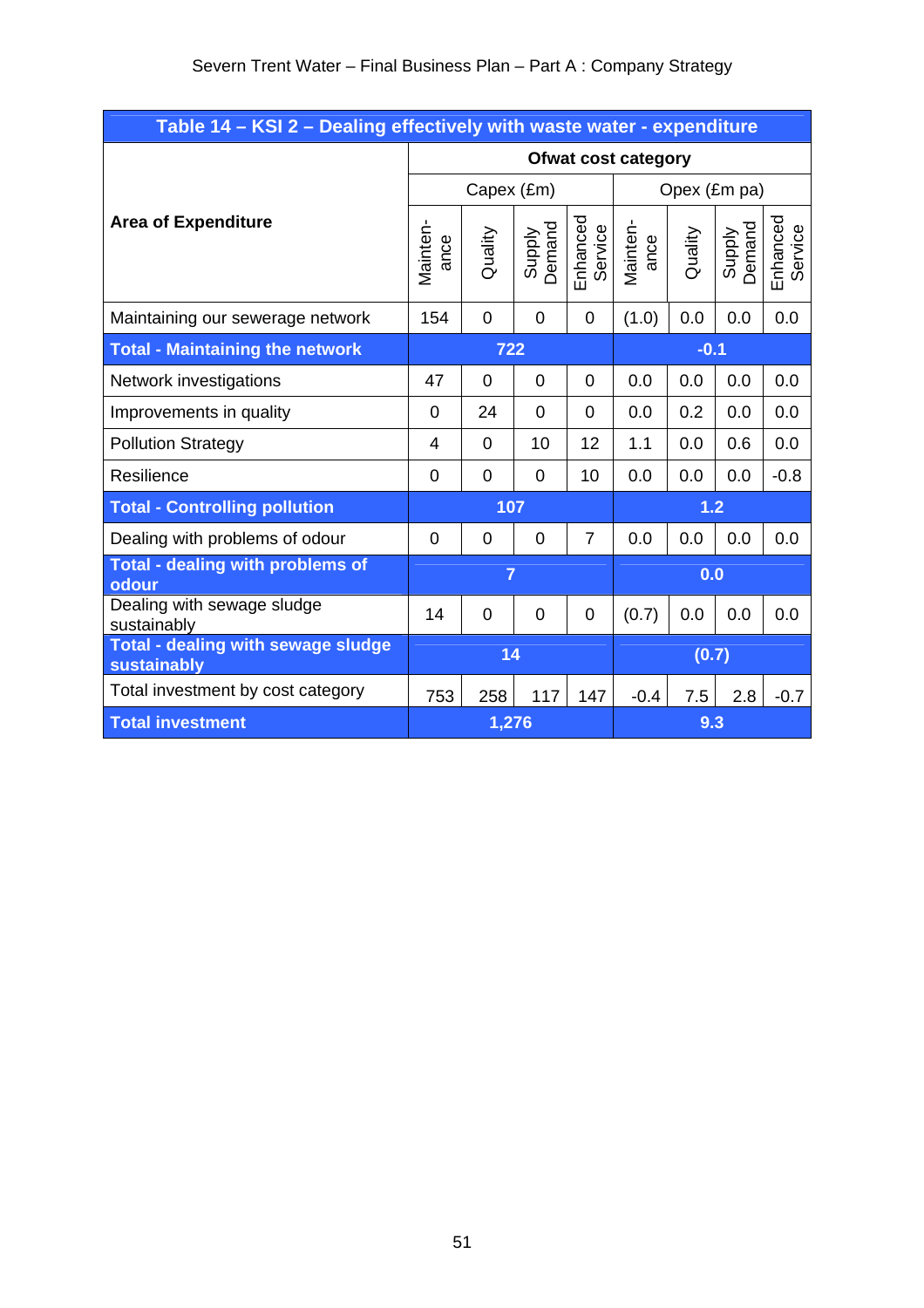**Table 14 – KSI 2 – Dealing effectively with waste water - expenditure**

| Area of Expenditure | Ofwat cost category | | | | | | | |
|---|---|---|---|---|---|---|---|---|
| | Capex (£m) | | | | Opex (£m pa) | | | |
| | Mainten-ance | Quality | Supply Demand | Enhanced Service | Mainten-ance | Quality | Supply Demand | Enhanced Service |
| Maintaining our sewerage network | 154 | 0 | 0 | 0 | (1.0) | 0.0 | 0.0 | 0.0 |
| **Total - Maintaining the network** | **722** | | | | **-0.1** | | | |
| Network investigations | 47 | 0 | 0 | 0 | 0.0 | 0.0 | 0.0 | 0.0 |
| Improvements in quality | 0 | 24 | 0 | 0 | 0.0 | 0.2 | 0.0 | 0.0 |
| Pollution Strategy | 4 | 0 | 10 | 12 | 1.1 | 0.0 | 0.6 | 0.0 |
| Resilience | 0 | 0 | 0 | 10 | 0.0 | 0.0 | 0.0 | -0.8 |
| **Total - Controlling pollution** | **107** | | | | **1.2** | | | |
| Dealing with problems of odour | 0 | 0 | 0 | 7 | 0.0 | 0.0 | 0.0 | 0.0 |
| **Total - dealing with problems of odour** | **7** | | | | **0.0** | | | |
| Dealing with sewage sludge sustainably | 14 | 0 | 0 | 0 | (0.7) | 0.0 | 0.0 | 0.0 |
| **Total - dealing with sewage sludge sustainably** | **14** | | | | **(0.7)** | | | |
| Total investment by cost category | 753 | 258 | 117 | 147 | -0.4 | 7.5 | 2.8 | -0.7 |
| **Total investment** | **1,276** | | | | **9.3** | | | |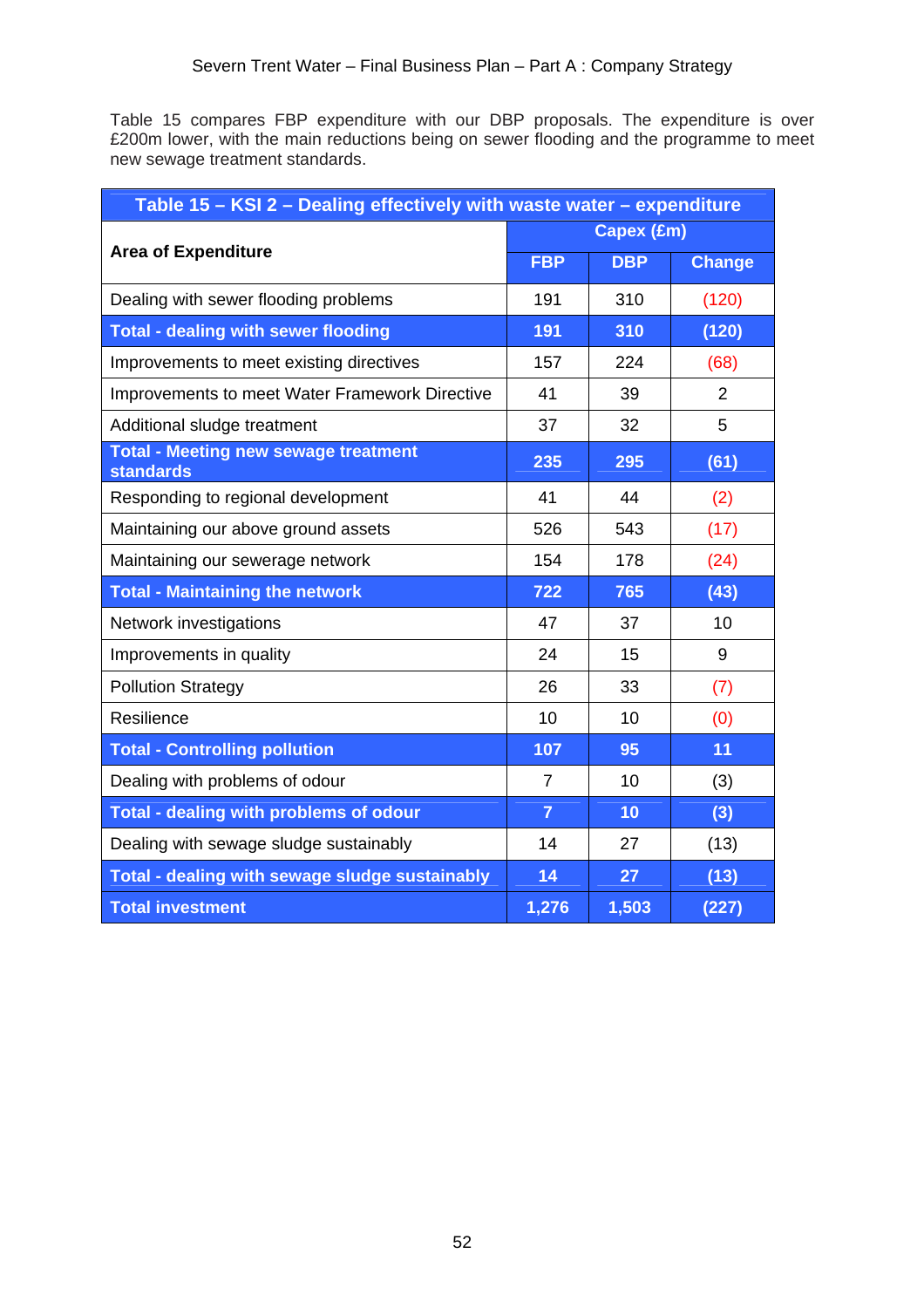Table 15 compares FBP expenditure with our DBP proposals. The expenditure is over £200m lower, with the main reductions being on sewer flooding and the programme to meet new sewage treatment standards.

| Table 15 – KSI 2 – Dealing effectively with waste water – expenditure | | | |
|---|---|---|---|
| **Area of Expenditure** | **Capex (£m)** | | |
| | **FBP** | **DBP** | **Change** |
| Dealing with sewer flooding problems | 191 | 310 | (120) |
| **Total - dealing with sewer flooding** | **191** | **310** | **(120)** |
| Improvements to meet existing directives | 157 | 224 | (68) |
| Improvements to meet Water Framework Directive | 41 | 39 | 2 |
| Additional sludge treatment | 37 | 32 | 5 |
| **Total - Meeting new sewage treatment standards** | **235** | **295** | **(61)** |
| Responding to regional development | 41 | 44 | (2) |
| Maintaining our above ground assets | 526 | 543 | (17) |
| Maintaining our sewerage network | 154 | 178 | (24) |
| **Total - Maintaining the network** | **722** | **765** | **(43)** |
| Network investigations | 47 | 37 | 10 |
| Improvements in quality | 24 | 15 | 9 |
| Pollution Strategy | 26 | 33 | (7) |
| Resilience | 10 | 10 | (0) |
| **Total - Controlling pollution** | **107** | **95** | **11** |
| Dealing with problems of odour | 7 | 10 | (3) |
| **Total - dealing with problems of odour** | **7** | **10** | **(3)** |
| Dealing with sewage sludge sustainably | 14 | 27 | (13) |
| **Total - dealing with sewage sludge sustainably** | **14** | **27** | **(13)** |
| **Total investment** | **1,276** | **1,503** | **(227)** |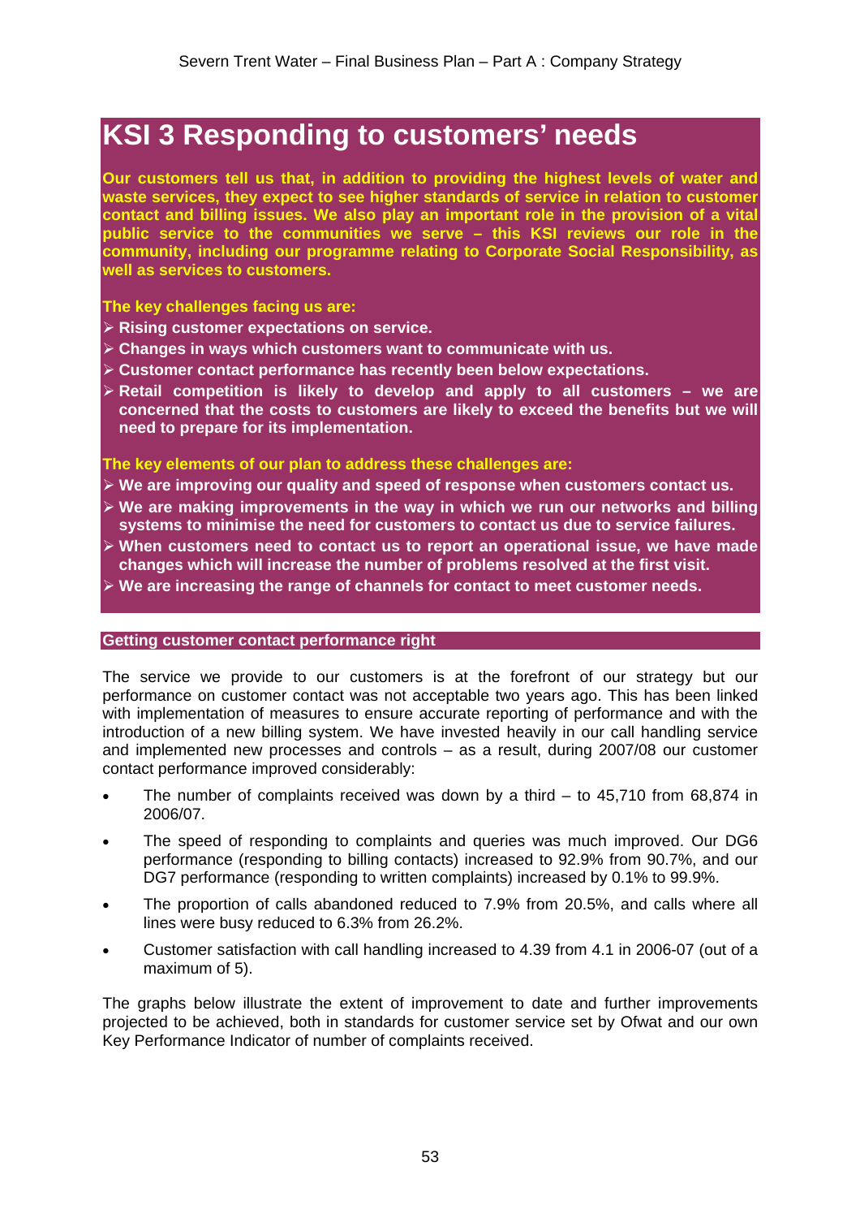# KSI 3 Responding to customers' needs

**Our customers tell us that, in addition to providing the highest levels of water and waste services, they expect to see higher standards of service in relation to customer contact and billing issues. We also play an important role in the provision of a vital public service to the communities we serve – this KSI reviews our role in the community, including our programme relating to Corporate Social Responsibility, as well as services to customers.**

**The key challenges facing us are:**

- **Rising customer expectations on service.**
- **Changes in ways which customers want to communicate with us.**
- **Customer contact performance has recently been below expectations.**
- **Retail competition is likely to develop and apply to all customers – we are concerned that the costs to customers are likely to exceed the benefits but we will need to prepare for its implementation.**

**The key elements of our plan to address these challenges are:**

- **We are improving our quality and speed of response when customers contact us.**
- **We are making improvements in the way in which we run our networks and billing systems to minimise the need for customers to contact us due to service failures.**
- **When customers need to contact us to report an operational issue, we have made changes which will increase the number of problems resolved at the first visit.**
- **We are increasing the range of channels for contact to meet customer needs.**

## Getting customer contact performance right

The service we provide to our customers is at the forefront of our strategy but our performance on customer contact was not acceptable two years ago. This has been linked with implementation of measures to ensure accurate reporting of performance and with the introduction of a new billing system. We have invested heavily in our call handling service and implemented new processes and controls – as a result, during 2007/08 our customer contact performance improved considerably:

- The number of complaints received was down by a third – to 45,710 from 68,874 in 2006/07.
- The speed of responding to complaints and queries was much improved. Our DG6 performance (responding to billing contacts) increased to 92.9% from 90.7%, and our DG7 performance (responding to written complaints) increased by 0.1% to 99.9%.
- The proportion of calls abandoned reduced to 7.9% from 20.5%, and calls where all lines were busy reduced to 6.3% from 26.2%.
- Customer satisfaction with call handling increased to 4.39 from 4.1 in 2006-07 (out of a maximum of 5).

The graphs below illustrate the extent of improvement to date and further improvements projected to be achieved, both in standards for customer service set by Ofwat and our own Key Performance Indicator of number of complaints received.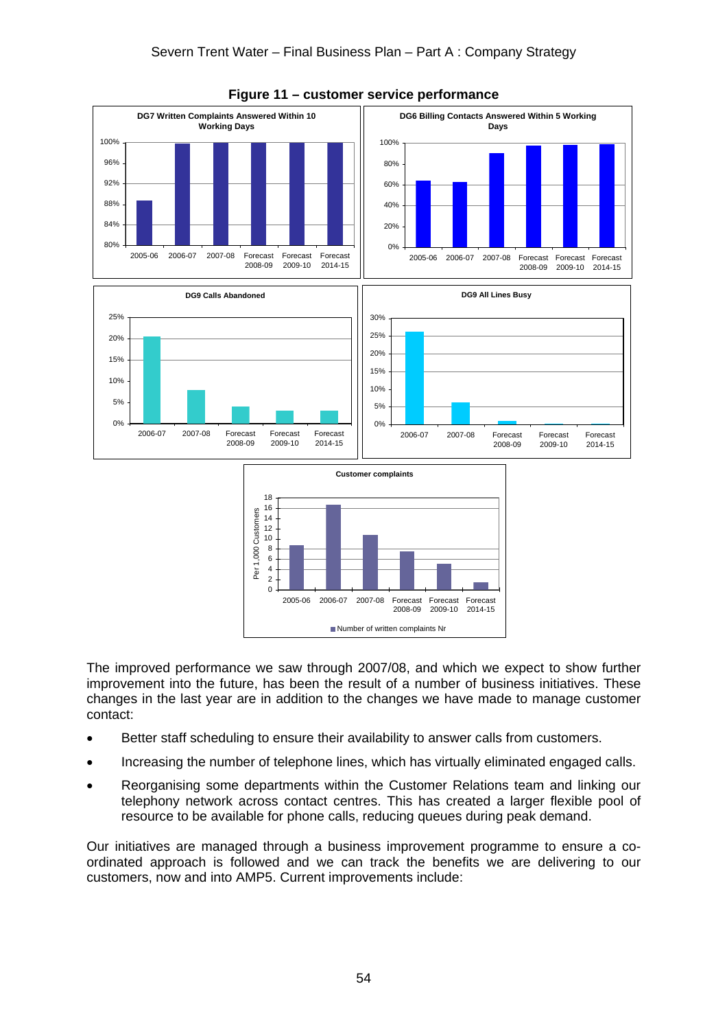**Figure 11 – customer service performance**

The improved performance we saw through 2007/08, and which we expect to show further improvement into the future, has been the result of a number of business initiatives. These changes in the last year are in addition to the changes we have made to manage customer contact:

- Better staff scheduling to ensure their availability to answer calls from customers.
- Increasing the number of telephone lines, which has virtually eliminated engaged calls.
- Reorganising some departments within the Customer Relations team and linking our telephony network across contact centres. This has created a larger flexible pool of resource to be available for phone calls, reducing queues during peak demand.

Our initiatives are managed through a business improvement programme to ensure a co-ordinated approach is followed and we can track the benefits we are delivering to our customers, now and into AMP5. Current improvements include: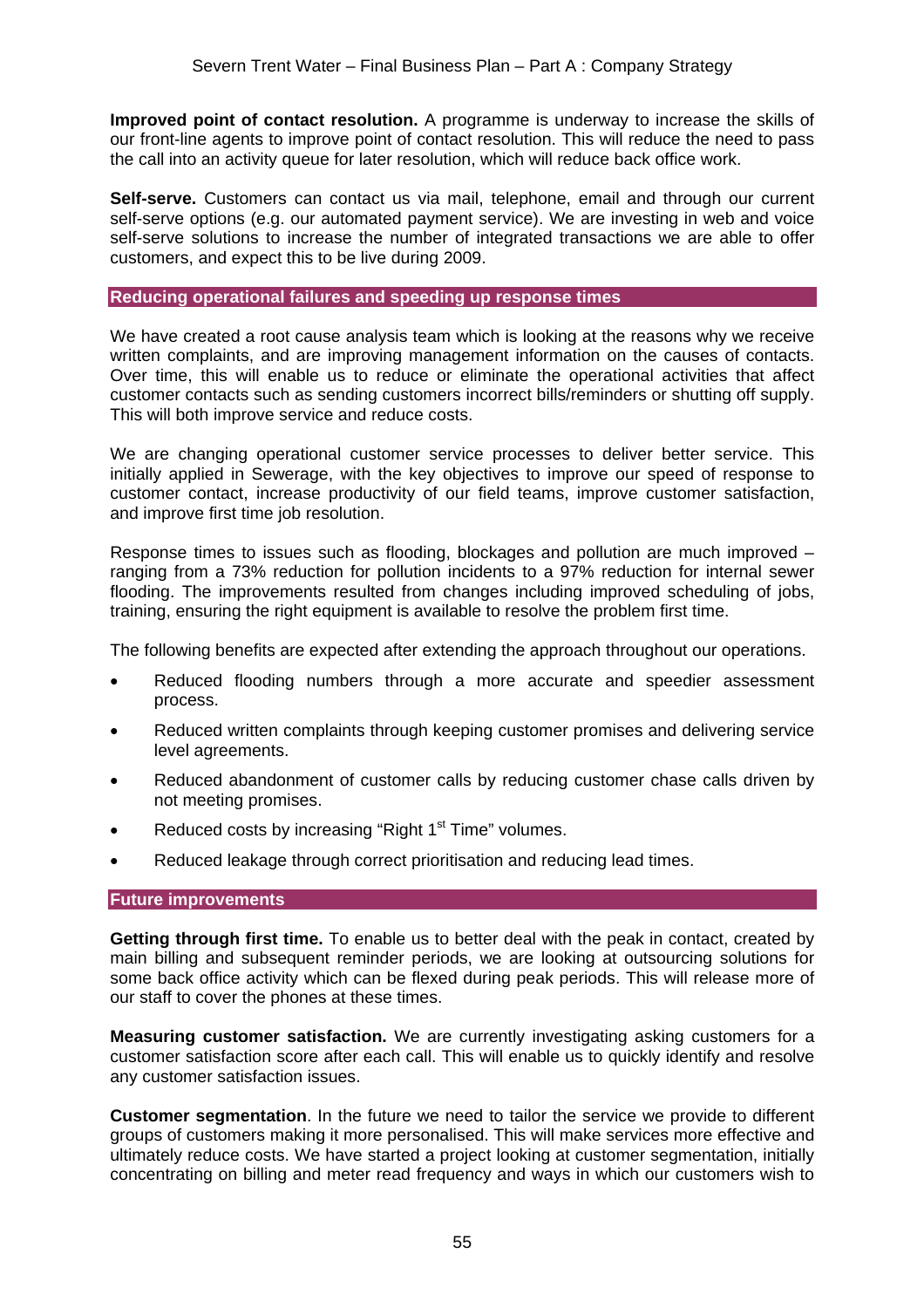**Improved point of contact resolution.** A programme is underway to increase the skills of our front-line agents to improve point of contact resolution. This will reduce the need to pass the call into an activity queue for later resolution, which will reduce back office work.

**Self-serve.** Customers can contact us via mail, telephone, email and through our current self-serve options (e.g. our automated payment service). We are investing in web and voice self-serve solutions to increase the number of integrated transactions we are able to offer customers, and expect this to be live during 2009.

### Reducing operational failures and speeding up response times

We have created a root cause analysis team which is looking at the reasons why we receive written complaints, and are improving management information on the causes of contacts. Over time, this will enable us to reduce or eliminate the operational activities that affect customer contacts such as sending customers incorrect bills/reminders or shutting off supply. This will both improve service and reduce costs.

We are changing operational customer service processes to deliver better service. This initially applied in Sewerage, with the key objectives to improve our speed of response to customer contact, increase productivity of our field teams, improve customer satisfaction, and improve first time job resolution.

Response times to issues such as flooding, blockages and pollution are much improved – ranging from a 73% reduction for pollution incidents to a 97% reduction for internal sewer flooding. The improvements resulted from changes including improved scheduling of jobs, training, ensuring the right equipment is available to resolve the problem first time.

The following benefits are expected after extending the approach throughout our operations.

- Reduced flooding numbers through a more accurate and speedier assessment process.
- Reduced written complaints through keeping customer promises and delivering service level agreements.
- Reduced abandonment of customer calls by reducing customer chase calls driven by not meeting promises.
- Reduced costs by increasing "Right 1st Time" volumes.
- Reduced leakage through correct prioritisation and reducing lead times.

### Future improvements

**Getting through first time.** To enable us to better deal with the peak in contact, created by main billing and subsequent reminder periods, we are looking at outsourcing solutions for some back office activity which can be flexed during peak periods. This will release more of our staff to cover the phones at these times.

**Measuring customer satisfaction.** We are currently investigating asking customers for a customer satisfaction score after each call. This will enable us to quickly identify and resolve any customer satisfaction issues.

**Customer segmentation**. In the future we need to tailor the service we provide to different groups of customers making it more personalised. This will make services more effective and ultimately reduce costs. We have started a project looking at customer segmentation, initially concentrating on billing and meter read frequency and ways in which our customers wish to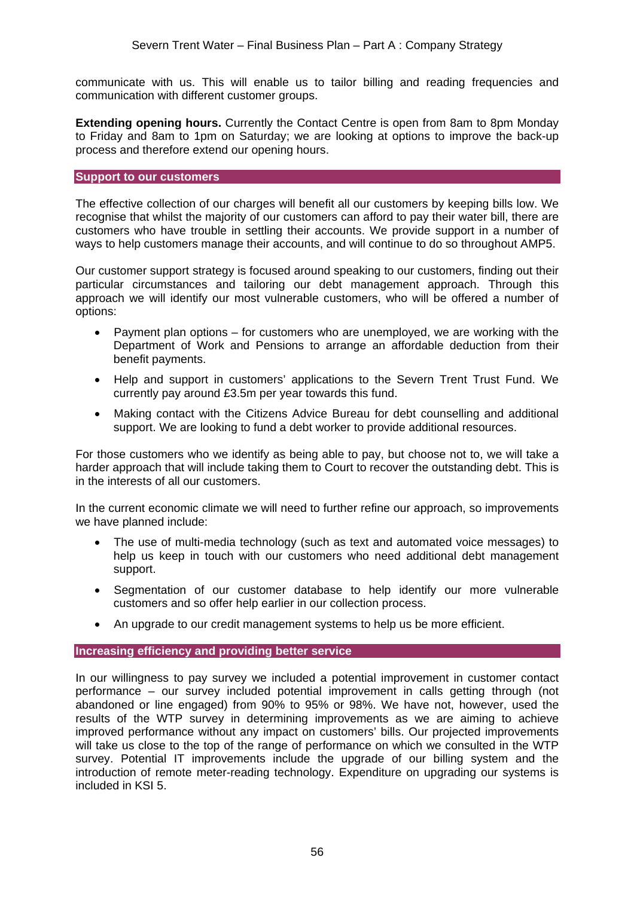communicate with us. This will enable us to tailor billing and reading frequencies and communication with different customer groups.

**Extending opening hours.** Currently the Contact Centre is open from 8am to 8pm Monday to Friday and 8am to 1pm on Saturday; we are looking at options to improve the back-up process and therefore extend our opening hours.

## Support to our customers

The effective collection of our charges will benefit all our customers by keeping bills low. We recognise that whilst the majority of our customers can afford to pay their water bill, there are customers who have trouble in settling their accounts. We provide support in a number of ways to help customers manage their accounts, and will continue to do so throughout AMP5.

Our customer support strategy is focused around speaking to our customers, finding out their particular circumstances and tailoring our debt management approach. Through this approach we will identify our most vulnerable customers, who will be offered a number of options:

- Payment plan options – for customers who are unemployed, we are working with the Department of Work and Pensions to arrange an affordable deduction from their benefit payments.
- Help and support in customers' applications to the Severn Trent Trust Fund. We currently pay around £3.5m per year towards this fund.
- Making contact with the Citizens Advice Bureau for debt counselling and additional support. We are looking to fund a debt worker to provide additional resources.

For those customers who we identify as being able to pay, but choose not to, we will take a harder approach that will include taking them to Court to recover the outstanding debt. This is in the interests of all our customers.

In the current economic climate we will need to further refine our approach, so improvements we have planned include:

- The use of multi-media technology (such as text and automated voice messages) to help us keep in touch with our customers who need additional debt management support.
- Segmentation of our customer database to help identify our more vulnerable customers and so offer help earlier in our collection process.
- An upgrade to our credit management systems to help us be more efficient.

## Increasing efficiency and providing better service

In our willingness to pay survey we included a potential improvement in customer contact performance – our survey included potential improvement in calls getting through (not abandoned or line engaged) from 90% to 95% or 98%. We have not, however, used the results of the WTP survey in determining improvements as we are aiming to achieve improved performance without any impact on customers' bills. Our projected improvements will take us close to the top of the range of performance on which we consulted in the WTP survey. Potential IT improvements include the upgrade of our billing system and the introduction of remote meter-reading technology. Expenditure on upgrading our systems is included in KSI 5.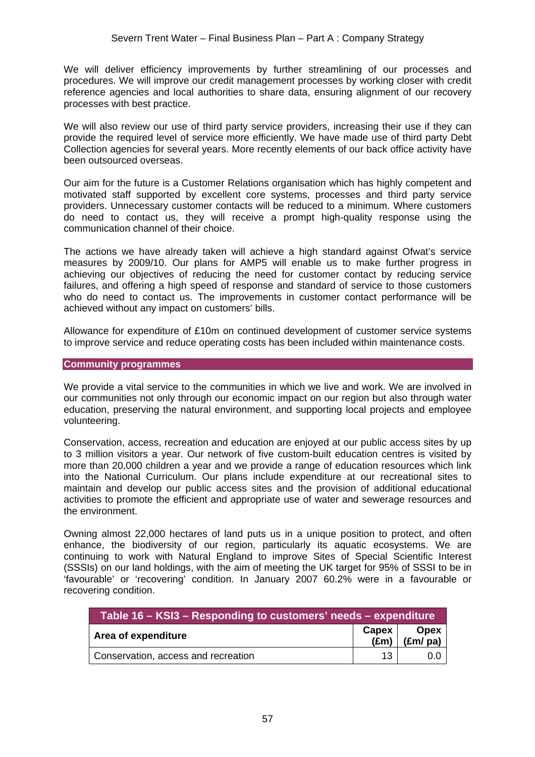We will deliver efficiency improvements by further streamlining of our processes and procedures. We will improve our credit management processes by working closer with credit reference agencies and local authorities to share data, ensuring alignment of our recovery processes with best practice.

We will also review our use of third party service providers, increasing their use if they can provide the required level of service more efficiently. We have made use of third party Debt Collection agencies for several years. More recently elements of our back office activity have been outsourced overseas.

Our aim for the future is a Customer Relations organisation which has highly competent and motivated staff supported by excellent core systems, processes and third party service providers. Unnecessary customer contacts will be reduced to a minimum. Where customers do need to contact us, they will receive a prompt high-quality response using the communication channel of their choice.

The actions we have already taken will achieve a high standard against Ofwat's service measures by 2009/10. Our plans for AMP5 will enable us to make further progress in achieving our objectives of reducing the need for customer contact by reducing service failures, and offering a high speed of response and standard of service to those customers who do need to contact us. The improvements in customer contact performance will be achieved without any impact on customers' bills.

Allowance for expenditure of £10m on continued development of customer service systems to improve service and reduce operating costs has been included within maintenance costs.

## Community programmes

We provide a vital service to the communities in which we live and work. We are involved in our communities not only through our economic impact on our region but also through water education, preserving the natural environment, and supporting local projects and employee volunteering.

Conservation, access, recreation and education are enjoyed at our public access sites by up to 3 million visitors a year. Our network of five custom-built education centres is visited by more than 20,000 children a year and we provide a range of education resources which link into the National Curriculum. Our plans include expenditure at our recreational sites to maintain and develop our public access sites and the provision of additional educational activities to promote the efficient and appropriate use of water and sewerage resources and the environment.

Owning almost 22,000 hectares of land puts us in a unique position to protect, and often enhance, the biodiversity of our region, particularly its aquatic ecosystems. We are continuing to work with Natural England to improve Sites of Special Scientific Interest (SSSIs) on our land holdings, with the aim of meeting the UK target for 95% of SSSI to be in 'favourable' or 'recovering' condition. In January 2007 60.2% were in a favourable or recovering condition.

**Table 16 – KSI3 – Responding to customers' needs – expenditure**

| Area of expenditure | Capex (£m) | Opex (£m/ pa) |
|---|---|---|
| Conservation, access and recreation | 13 | 0.0 |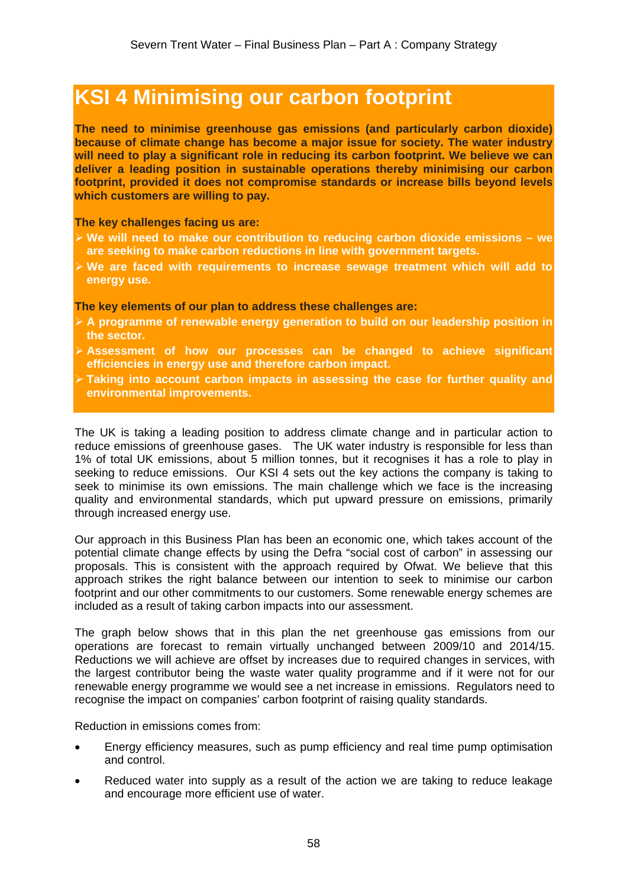# KSI 4 Minimising our carbon footprint

**The need to minimise greenhouse gas emissions (and particularly carbon dioxide) because of climate change has become a major issue for society. The water industry will need to play a significant role in reducing its carbon footprint. We believe we can deliver a leading position in sustainable operations thereby minimising our carbon footprint, provided it does not compromise standards or increase bills beyond levels which customers are willing to pay.**

**The key challenges facing us are:**

- **We will need to make our contribution to reducing carbon dioxide emissions – we are seeking to make carbon reductions in line with government targets.**
- **We are faced with requirements to increase sewage treatment which will add to energy use.**

**The key elements of our plan to address these challenges are:**

- **A programme of renewable energy generation to build on our leadership position in the sector.**
- **Assessment of how our processes can be changed to achieve significant efficiencies in energy use and therefore carbon impact.**
- **Taking into account carbon impacts in assessing the case for further quality and environmental improvements.**

The UK is taking a leading position to address climate change and in particular action to reduce emissions of greenhouse gases. The UK water industry is responsible for less than 1% of total UK emissions, about 5 million tonnes, but it recognises it has a role to play in seeking to reduce emissions. Our KSI 4 sets out the key actions the company is taking to seek to minimise its own emissions. The main challenge which we face is the increasing quality and environmental standards, which put upward pressure on emissions, primarily through increased energy use.

Our approach in this Business Plan has been an economic one, which takes account of the potential climate change effects by using the Defra "social cost of carbon" in assessing our proposals. This is consistent with the approach required by Ofwat. We believe that this approach strikes the right balance between our intention to seek to minimise our carbon footprint and our other commitments to our customers. Some renewable energy schemes are included as a result of taking carbon impacts into our assessment.

The graph below shows that in this plan the net greenhouse gas emissions from our operations are forecast to remain virtually unchanged between 2009/10 and 2014/15. Reductions we will achieve are offset by increases due to required changes in services, with the largest contributor being the waste water quality programme and if it were not for our renewable energy programme we would see a net increase in emissions. Regulators need to recognise the impact on companies' carbon footprint of raising quality standards.

Reduction in emissions comes from:

- Energy efficiency measures, such as pump efficiency and real time pump optimisation and control.
- Reduced water into supply as a result of the action we are taking to reduce leakage and encourage more efficient use of water.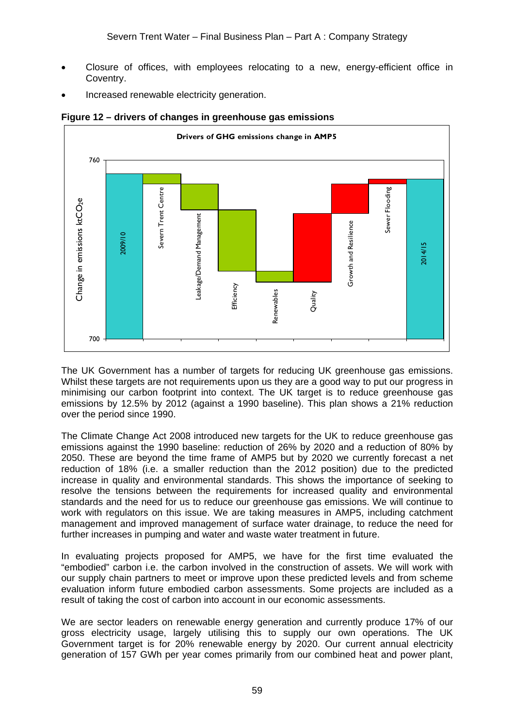- Closure of offices, with employees relocating to a new, energy-efficient office in Coventry.
- Increased renewable electricity generation.

**Figure 12 – drivers of changes in greenhouse gas emissions**

The UK Government has a number of targets for reducing UK greenhouse gas emissions. Whilst these targets are not requirements upon us they are a good way to put our progress in minimising our carbon footprint into context. The UK target is to reduce greenhouse gas emissions by 12.5% by 2012 (against a 1990 baseline). This plan shows a 21% reduction over the period since 1990.

The Climate Change Act 2008 introduced new targets for the UK to reduce greenhouse gas emissions against the 1990 baseline: reduction of 26% by 2020 and a reduction of 80% by 2050. These are beyond the time frame of AMP5 but by 2020 we currently forecast a net reduction of 18% (i.e. a smaller reduction than the 2012 position) due to the predicted increase in quality and environmental standards. This shows the importance of seeking to resolve the tensions between the requirements for increased quality and environmental standards and the need for us to reduce our greenhouse gas emissions. We will continue to work with regulators on this issue. We are taking measures in AMP5, including catchment management and improved management of surface water drainage, to reduce the need for further increases in pumping and water and waste water treatment in future.

In evaluating projects proposed for AMP5, we have for the first time evaluated the "embodied" carbon i.e. the carbon involved in the construction of assets. We will work with our supply chain partners to meet or improve upon these predicted levels and from scheme evaluation inform future embodied carbon assessments. Some projects are included as a result of taking the cost of carbon into account in our economic assessments.

We are sector leaders on renewable energy generation and currently produce 17% of our gross electricity usage, largely utilising this to supply our own operations. The UK Government target is for 20% renewable energy by 2020. Our current annual electricity generation of 157 GWh per year comes primarily from our combined heat and power plant,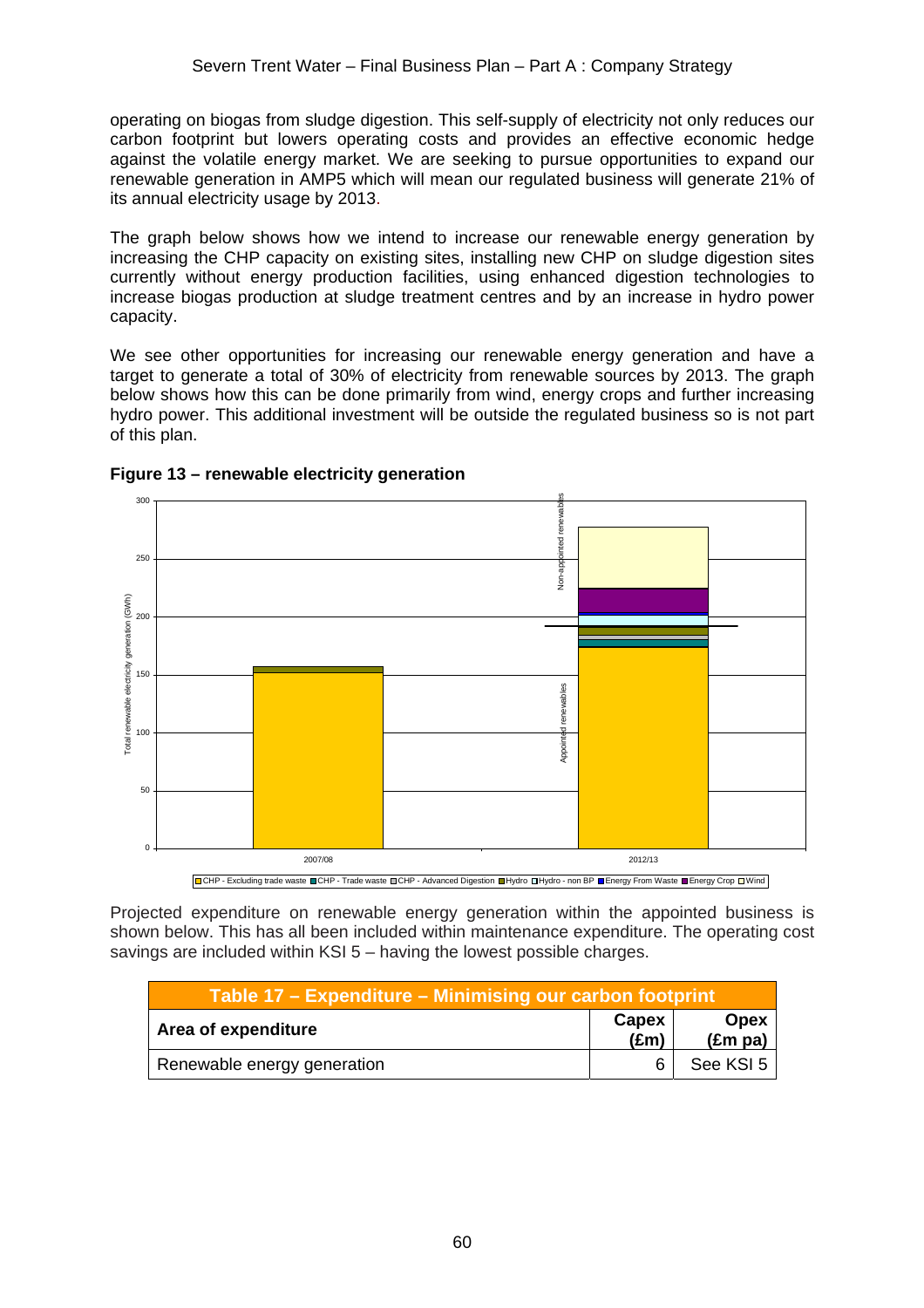operating on biogas from sludge digestion. This self-supply of electricity not only reduces our carbon footprint but lowers operating costs and provides an effective economic hedge against the volatile energy market. We are seeking to pursue opportunities to expand our renewable generation in AMP5 which will mean our regulated business will generate 21% of its annual electricity usage by 2013.

The graph below shows how we intend to increase our renewable energy generation by increasing the CHP capacity on existing sites, installing new CHP on sludge digestion sites currently without energy production facilities, using enhanced digestion technologies to increase biogas production at sludge treatment centres and by an increase in hydro power capacity.

We see other opportunities for increasing our renewable energy generation and have a target to generate a total of 30% of electricity from renewable sources by 2013. The graph below shows how this can be done primarily from wind, energy crops and further increasing hydro power. This additional investment will be outside the regulated business so is not part of this plan.

**Figure 13 – renewable electricity generation**

Projected expenditure on renewable energy generation within the appointed business is shown below. This has all been included within maintenance expenditure. The operating cost savings are included within KSI 5 – having the lowest possible charges.

| Table 17 – Expenditure – Minimising our carbon footprint | | |
|---|---|---|
| **Area of expenditure** | **Capex (£m)** | **Opex (£m pa)** |
| Renewable energy generation | 6 | See KSI 5 |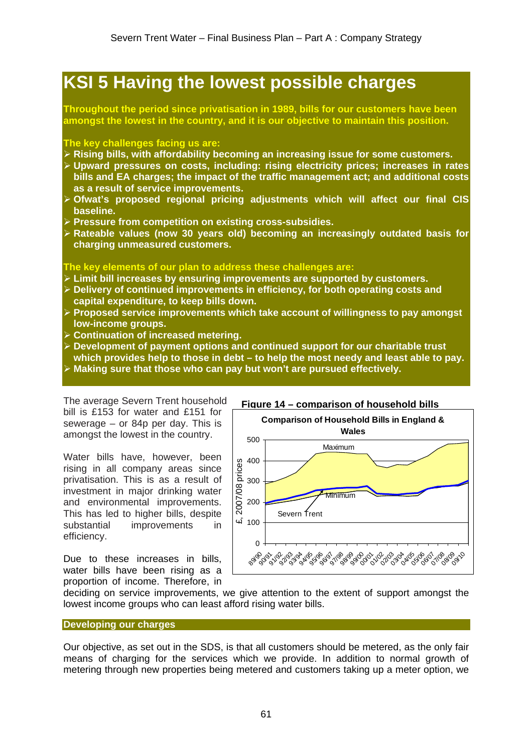# KSI 5 Having the lowest possible charges

**Throughout the period since privatisation in 1989, bills for our customers have been amongst the lowest in the country, and it is our objective to maintain this position.**

**The key challenges facing us are:**

- **Rising bills, with affordability becoming an increasing issue for some customers.**
- **Upward pressures on costs, including: rising electricity prices; increases in rates bills and EA charges; the impact of the traffic management act; and additional costs as a result of service improvements.**
- **Ofwat's proposed regional pricing adjustments which will affect our final CIS baseline.**
- **Pressure from competition on existing cross-subsidies.**
- **Rateable values (now 30 years old) becoming an increasingly outdated basis for charging unmeasured customers.**

**The key elements of our plan to address these challenges are:**

- **Limit bill increases by ensuring improvements are supported by customers.**
- **Delivery of continued improvements in efficiency, for both operating costs and capital expenditure, to keep bills down.**
- **Proposed service improvements which take account of willingness to pay amongst low-income groups.**
- **Continuation of increased metering.**
- **Development of payment options and continued support for our charitable trust which provides help to those in debt – to help the most needy and least able to pay.**
- **Making sure that those who can pay but won't are pursued effectively.**

The average Severn Trent household bill is £153 for water and £151 for sewerage – or 84p per day. This is amongst the lowest in the country.

Water bills have, however, been rising in all company areas since privatisation. This is as a result of investment in major drinking water and environmental improvements. This has led to higher bills, despite substantial improvements in efficiency.

Due to these increases in bills, water bills have been rising as a proportion of income. Therefore, in deciding on service improvements, we give attention to the extent of support amongst the lowest income groups who can least afford rising water bills.

**Figure 14 – comparison of household bills**

## Developing our charges

Our objective, as set out in the SDS, is that all customers should be metered, as the only fair means of charging for the services which we provide. In addition to normal growth of metering through new properties being metered and customers taking up a meter option, we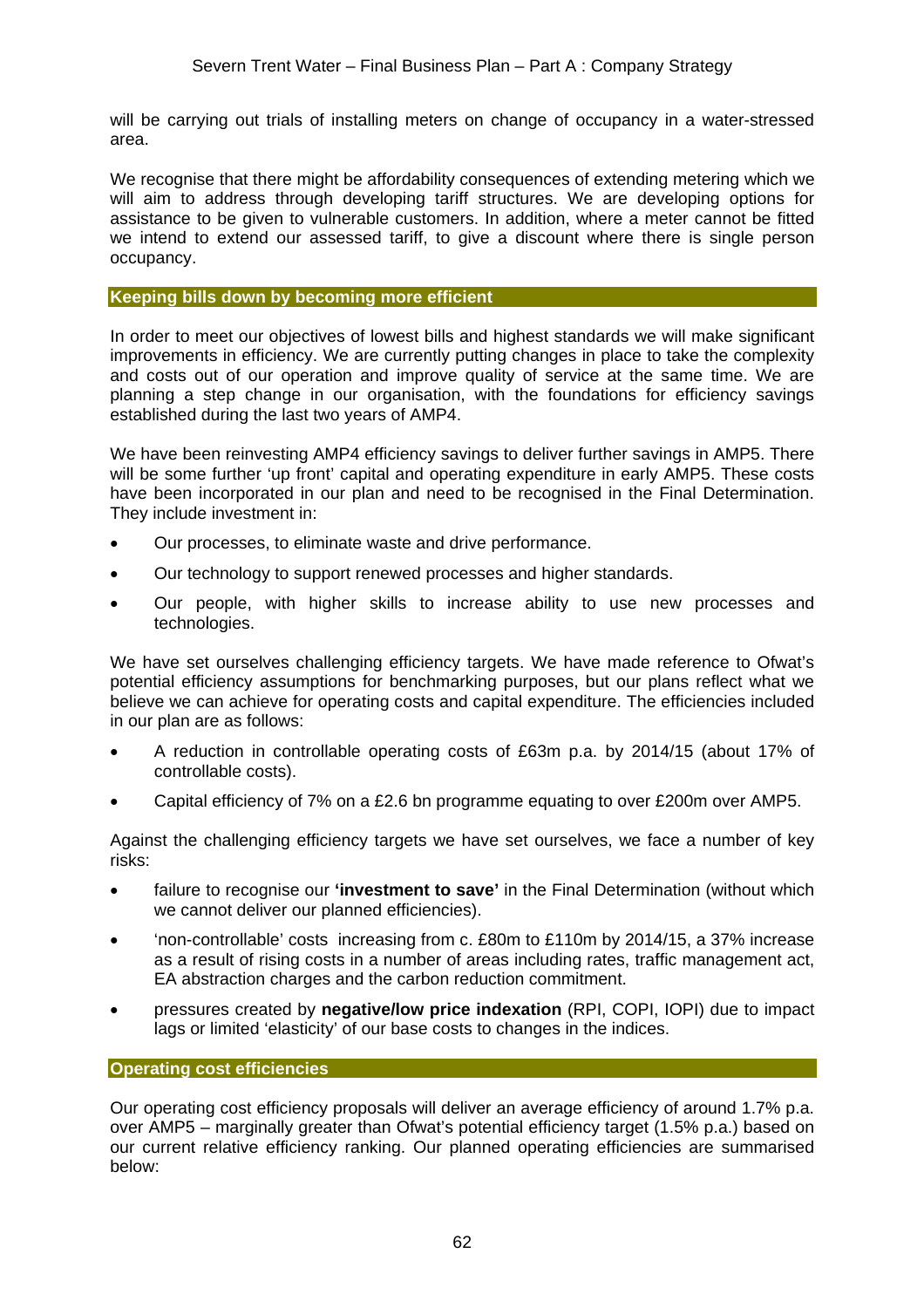will be carrying out trials of installing meters on change of occupancy in a water-stressed area.

We recognise that there might be affordability consequences of extending metering which we will aim to address through developing tariff structures. We are developing options for assistance to be given to vulnerable customers. In addition, where a meter cannot be fitted we intend to extend our assessed tariff, to give a discount where there is single person occupancy.

## Keeping bills down by becoming more efficient

In order to meet our objectives of lowest bills and highest standards we will make significant improvements in efficiency. We are currently putting changes in place to take the complexity and costs out of our operation and improve quality of service at the same time. We are planning a step change in our organisation, with the foundations for efficiency savings established during the last two years of AMP4.

We have been reinvesting AMP4 efficiency savings to deliver further savings in AMP5. There will be some further 'up front' capital and operating expenditure in early AMP5. These costs have been incorporated in our plan and need to be recognised in the Final Determination. They include investment in:

- Our processes, to eliminate waste and drive performance.
- Our technology to support renewed processes and higher standards.
- Our people, with higher skills to increase ability to use new processes and technologies.

We have set ourselves challenging efficiency targets. We have made reference to Ofwat's potential efficiency assumptions for benchmarking purposes, but our plans reflect what we believe we can achieve for operating costs and capital expenditure. The efficiencies included in our plan are as follows:

- A reduction in controllable operating costs of £63m p.a. by 2014/15 (about 17% of controllable costs).
- Capital efficiency of 7% on a £2.6 bn programme equating to over £200m over AMP5.

Against the challenging efficiency targets we have set ourselves, we face a number of key risks:

- failure to recognise our **'investment to save'** in the Final Determination (without which we cannot deliver our planned efficiencies).
- 'non-controllable' costs increasing from c. £80m to £110m by 2014/15, a 37% increase as a result of rising costs in a number of areas including rates, traffic management act, EA abstraction charges and the carbon reduction commitment.
- pressures created by **negative/low price indexation** (RPI, COPI, IOPI) due to impact lags or limited 'elasticity' of our base costs to changes in the indices.

## Operating cost efficiencies

Our operating cost efficiency proposals will deliver an average efficiency of around 1.7% p.a. over AMP5 – marginally greater than Ofwat's potential efficiency target (1.5% p.a.) based on our current relative efficiency ranking. Our planned operating efficiencies are summarised below: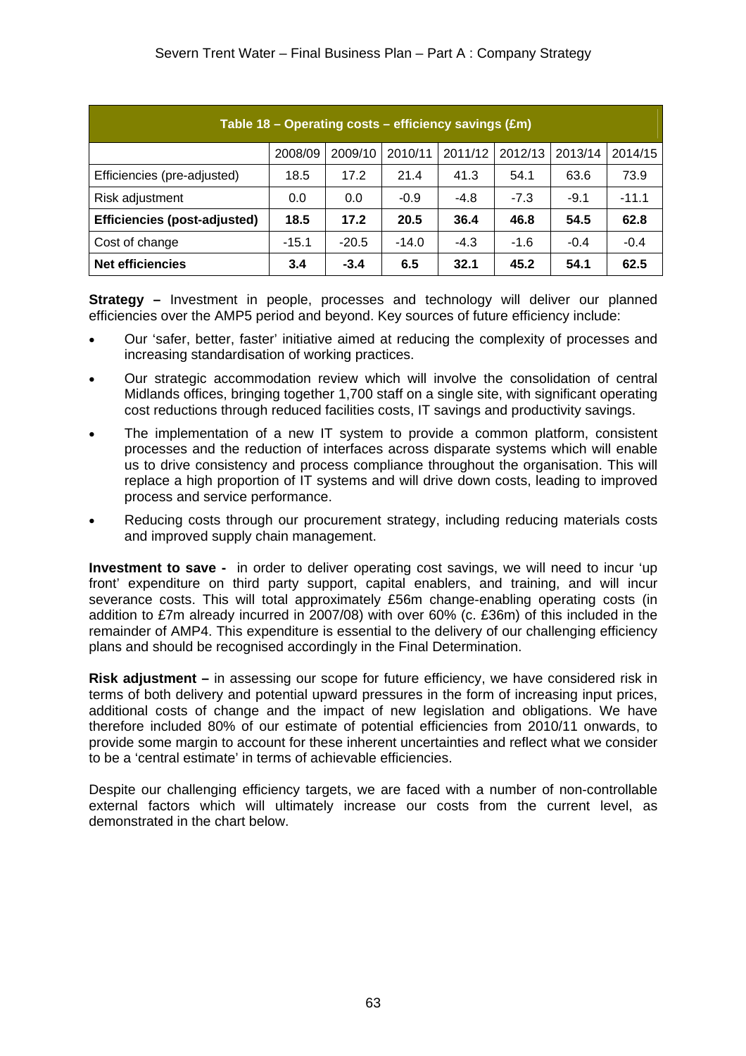| Table 18 – Operating costs – efficiency savings (£m) | | | | | | | |
|---|---|---|---|---|---|---|---|
| | 2008/09 | 2009/10 | 2010/11 | 2011/12 | 2012/13 | 2013/14 | 2014/15 |
| Efficiencies (pre-adjusted) | 18.5 | 17.2 | 21.4 | 41.3 | 54.1 | 63.6 | 73.9 |
| Risk adjustment | 0.0 | 0.0 | -0.9 | -4.8 | -7.3 | -9.1 | -11.1 |
| **Efficiencies (post-adjusted)** | **18.5** | **17.2** | **20.5** | **36.4** | **46.8** | **54.5** | **62.8** |
| Cost of change | -15.1 | -20.5 | -14.0 | -4.3 | -1.6 | -0.4 | -0.4 |
| **Net efficiencies** | **3.4** | **-3.4** | **6.5** | **32.1** | **45.2** | **54.1** | **62.5** |

**Strategy –** Investment in people, processes and technology will deliver our planned efficiencies over the AMP5 period and beyond. Key sources of future efficiency include:

- Our 'safer, better, faster' initiative aimed at reducing the complexity of processes and increasing standardisation of working practices.
- Our strategic accommodation review which will involve the consolidation of central Midlands offices, bringing together 1,700 staff on a single site, with significant operating cost reductions through reduced facilities costs, IT savings and productivity savings.
- The implementation of a new IT system to provide a common platform, consistent processes and the reduction of interfaces across disparate systems which will enable us to drive consistency and process compliance throughout the organisation. This will replace a high proportion of IT systems and will drive down costs, leading to improved process and service performance.
- Reducing costs through our procurement strategy, including reducing materials costs and improved supply chain management.

**Investment to save -** in order to deliver operating cost savings, we will need to incur 'up front' expenditure on third party support, capital enablers, and training, and will incur severance costs. This will total approximately £56m change-enabling operating costs (in addition to £7m already incurred in 2007/08) with over 60% (c. £36m) of this included in the remainder of AMP4. This expenditure is essential to the delivery of our challenging efficiency plans and should be recognised accordingly in the Final Determination.

**Risk adjustment –** in assessing our scope for future efficiency, we have considered risk in terms of both delivery and potential upward pressures in the form of increasing input prices, additional costs of change and the impact of new legislation and obligations. We have therefore included 80% of our estimate of potential efficiencies from 2010/11 onwards, to provide some margin to account for these inherent uncertainties and reflect what we consider to be a 'central estimate' in terms of achievable efficiencies.

Despite our challenging efficiency targets, we are faced with a number of non-controllable external factors which will ultimately increase our costs from the current level, as demonstrated in the chart below.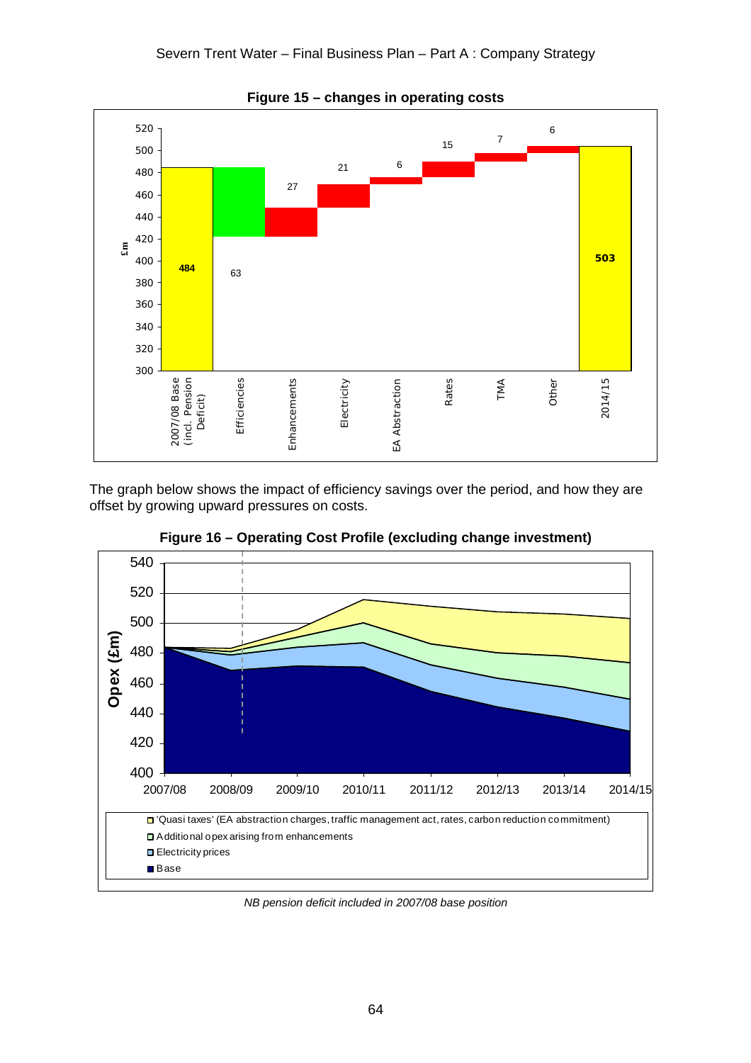**Figure 15 – changes in operating costs**

The graph below shows the impact of efficiency savings over the period, and how they are offset by growing upward pressures on costs.

**Figure 16 – Operating Cost Profile (excluding change investment)**

*NB pension deficit included in 2007/08 base position*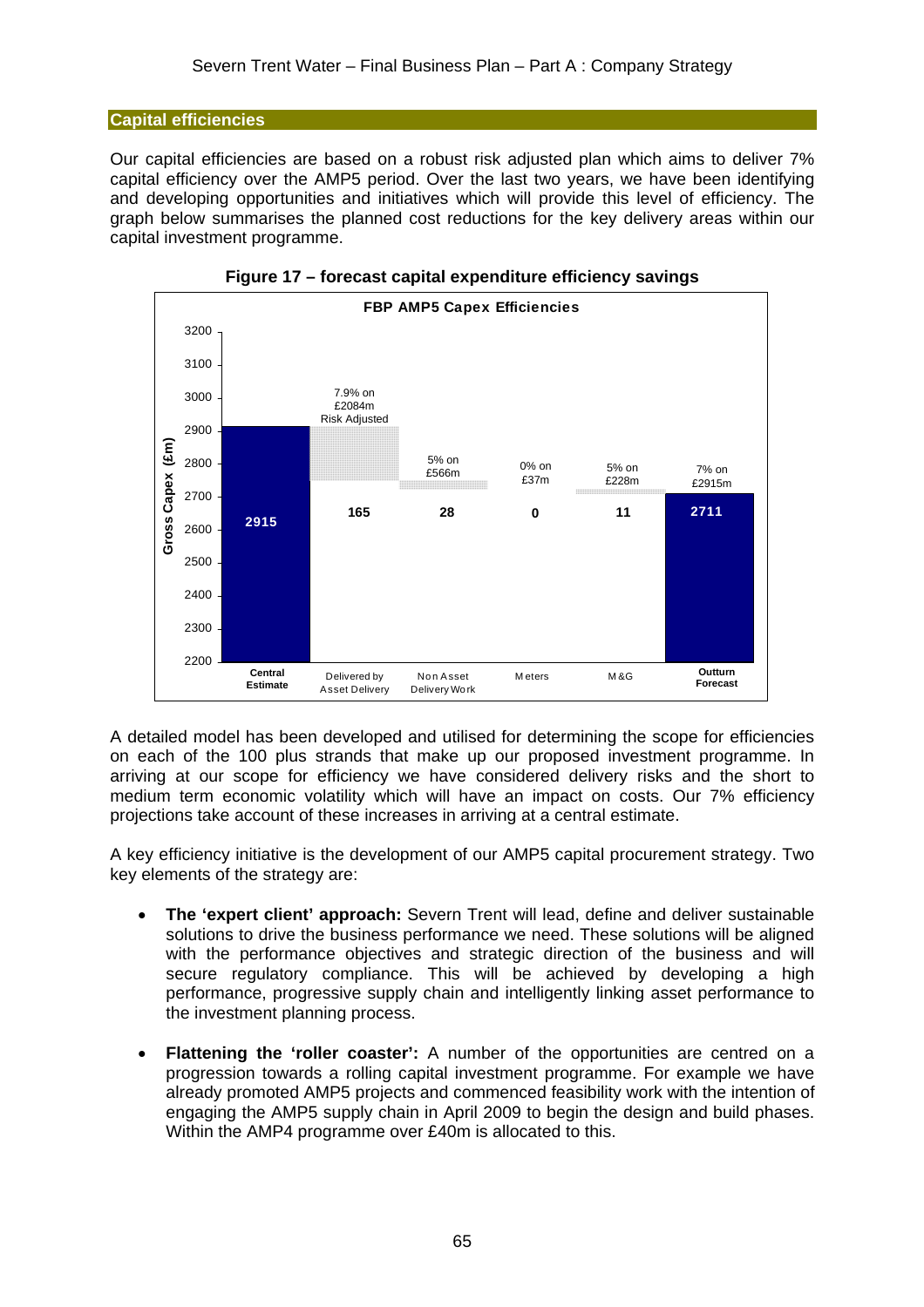## Capital efficiencies

Our capital efficiencies are based on a robust risk adjusted plan which aims to deliver 7% capital efficiency over the AMP5 period. Over the last two years, we have been identifying and developing opportunities and initiatives which will provide this level of efficiency. The graph below summarises the planned cost reductions for the key delivery areas within our capital investment programme.

**Figure 17 – forecast capital expenditure efficiency savings**

| | Central Estimate | Delivered by Asset Delivery | Non Asset Delivery Work | Meters | M&G | Outturn Forecast |
|---|---|---|---|---|---|---|
| Basis | | 7.9% on £2084m Risk Adjusted | 5% on £566m | 0% on £37m | 5% on £228m | 7% on £2915m |
| Gross Capex (£m) | 2915 | 165 | 28 | 0 | 11 | 2711 |

A detailed model has been developed and utilised for determining the scope for efficiencies on each of the 100 plus strands that make up our proposed investment programme. In arriving at our scope for efficiency we have considered delivery risks and the short to medium term economic volatility which will have an impact on costs. Our 7% efficiency projections take account of these increases in arriving at a central estimate.

A key efficiency initiative is the development of our AMP5 capital procurement strategy. Two key elements of the strategy are:

- **The 'expert client' approach:** Severn Trent will lead, define and deliver sustainable solutions to drive the business performance we need. These solutions will be aligned with the performance objectives and strategic direction of the business and will secure regulatory compliance. This will be achieved by developing a high performance, progressive supply chain and intelligently linking asset performance to the investment planning process.

- **Flattening the 'roller coaster':** A number of the opportunities are centred on a progression towards a rolling capital investment programme. For example we have already promoted AMP5 projects and commenced feasibility work with the intention of engaging the AMP5 supply chain in April 2009 to begin the design and build phases. Within the AMP4 programme over £40m is allocated to this.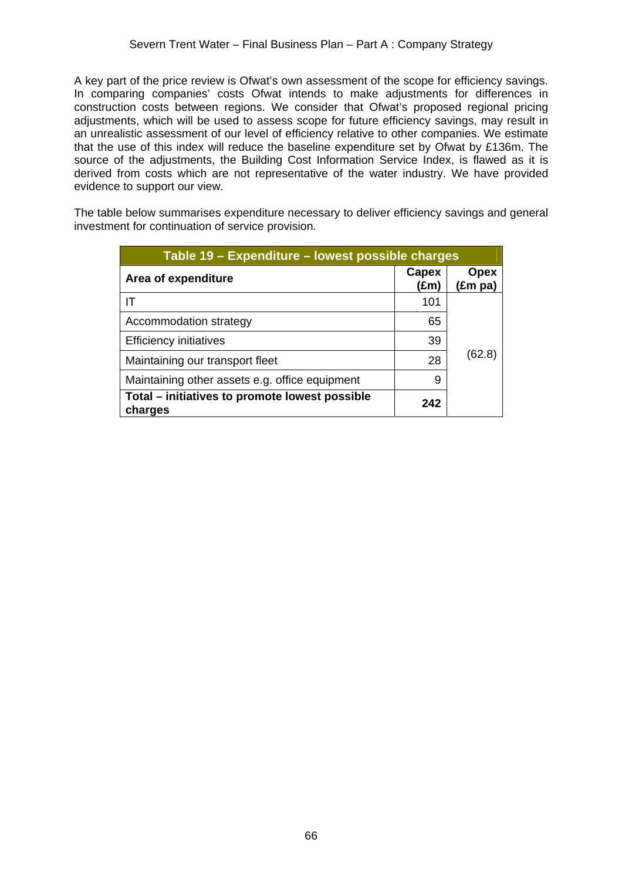A key part of the price review is Ofwat's own assessment of the scope for efficiency savings. In comparing companies' costs Ofwat intends to make adjustments for differences in construction costs between regions. We consider that Ofwat's proposed regional pricing adjustments, which will be used to assess scope for future efficiency savings, may result in an unrealistic assessment of our level of efficiency relative to other companies. We estimate that the use of this index will reduce the baseline expenditure set by Ofwat by £136m. The source of the adjustments, the Building Cost Information Service Index, is flawed as it is derived from costs which are not representative of the water industry. We have provided evidence to support our view.

The table below summarises expenditure necessary to deliver efficiency savings and general investment for continuation of service provision.

**Table 19 – Expenditure – lowest possible charges**

| Area of expenditure | Capex (£m) | Opex (£m pa) |
|---|---|---|
| IT | 101 | (62.8) |
| Accommodation strategy | 65 | |
| Efficiency initiatives | 39 | |
| Maintaining our transport fleet | 28 | |
| Maintaining other assets e.g. office equipment | 9 | |
| **Total – initiatives to promote lowest possible charges** | **242** | |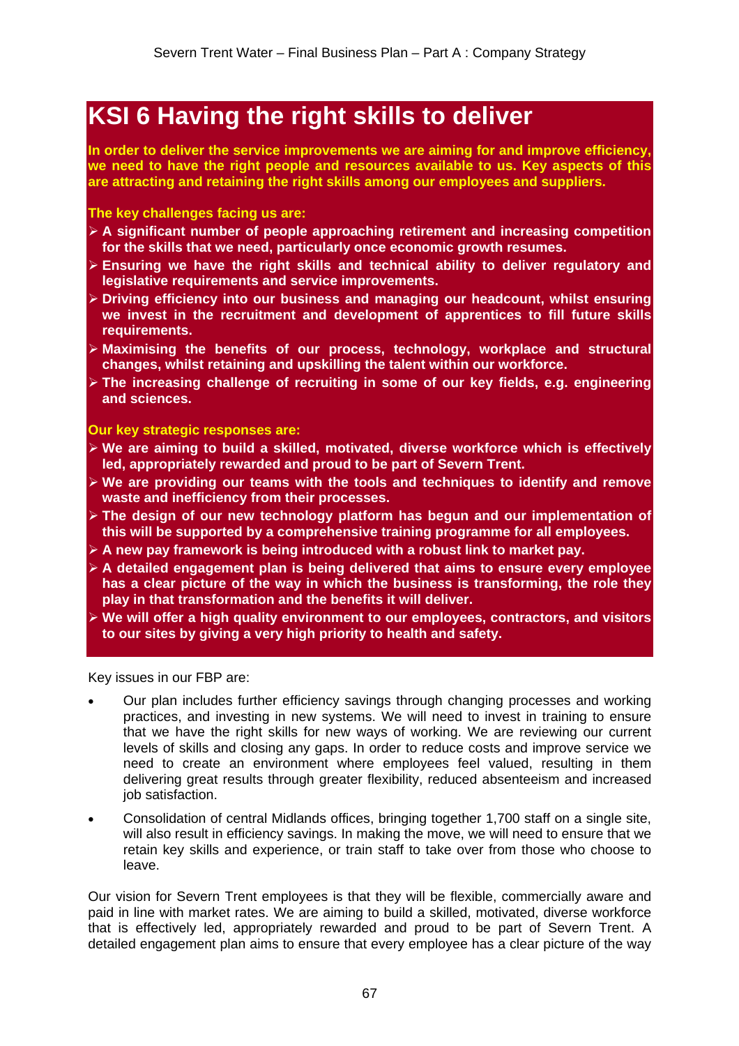# KSI 6 Having the right skills to deliver

**In order to deliver the service improvements we are aiming for and improve efficiency, we need to have the right people and resources available to us. Key aspects of this are attracting and retaining the right skills among our employees and suppliers.**

**The key challenges facing us are:**

- **A significant number of people approaching retirement and increasing competition for the skills that we need, particularly once economic growth resumes.**
- **Ensuring we have the right skills and technical ability to deliver regulatory and legislative requirements and service improvements.**
- **Driving efficiency into our business and managing our headcount, whilst ensuring we invest in the recruitment and development of apprentices to fill future skills requirements.**
- **Maximising the benefits of our process, technology, workplace and structural changes, whilst retaining and upskilling the talent within our workforce.**
- **The increasing challenge of recruiting in some of our key fields, e.g. engineering and sciences.**

**Our key strategic responses are:**

- **We are aiming to build a skilled, motivated, diverse workforce which is effectively led, appropriately rewarded and proud to be part of Severn Trent.**
- **We are providing our teams with the tools and techniques to identify and remove waste and inefficiency from their processes.**
- **The design of our new technology platform has begun and our implementation of this will be supported by a comprehensive training programme for all employees.**
- **A new pay framework is being introduced with a robust link to market pay.**
- **A detailed engagement plan is being delivered that aims to ensure every employee has a clear picture of the way in which the business is transforming, the role they play in that transformation and the benefits it will deliver.**
- **We will offer a high quality environment to our employees, contractors, and visitors to our sites by giving a very high priority to health and safety.**

Key issues in our FBP are:

- Our plan includes further efficiency savings through changing processes and working practices, and investing in new systems. We will need to invest in training to ensure that we have the right skills for new ways of working. We are reviewing our current levels of skills and closing any gaps. In order to reduce costs and improve service we need to create an environment where employees feel valued, resulting in them delivering great results through greater flexibility, reduced absenteeism and increased job satisfaction.
- Consolidation of central Midlands offices, bringing together 1,700 staff on a single site, will also result in efficiency savings. In making the move, we will need to ensure that we retain key skills and experience, or train staff to take over from those who choose to leave.

Our vision for Severn Trent employees is that they will be flexible, commercially aware and paid in line with market rates. We are aiming to build a skilled, motivated, diverse workforce that is effectively led, appropriately rewarded and proud to be part of Severn Trent. A detailed engagement plan aims to ensure that every employee has a clear picture of the way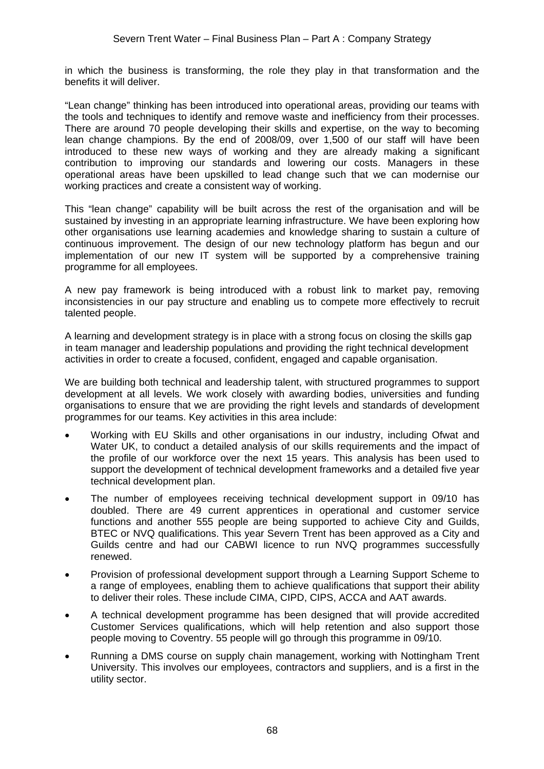in which the business is transforming, the role they play in that transformation and the benefits it will deliver.

"Lean change" thinking has been introduced into operational areas, providing our teams with the tools and techniques to identify and remove waste and inefficiency from their processes. There are around 70 people developing their skills and expertise, on the way to becoming lean change champions. By the end of 2008/09, over 1,500 of our staff will have been introduced to these new ways of working and they are already making a significant contribution to improving our standards and lowering our costs. Managers in these operational areas have been upskilled to lead change such that we can modernise our working practices and create a consistent way of working.

This "lean change" capability will be built across the rest of the organisation and will be sustained by investing in an appropriate learning infrastructure. We have been exploring how other organisations use learning academies and knowledge sharing to sustain a culture of continuous improvement. The design of our new technology platform has begun and our implementation of our new IT system will be supported by a comprehensive training programme for all employees.

A new pay framework is being introduced with a robust link to market pay, removing inconsistencies in our pay structure and enabling us to compete more effectively to recruit talented people.

A learning and development strategy is in place with a strong focus on closing the skills gap in team manager and leadership populations and providing the right technical development activities in order to create a focused, confident, engaged and capable organisation.

We are building both technical and leadership talent, with structured programmes to support development at all levels. We work closely with awarding bodies, universities and funding organisations to ensure that we are providing the right levels and standards of development programmes for our teams. Key activities in this area include:

- Working with EU Skills and other organisations in our industry, including Ofwat and Water UK, to conduct a detailed analysis of our skills requirements and the impact of the profile of our workforce over the next 15 years. This analysis has been used to support the development of technical development frameworks and a detailed five year technical development plan.
- The number of employees receiving technical development support in 09/10 has doubled. There are 49 current apprentices in operational and customer service functions and another 555 people are being supported to achieve City and Guilds, BTEC or NVQ qualifications. This year Severn Trent has been approved as a City and Guilds centre and had our CABWI licence to run NVQ programmes successfully renewed.
- Provision of professional development support through a Learning Support Scheme to a range of employees, enabling them to achieve qualifications that support their ability to deliver their roles. These include CIMA, CIPD, CIPS, ACCA and AAT awards.
- A technical development programme has been designed that will provide accredited Customer Services qualifications, which will help retention and also support those people moving to Coventry. 55 people will go through this programme in 09/10.
- Running a DMS course on supply chain management, working with Nottingham Trent University. This involves our employees, contractors and suppliers, and is a first in the utility sector.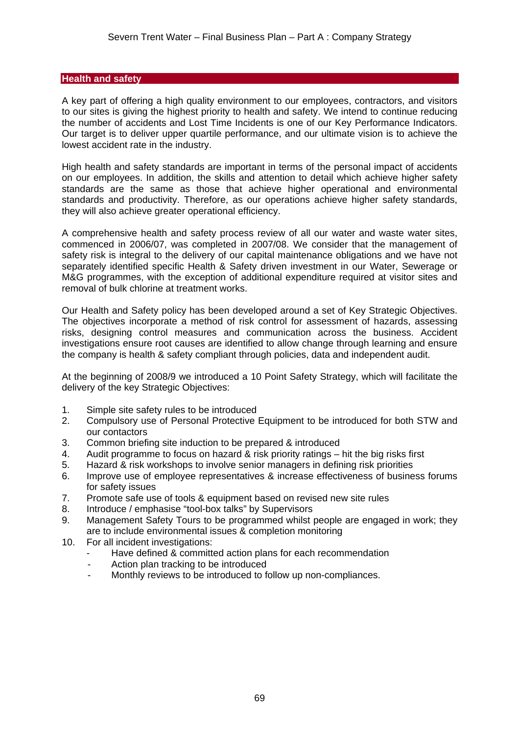## Health and safety

A key part of offering a high quality environment to our employees, contractors, and visitors to our sites is giving the highest priority to health and safety. We intend to continue reducing the number of accidents and Lost Time Incidents is one of our Key Performance Indicators. Our target is to deliver upper quartile performance, and our ultimate vision is to achieve the lowest accident rate in the industry.

High health and safety standards are important in terms of the personal impact of accidents on our employees. In addition, the skills and attention to detail which achieve higher safety standards are the same as those that achieve higher operational and environmental standards and productivity. Therefore, as our operations achieve higher safety standards, they will also achieve greater operational efficiency.

A comprehensive health and safety process review of all our water and waste water sites, commenced in 2006/07, was completed in 2007/08. We consider that the management of safety risk is integral to the delivery of our capital maintenance obligations and we have not separately identified specific Health & Safety driven investment in our Water, Sewerage or M&G programmes, with the exception of additional expenditure required at visitor sites and removal of bulk chlorine at treatment works.

Our Health and Safety policy has been developed around a set of Key Strategic Objectives. The objectives incorporate a method of risk control for assessment of hazards, assessing risks, designing control measures and communication across the business. Accident investigations ensure root causes are identified to allow change through learning and ensure the company is health & safety compliant through policies, data and independent audit.

At the beginning of 2008/9 we introduced a 10 Point Safety Strategy, which will facilitate the delivery of the key Strategic Objectives:

1. Simple site safety rules to be introduced
2. Compulsory use of Personal Protective Equipment to be introduced for both STW and our contactors
3. Common briefing site induction to be prepared & introduced
4. Audit programme to focus on hazard & risk priority ratings – hit the big risks first
5. Hazard & risk workshops to involve senior managers in defining risk priorities
6. Improve use of employee representatives & increase effectiveness of business forums for safety issues
7. Promote safe use of tools & equipment based on revised new site rules
8. Introduce / emphasise "tool-box talks" by Supervisors
9. Management Safety Tours to be programmed whilst people are engaged in work; they are to include environmental issues & completion monitoring
10. For all incident investigations:
    - Have defined & committed action plans for each recommendation
    - Action plan tracking to be introduced
    - Monthly reviews to be introduced to follow up non-compliances.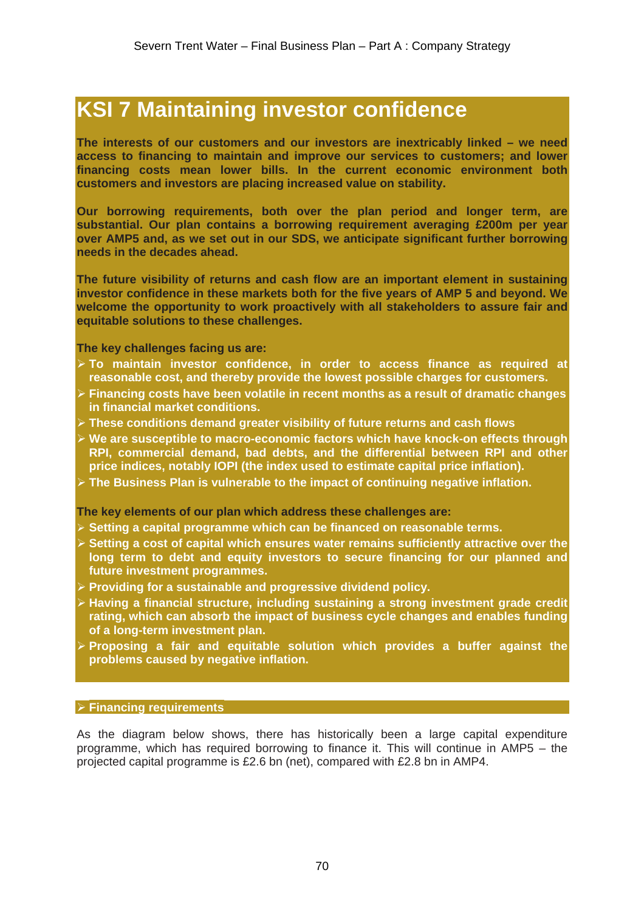# KSI 7 Maintaining investor confidence

**The interests of our customers and our investors are inextricably linked – we need access to financing to maintain and improve our services to customers; and lower financing costs mean lower bills. In the current economic environment both customers and investors are placing increased value on stability.**

**Our borrowing requirements, both over the plan period and longer term, are substantial. Our plan contains a borrowing requirement averaging £200m per year over AMP5 and, as we set out in our SDS, we anticipate significant further borrowing needs in the decades ahead.**

**The future visibility of returns and cash flow are an important element in sustaining investor confidence in these markets both for the five years of AMP 5 and beyond. We welcome the opportunity to work proactively with all stakeholders to assure fair and equitable solutions to these challenges.**

**The key challenges facing us are:**

- **To maintain investor confidence, in order to access finance as required at reasonable cost, and thereby provide the lowest possible charges for customers.**
- **Financing costs have been volatile in recent months as a result of dramatic changes in financial market conditions.**
- **These conditions demand greater visibility of future returns and cash flows**
- **We are susceptible to macro-economic factors which have knock-on effects through RPI, commercial demand, bad debts, and the differential between RPI and other price indices, notably IOPI (the index used to estimate capital price inflation).**
- **The Business Plan is vulnerable to the impact of continuing negative inflation.**

**The key elements of our plan which address these challenges are:**

- **Setting a capital programme which can be financed on reasonable terms.**
- **Setting a cost of capital which ensures water remains sufficiently attractive over the long term to debt and equity investors to secure financing for our planned and future investment programmes.**
- **Providing for a sustainable and progressive dividend policy.**
- **Having a financial structure, including sustaining a strong investment grade credit rating, which can absorb the impact of business cycle changes and enables funding of a long-term investment plan.**
- **Proposing a fair and equitable solution which provides a buffer against the problems caused by negative inflation.**

## Financing requirements

As the diagram below shows, there has historically been a large capital expenditure programme, which has required borrowing to finance it. This will continue in AMP5 – the projected capital programme is £2.6 bn (net), compared with £2.8 bn in AMP4.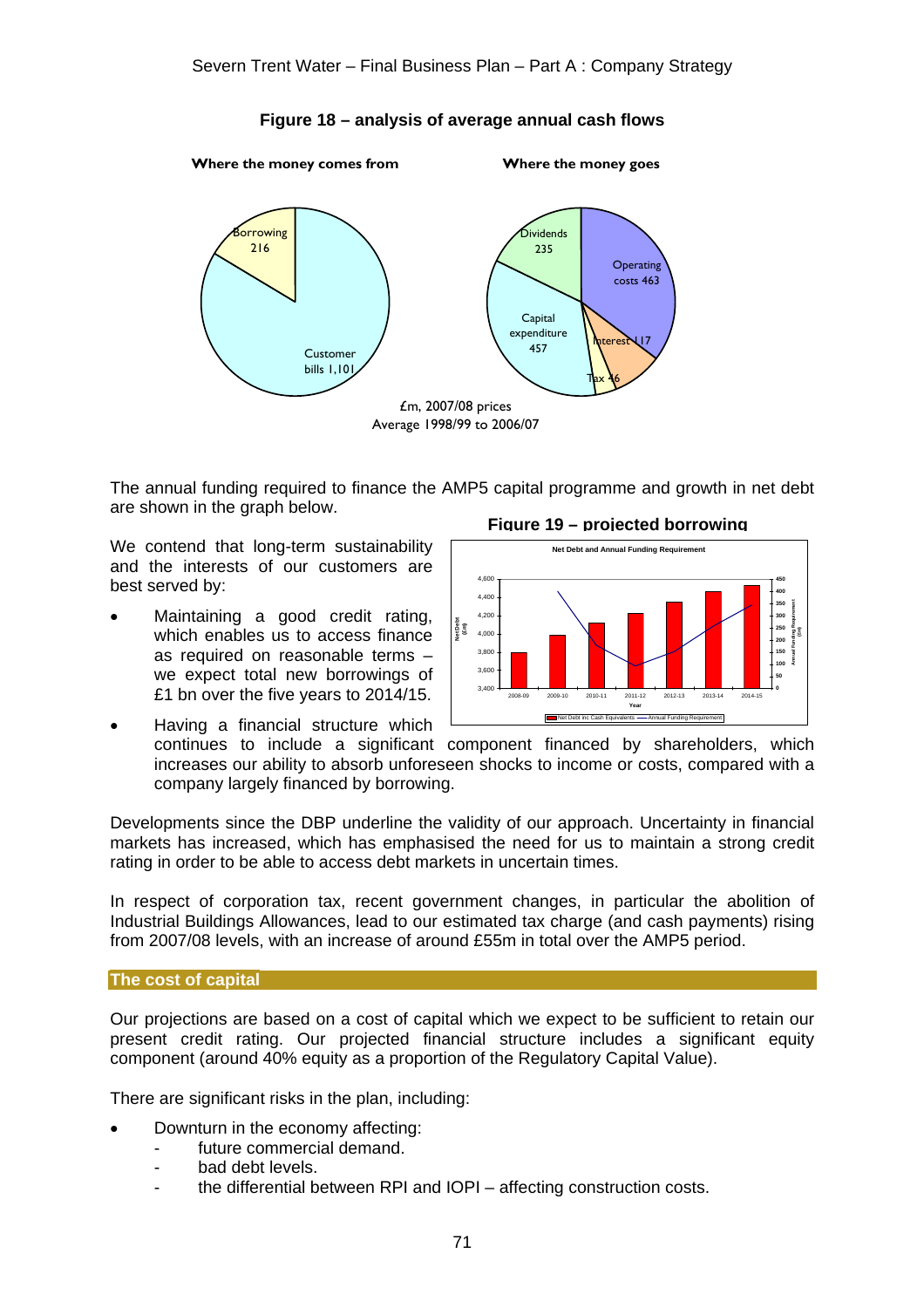**Figure 18 – analysis of average annual cash flows**

**Where the money comes from**

- Borrowing 216
- Customer bills 1,101

**Where the money goes**

- Dividends 235
- Operating costs 463
- Interest 117
- Tax 46
- Capital expenditure 457

£m, 2007/08 prices
Average 1998/99 to 2006/07

The annual funding required to finance the AMP5 capital programme and growth in net debt are shown in the graph below.

**Figure 19 – projected borrowing**

We contend that long-term sustainability and the interests of our customers are best served by:

- Maintaining a good credit rating, which enables us to access finance as required on reasonable terms – we expect total new borrowings of £1 bn over the five years to 2014/15.
- Having a financial structure which continues to include a significant component financed by shareholders, which increases our ability to absorb unforeseen shocks to income or costs, compared with a company largely financed by borrowing.

Developments since the DBP underline the validity of our approach. Uncertainty in financial markets has increased, which has emphasised the need for us to maintain a strong credit rating in order to be able to access debt markets in uncertain times.

In respect of corporation tax, recent government changes, in particular the abolition of Industrial Buildings Allowances, lead to our estimated tax charge (and cash payments) rising from 2007/08 levels, with an increase of around £55m in total over the AMP5 period.

## The cost of capital

Our projections are based on a cost of capital which we expect to be sufficient to retain our present credit rating. Our projected financial structure includes a significant equity component (around 40% equity as a proportion of the Regulatory Capital Value).

There are significant risks in the plan, including:

- Downturn in the economy affecting:
  - future commercial demand.
  - bad debt levels.
  - the differential between RPI and IOPI – affecting construction costs.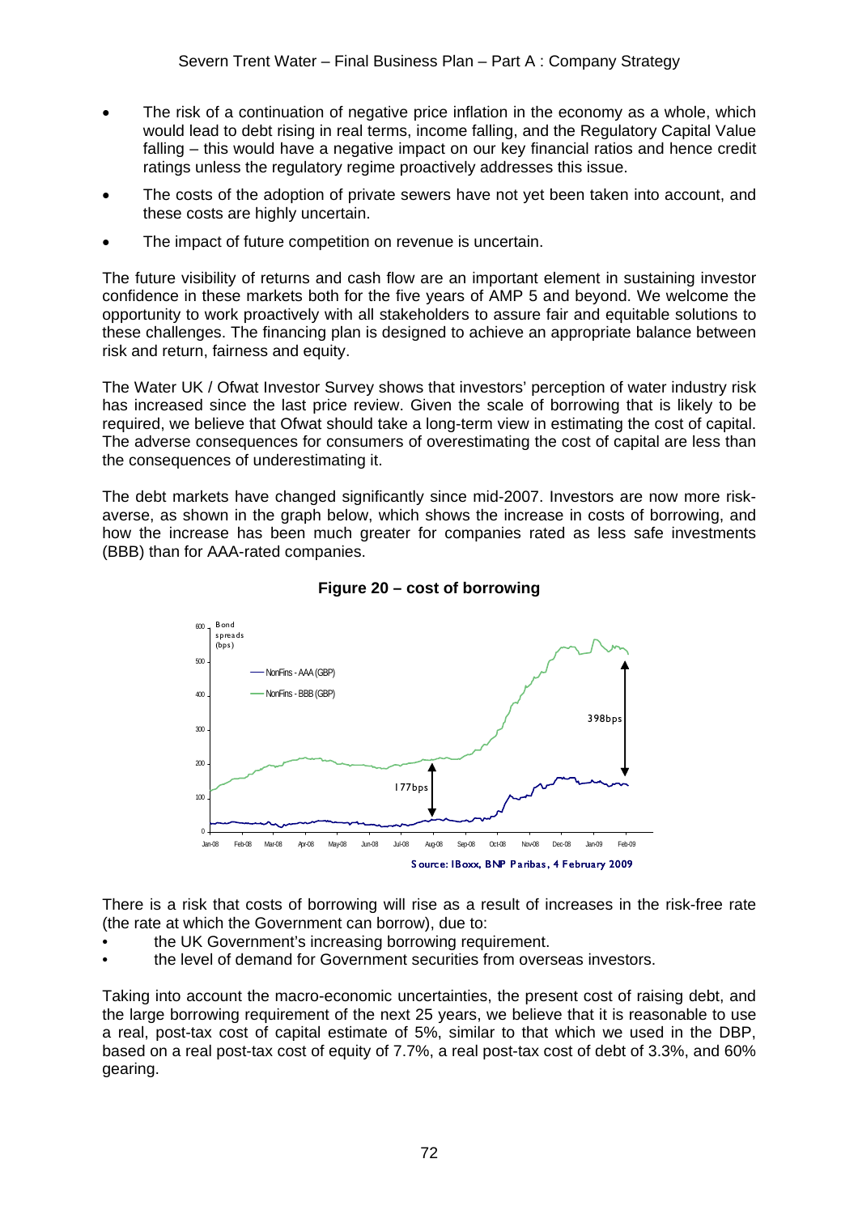- The risk of a continuation of negative price inflation in the economy as a whole, which would lead to debt rising in real terms, income falling, and the Regulatory Capital Value falling – this would have a negative impact on our key financial ratios and hence credit ratings unless the regulatory regime proactively addresses this issue.
- The costs of the adoption of private sewers have not yet been taken into account, and these costs are highly uncertain.
- The impact of future competition on revenue is uncertain.

The future visibility of returns and cash flow are an important element in sustaining investor confidence in these markets both for the five years of AMP 5 and beyond. We welcome the opportunity to work proactively with all stakeholders to assure fair and equitable solutions to these challenges. The financing plan is designed to achieve an appropriate balance between risk and return, fairness and equity.

The Water UK / Ofwat Investor Survey shows that investors' perception of water industry risk has increased since the last price review. Given the scale of borrowing that is likely to be required, we believe that Ofwat should take a long-term view in estimating the cost of capital. The adverse consequences for consumers of overestimating the cost of capital are less than the consequences of underestimating it.

The debt markets have changed significantly since mid-2007. Investors are now more risk-averse, as shown in the graph below, which shows the increase in costs of borrowing, and how the increase has been much greater for companies rated as less safe investments (BBB) than for AAA-rated companies.

**Figure 20 – cost of borrowing**

Source: IBoxx, BNP Paribas, 4 February 2009

There is a risk that costs of borrowing will rise as a result of increases in the risk-free rate (the rate at which the Government can borrow), due to:

- the UK Government's increasing borrowing requirement.
- the level of demand for Government securities from overseas investors.

Taking into account the macro-economic uncertainties, the present cost of raising debt, and the large borrowing requirement of the next 25 years, we believe that it is reasonable to use a real, post-tax cost of capital estimate of 5%, similar to that which we used in the DBP, based on a real post-tax cost of equity of 7.7%, a real post-tax cost of debt of 3.3%, and 60% gearing.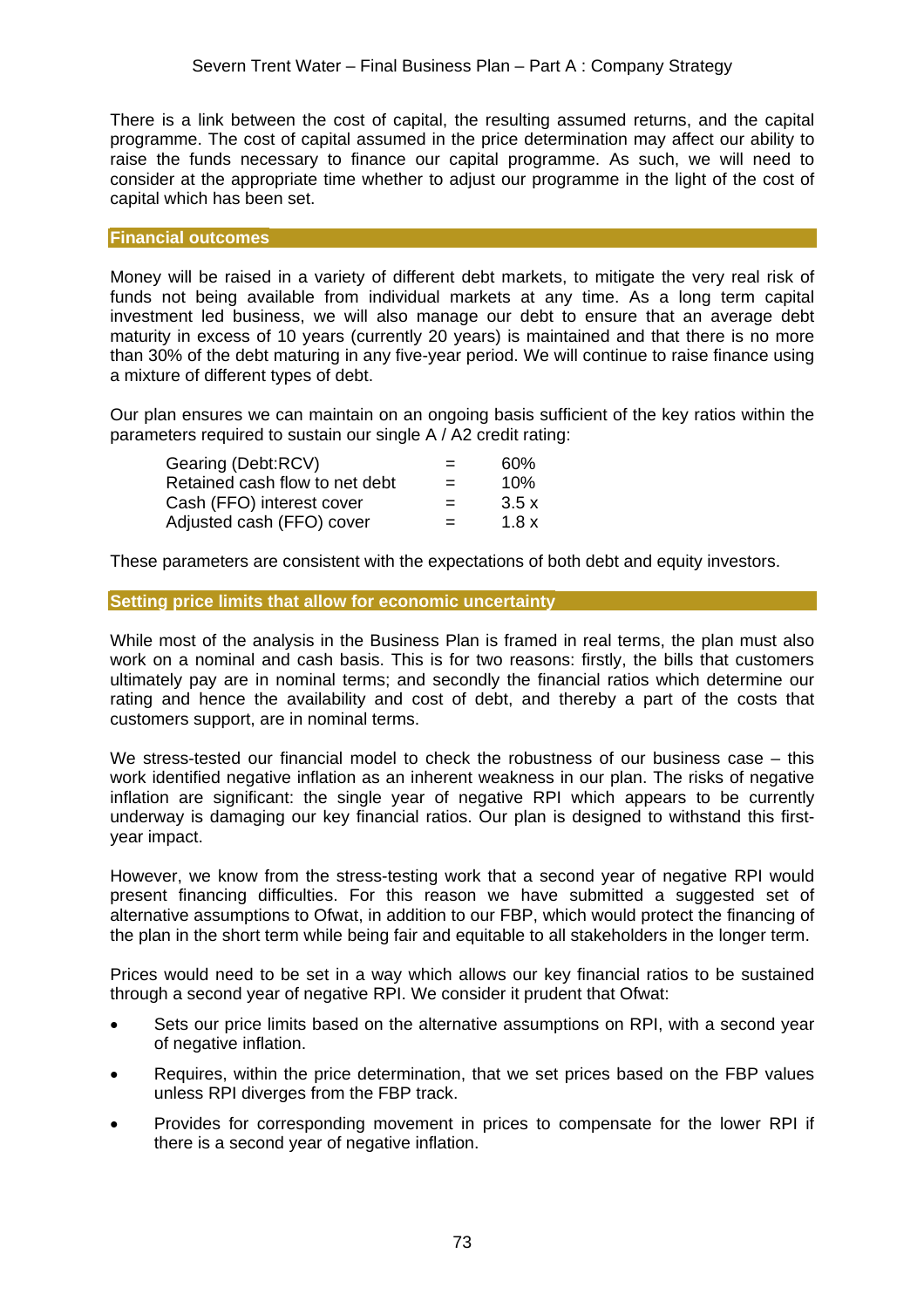There is a link between the cost of capital, the resulting assumed returns, and the capital programme. The cost of capital assumed in the price determination may affect our ability to raise the funds necessary to finance our capital programme. As such, we will need to consider at the appropriate time whether to adjust our programme in the light of the cost of capital which has been set.

### Financial outcomes

Money will be raised in a variety of different debt markets, to mitigate the very real risk of funds not being available from individual markets at any time. As a long term capital investment led business, we will also manage our debt to ensure that an average debt maturity in excess of 10 years (currently 20 years) is maintained and that there is no more than 30% of the debt maturing in any five-year period. We will continue to raise finance using a mixture of different types of debt.

Our plan ensures we can maintain on an ongoing basis sufficient of the key ratios within the parameters required to sustain our single A / A2 credit rating:

| | | |
|---|---|---|
| Gearing (Debt:RCV) | = | 60% |
| Retained cash flow to net debt | = | 10% |
| Cash (FFO) interest cover | = | 3.5 x |
| Adjusted cash (FFO) cover | = | 1.8 x |

These parameters are consistent with the expectations of both debt and equity investors.

### Setting price limits that allow for economic uncertainty

While most of the analysis in the Business Plan is framed in real terms, the plan must also work on a nominal and cash basis. This is for two reasons: firstly, the bills that customers ultimately pay are in nominal terms; and secondly the financial ratios which determine our rating and hence the availability and cost of debt, and thereby a part of the costs that customers support, are in nominal terms.

We stress-tested our financial model to check the robustness of our business case – this work identified negative inflation as an inherent weakness in our plan. The risks of negative inflation are significant: the single year of negative RPI which appears to be currently underway is damaging our key financial ratios. Our plan is designed to withstand this first-year impact.

However, we know from the stress-testing work that a second year of negative RPI would present financing difficulties. For this reason we have submitted a suggested set of alternative assumptions to Ofwat, in addition to our FBP, which would protect the financing of the plan in the short term while being fair and equitable to all stakeholders in the longer term.

Prices would need to be set in a way which allows our key financial ratios to be sustained through a second year of negative RPI. We consider it prudent that Ofwat:

- Sets our price limits based on the alternative assumptions on RPI, with a second year of negative inflation.
- Requires, within the price determination, that we set prices based on the FBP values unless RPI diverges from the FBP track.
- Provides for corresponding movement in prices to compensate for the lower RPI if there is a second year of negative inflation.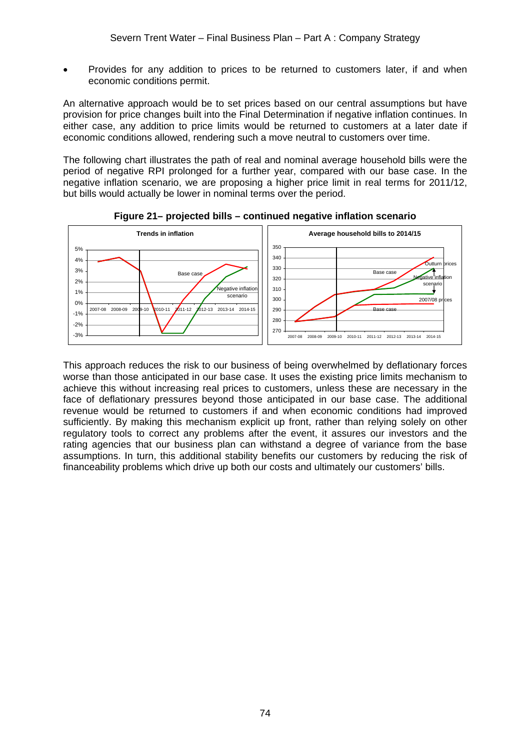- Provides for any addition to prices to be returned to customers later, if and when economic conditions permit.

An alternative approach would be to set prices based on our central assumptions but have provision for price changes built into the Final Determination if negative inflation continues. In either case, any addition to price limits would be returned to customers at a later date if economic conditions allowed, rendering such a move neutral to customers over time.

The following chart illustrates the path of real and nominal average household bills were the period of negative RPI prolonged for a further year, compared with our base case. In the negative inflation scenario, we are proposing a higher price limit in real terms for 2011/12, but bills would actually be lower in nominal terms over the period.

**Figure 21– projected bills – continued negative inflation scenario**

This approach reduces the risk to our business of being overwhelmed by deflationary forces worse than those anticipated in our base case. It uses the existing price limits mechanism to achieve this without increasing real prices to customers, unless these are necessary in the face of deflationary pressures beyond those anticipated in our base case. The additional revenue would be returned to customers if and when economic conditions had improved sufficiently. By making this mechanism explicit up front, rather than relying solely on other regulatory tools to correct any problems after the event, it assures our investors and the rating agencies that our business plan can withstand a degree of variance from the base assumptions. In turn, this additional stability benefits our customers by reducing the risk of financeability problems which drive up both our costs and ultimately our customers' bills.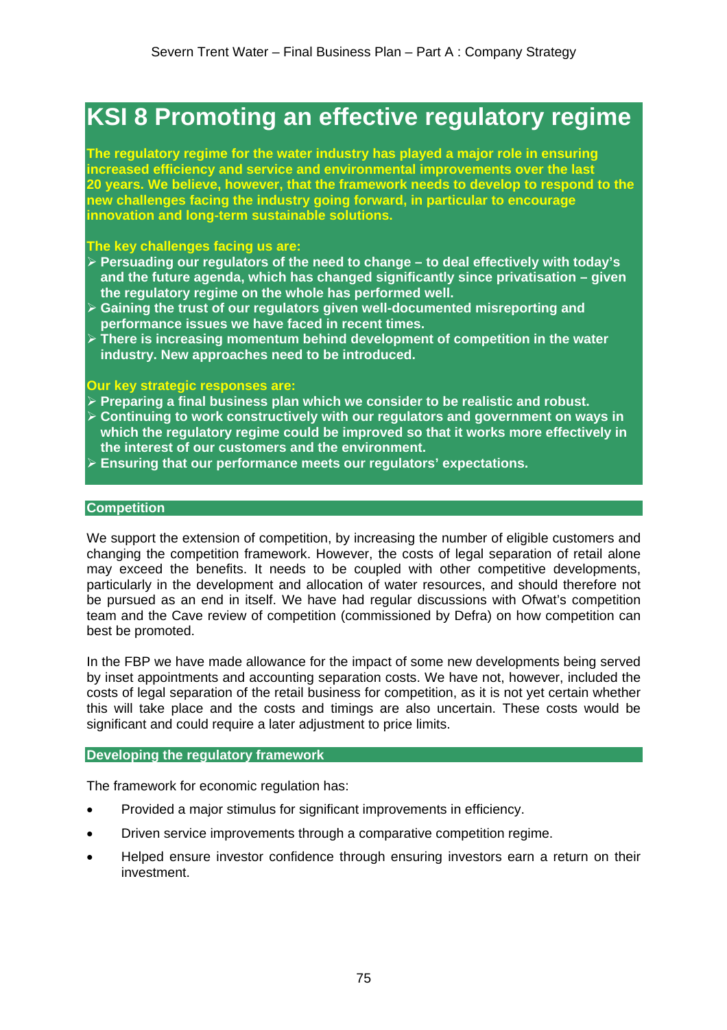# KSI 8 Promoting an effective regulatory regime

**The regulatory regime for the water industry has played a major role in ensuring increased efficiency and service and environmental improvements over the last 20 years. We believe, however, that the framework needs to develop to respond to the new challenges facing the industry going forward, in particular to encourage innovation and long-term sustainable solutions.**

**The key challenges facing us are:**

- **Persuading our regulators of the need to change – to deal effectively with today's and the future agenda, which has changed significantly since privatisation – given the regulatory regime on the whole has performed well.**
- **Gaining the trust of our regulators given well-documented misreporting and performance issues we have faced in recent times.**
- **There is increasing momentum behind development of competition in the water industry. New approaches need to be introduced.**

**Our key strategic responses are:**

- **Preparing a final business plan which we consider to be realistic and robust.**
- **Continuing to work constructively with our regulators and government on ways in which the regulatory regime could be improved so that it works more effectively in the interest of our customers and the environment.**
- **Ensuring that our performance meets our regulators' expectations.**

## Competition

We support the extension of competition, by increasing the number of eligible customers and changing the competition framework. However, the costs of legal separation of retail alone may exceed the benefits. It needs to be coupled with other competitive developments, particularly in the development and allocation of water resources, and should therefore not be pursued as an end in itself. We have had regular discussions with Ofwat's competition team and the Cave review of competition (commissioned by Defra) on how competition can best be promoted.

In the FBP we have made allowance for the impact of some new developments being served by inset appointments and accounting separation costs. We have not, however, included the costs of legal separation of the retail business for competition, as it is not yet certain whether this will take place and the costs and timings are also uncertain. These costs would be significant and could require a later adjustment to price limits.

## Developing the regulatory framework

The framework for economic regulation has:

- Provided a major stimulus for significant improvements in efficiency.
- Driven service improvements through a comparative competition regime.
- Helped ensure investor confidence through ensuring investors earn a return on their investment.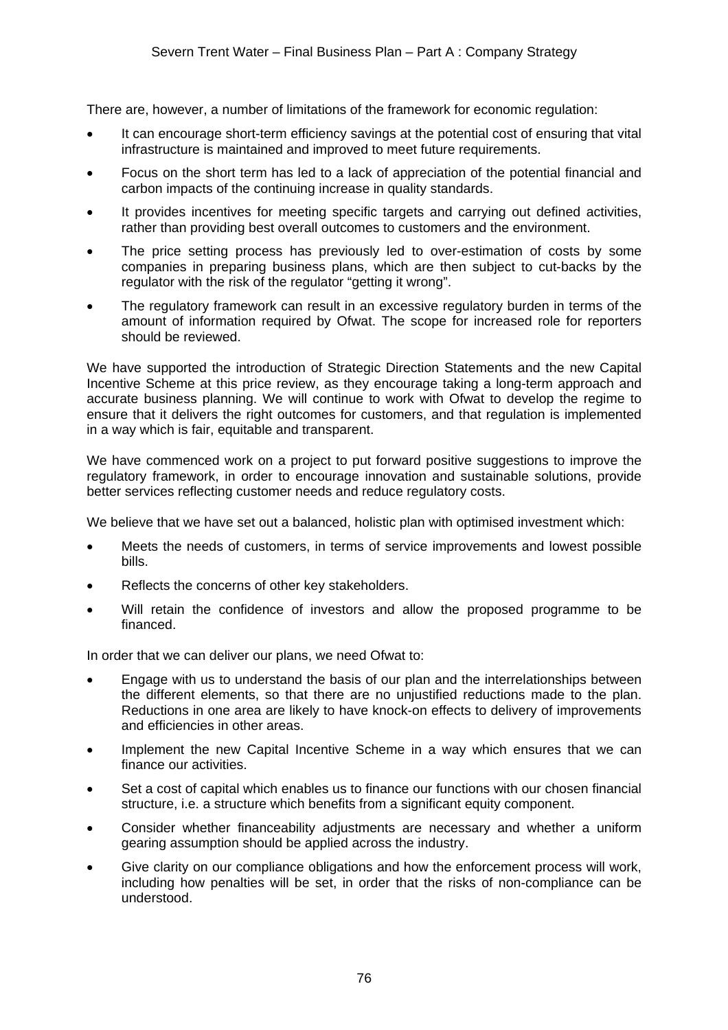There are, however, a number of limitations of the framework for economic regulation:

- It can encourage short-term efficiency savings at the potential cost of ensuring that vital infrastructure is maintained and improved to meet future requirements.
- Focus on the short term has led to a lack of appreciation of the potential financial and carbon impacts of the continuing increase in quality standards.
- It provides incentives for meeting specific targets and carrying out defined activities, rather than providing best overall outcomes to customers and the environment.
- The price setting process has previously led to over-estimation of costs by some companies in preparing business plans, which are then subject to cut-backs by the regulator with the risk of the regulator "getting it wrong".
- The regulatory framework can result in an excessive regulatory burden in terms of the amount of information required by Ofwat. The scope for increased role for reporters should be reviewed.

We have supported the introduction of Strategic Direction Statements and the new Capital Incentive Scheme at this price review, as they encourage taking a long-term approach and accurate business planning. We will continue to work with Ofwat to develop the regime to ensure that it delivers the right outcomes for customers, and that regulation is implemented in a way which is fair, equitable and transparent.

We have commenced work on a project to put forward positive suggestions to improve the regulatory framework, in order to encourage innovation and sustainable solutions, provide better services reflecting customer needs and reduce regulatory costs.

We believe that we have set out a balanced, holistic plan with optimised investment which:

- Meets the needs of customers, in terms of service improvements and lowest possible bills.
- Reflects the concerns of other key stakeholders.
- Will retain the confidence of investors and allow the proposed programme to be financed.

In order that we can deliver our plans, we need Ofwat to:

- Engage with us to understand the basis of our plan and the interrelationships between the different elements, so that there are no unjustified reductions made to the plan. Reductions in one area are likely to have knock-on effects to delivery of improvements and efficiencies in other areas.
- Implement the new Capital Incentive Scheme in a way which ensures that we can finance our activities.
- Set a cost of capital which enables us to finance our functions with our chosen financial structure, i.e. a structure which benefits from a significant equity component.
- Consider whether financeability adjustments are necessary and whether a uniform gearing assumption should be applied across the industry.
- Give clarity on our compliance obligations and how the enforcement process will work, including how penalties will be set, in order that the risks of non-compliance can be understood.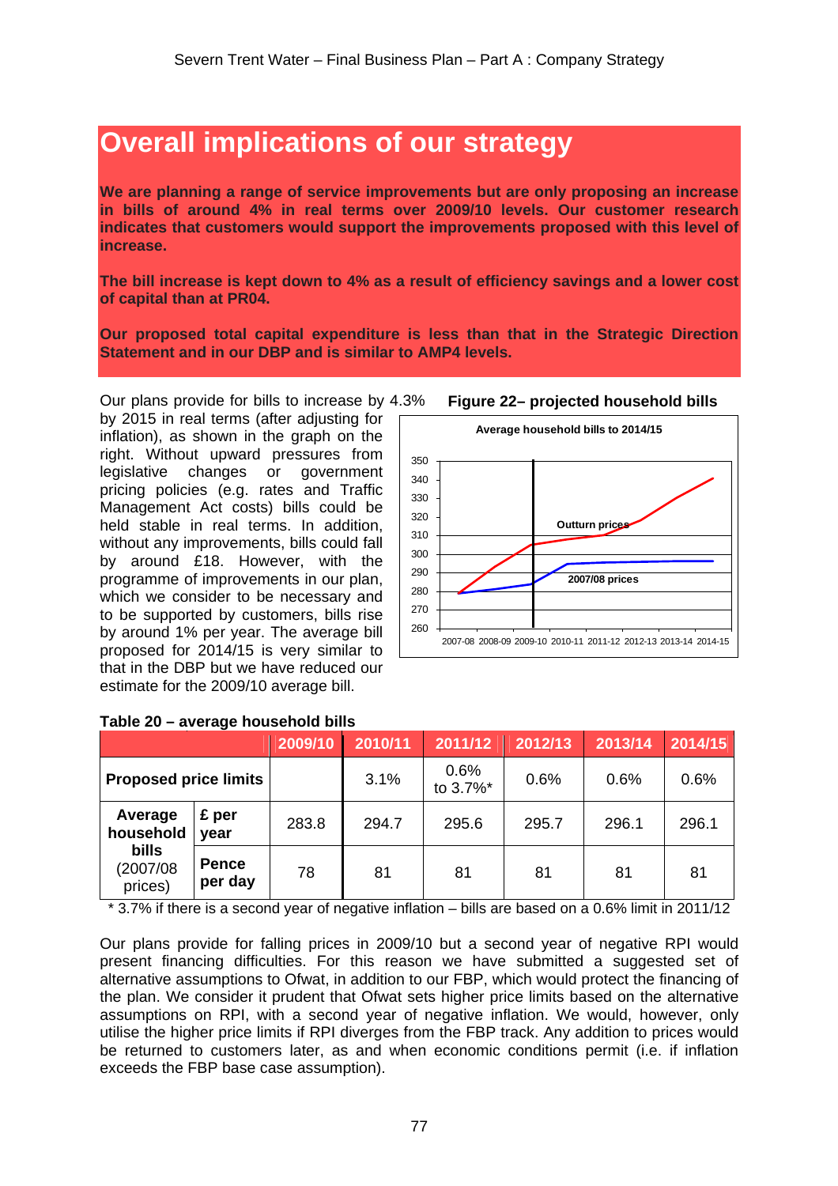# Overall implications of our strategy

**We are planning a range of service improvements but are only proposing an increase in bills of around 4% in real terms over 2009/10 levels. Our customer research indicates that customers would support the improvements proposed with this level of increase.**

**The bill increase is kept down to 4% as a result of efficiency savings and a lower cost of capital than at PR04.**

**Our proposed total capital expenditure is less than that in the Strategic Direction Statement and in our DBP and is similar to AMP4 levels.**

Our plans provide for bills to increase by 4.3% by 2015 in real terms (after adjusting for inflation), as shown in the graph on the right. Without upward pressures from legislative changes or government pricing policies (e.g. rates and Traffic Management Act costs) bills could be held stable in real terms. In addition, without any improvements, bills could fall by around £18. However, with the programme of improvements in our plan, which we consider to be necessary and to be supported by customers, bills rise by around 1% per year. The average bill proposed for 2014/15 is very similar to that in the DBP but we have reduced our estimate for the 2009/10 average bill.

**Figure 22– projected household bills**

**Table 20 – average household bills**

| | | 2009/10 | 2010/11 | 2011/12 | 2012/13 | 2013/14 | 2014/15 |
|---|---|---|---|---|---|---|---|
| **Proposed price limits** | | | 3.1% | 0.6% to 3.7%* | 0.6% | 0.6% | 0.6% |
| **Average household bills** (2007/08 prices) | **£ per year** | 283.8 | 294.7 | 295.6 | 295.7 | 296.1 | 296.1 |
| | **Pence per day** | 78 | 81 | 81 | 81 | 81 | 81 |

\* 3.7% if there is a second year of negative inflation – bills are based on a 0.6% limit in 2011/12

Our plans provide for falling prices in 2009/10 but a second year of negative RPI would present financing difficulties. For this reason we have submitted a suggested set of alternative assumptions to Ofwat, in addition to our FBP, which would protect the financing of the plan. We consider it prudent that Ofwat sets higher price limits based on the alternative assumptions on RPI, with a second year of negative inflation. We would, however, only utilise the higher price limits if RPI diverges from the FBP track. Any addition to prices would be returned to customers later, as and when economic conditions permit (i.e. if inflation exceeds the FBP base case assumption).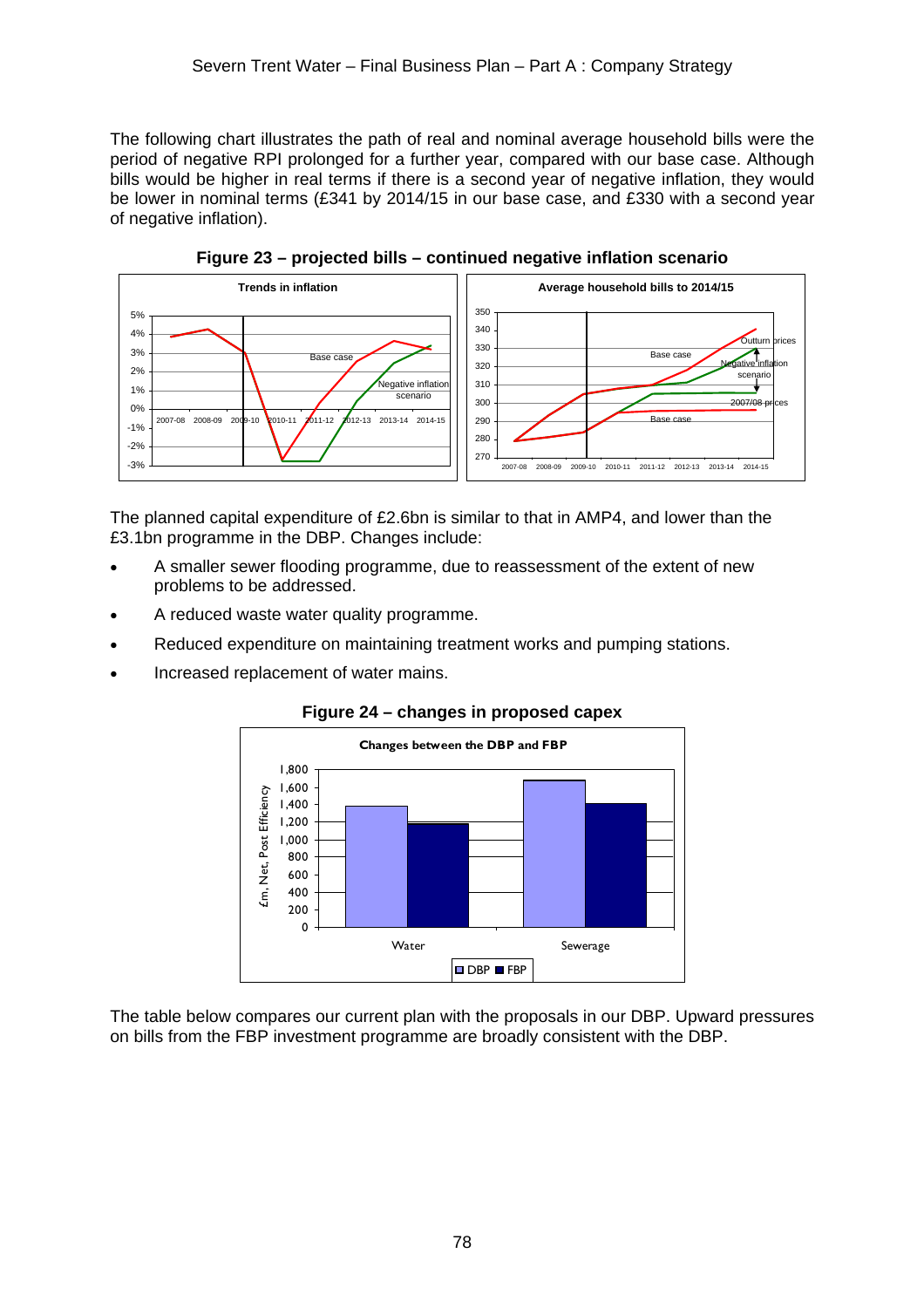The following chart illustrates the path of real and nominal average household bills were the period of negative RPI prolonged for a further year, compared with our base case. Although bills would be higher in real terms if there is a second year of negative inflation, they would be lower in nominal terms (£341 by 2014/15 in our base case, and £330 with a second year of negative inflation).

**Figure 23 – projected bills – continued negative inflation scenario**

**Figure 24 – changes in proposed capex**

The planned capital expenditure of £2.6bn is similar to that in AMP4, and lower than the £3.1bn programme in the DBP. Changes include:

- A smaller sewer flooding programme, due to reassessment of the extent of new problems to be addressed.
- A reduced waste water quality programme.
- Reduced expenditure on maintaining treatment works and pumping stations.
- Increased replacement of water mains.

The table below compares our current plan with the proposals in our DBP. Upward pressures on bills from the FBP investment programme are broadly consistent with the DBP.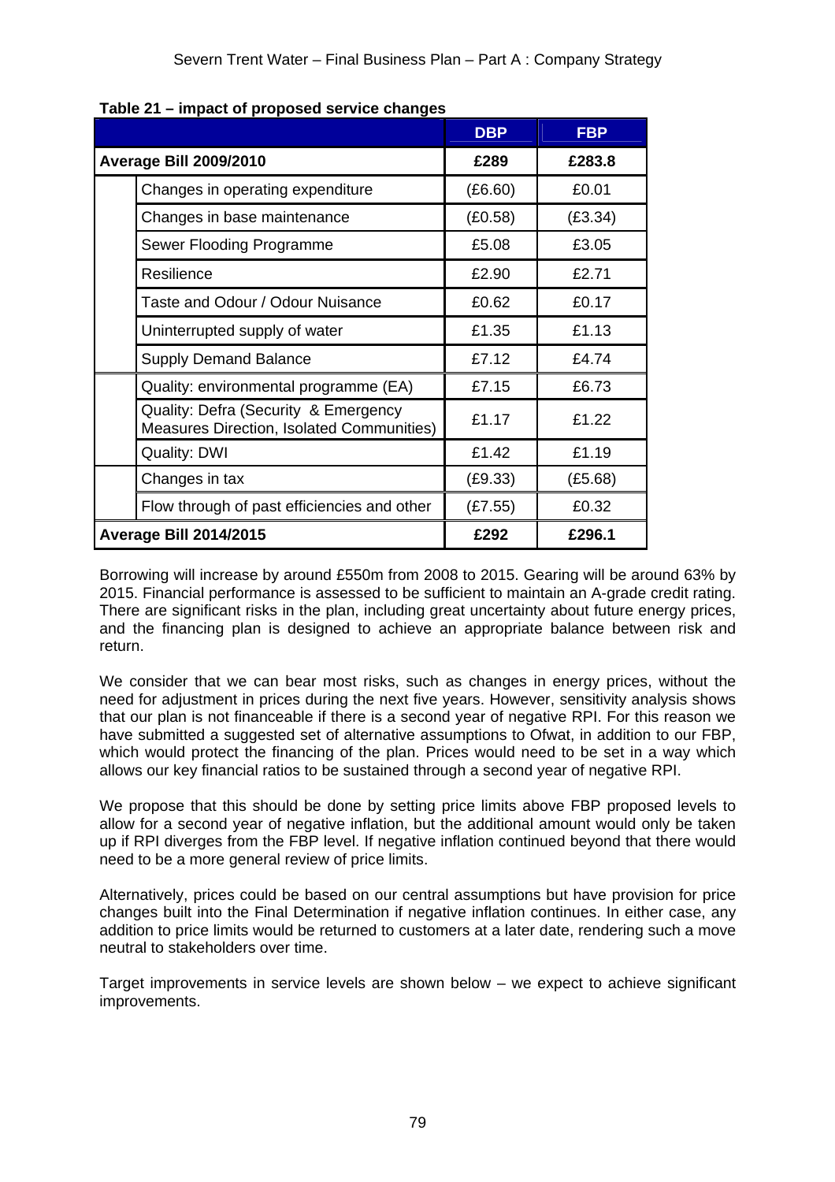**Table 21 – impact of proposed service changes**

| | | DBP | FBP |
|---|---|---|---|
| **Average Bill 2009/2010** | | **£289** | **£283.8** |
| | Changes in operating expenditure | (£6.60) | £0.01 |
| | Changes in base maintenance | (£0.58) | (£3.34) |
| | Sewer Flooding Programme | £5.08 | £3.05 |
| | Resilience | £2.90 | £2.71 |
| | Taste and Odour / Odour Nuisance | £0.62 | £0.17 |
| | Uninterrupted supply of water | £1.35 | £1.13 |
| | Supply Demand Balance | £7.12 | £4.74 |
| | Quality: environmental programme (EA) | £7.15 | £6.73 |
| | Quality: Defra (Security & Emergency Measures Direction, Isolated Communities) | £1.17 | £1.22 |
| | Quality: DWI | £1.42 | £1.19 |
| | Changes in tax | (£9.33) | (£5.68) |
| | Flow through of past efficiencies and other | (£7.55) | £0.32 |
| **Average Bill 2014/2015** | | **£292** | **£296.1** |

Borrowing will increase by around £550m from 2008 to 2015. Gearing will be around 63% by 2015. Financial performance is assessed to be sufficient to maintain an A-grade credit rating. There are significant risks in the plan, including great uncertainty about future energy prices, and the financing plan is designed to achieve an appropriate balance between risk and return.

We consider that we can bear most risks, such as changes in energy prices, without the need for adjustment in prices during the next five years. However, sensitivity analysis shows that our plan is not financeable if there is a second year of negative RPI. For this reason we have submitted a suggested set of alternative assumptions to Ofwat, in addition to our FBP, which would protect the financing of the plan. Prices would need to be set in a way which allows our key financial ratios to be sustained through a second year of negative RPI.

We propose that this should be done by setting price limits above FBP proposed levels to allow for a second year of negative inflation, but the additional amount would only be taken up if RPI diverges from the FBP level. If negative inflation continued beyond that there would need to be a more general review of price limits.

Alternatively, prices could be based on our central assumptions but have provision for price changes built into the Final Determination if negative inflation continues. In either case, any addition to price limits would be returned to customers at a later date, rendering such a move neutral to stakeholders over time.

Target improvements in service levels are shown below – we expect to achieve significant improvements.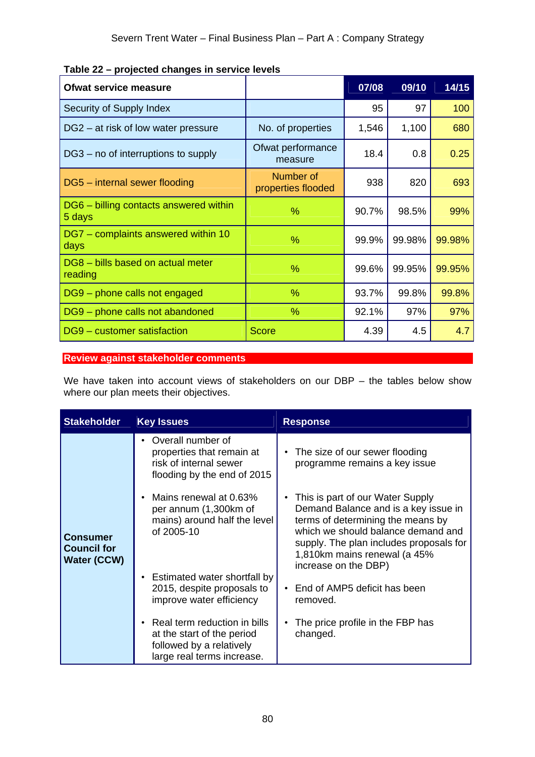**Table 22 – projected changes in service levels**

| Ofwat service measure | | 07/08 | 09/10 | 14/15 |
|---|---|---|---|---|
| Security of Supply Index | | 95 | 97 | 100 |
| DG2 – at risk of low water pressure | No. of properties | 1,546 | 1,100 | 680 |
| DG3 – no of interruptions to supply | Ofwat performance measure | 18.4 | 0.8 | 0.25 |
| DG5 – internal sewer flooding | Number of properties flooded | 938 | 820 | 693 |
| DG6 – billing contacts answered within 5 days | % | 90.7% | 98.5% | 99% |
| DG7 – complaints answered within 10 days | % | 99.9% | 99.98% | 99.98% |
| DG8 – bills based on actual meter reading | % | 99.6% | 99.95% | 99.95% |
| DG9 – phone calls not engaged | % | 93.7% | 99.8% | 99.8% |
| DG9 – phone calls not abandoned | % | 92.1% | 97% | 97% |
| DG9 – customer satisfaction | Score | 4.39 | 4.5 | 4.7 |

## Review against stakeholder comments

We have taken into account views of stakeholders on our DBP – the tables below show where our plan meets their objectives.

| Stakeholder | Key Issues | Response |
|---|---|---|
| Consumer Council for Water (CCW) | • Overall number of properties that remain at risk of internal sewer flooding by the end of 2015 | • The size of our sewer flooding programme remains a key issue |
| | • Mains renewal at 0.63% per annum (1,300km of mains) around half the level of 2005-10 | • This is part of our Water Supply Demand Balance and is a key issue in terms of determining the means by which we should balance demand and supply. The plan includes proposals for 1,810km mains renewal (a 45% increase on the DBP) |
| | • Estimated water shortfall by 2015, despite proposals to improve water efficiency | • End of AMP5 deficit has been removed. |
| | • Real term reduction in bills at the start of the period followed by a relatively large real terms increase. | • The price profile in the FBP has changed. |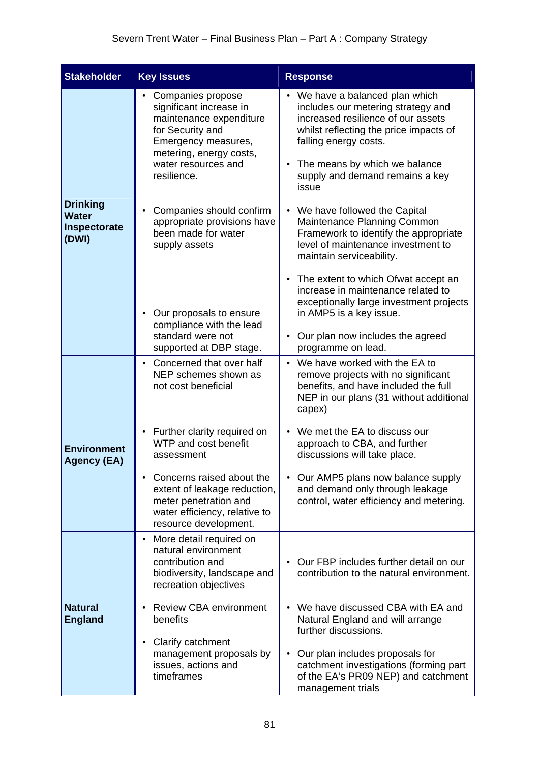| Stakeholder | Key Issues | Response |
|---|---|---|
| **Drinking Water Inspectorate (DWI)** | • Companies propose significant increase in maintenance expenditure for Security and Emergency measures, metering, energy costs, water resources and resilience. | • We have a balanced plan which includes our metering strategy and increased resilience of our assets whilst reflecting the price impacts of falling energy costs.<br>• The means by which we balance supply and demand remains a key issue |
| | • Companies should confirm appropriate provisions have been made for water supply assets | • We have followed the Capital Maintenance Planning Common Framework to identify the appropriate level of maintenance investment to maintain serviceability.<br>• The extent to which Ofwat accept an increase in maintenance related to exceptionally large investment projects in AMP5 is a key issue. |
| | • Our proposals to ensure compliance with the lead standard were not supported at DBP stage. | • Our plan now includes the agreed programme on lead. |
| **Environment Agency (EA)** | • Concerned that over half NEP schemes shown as not cost beneficial | • We have worked with the EA to remove projects with no significant benefits, and have included the full NEP in our plans (31 without additional capex) |
| | • Further clarity required on WTP and cost benefit assessment | • We met the EA to discuss our approach to CBA, and further discussions will take place. |
| | • Concerns raised about the extent of leakage reduction, meter penetration and water efficiency, relative to resource development. | • Our AMP5 plans now balance supply and demand only through leakage control, water efficiency and metering. |
| **Natural England** | • More detail required on natural environment contribution and biodiversity, landscape and recreation objectives | • Our FBP includes further detail on our contribution to the natural environment. |
| | • Review CBA environment benefits | • We have discussed CBA with EA and Natural England and will arrange further discussions. |
| | • Clarify catchment management proposals by issues, actions and timeframes | • Our plan includes proposals for catchment investigations (forming part of the EA's PR09 NEP) and catchment management trials |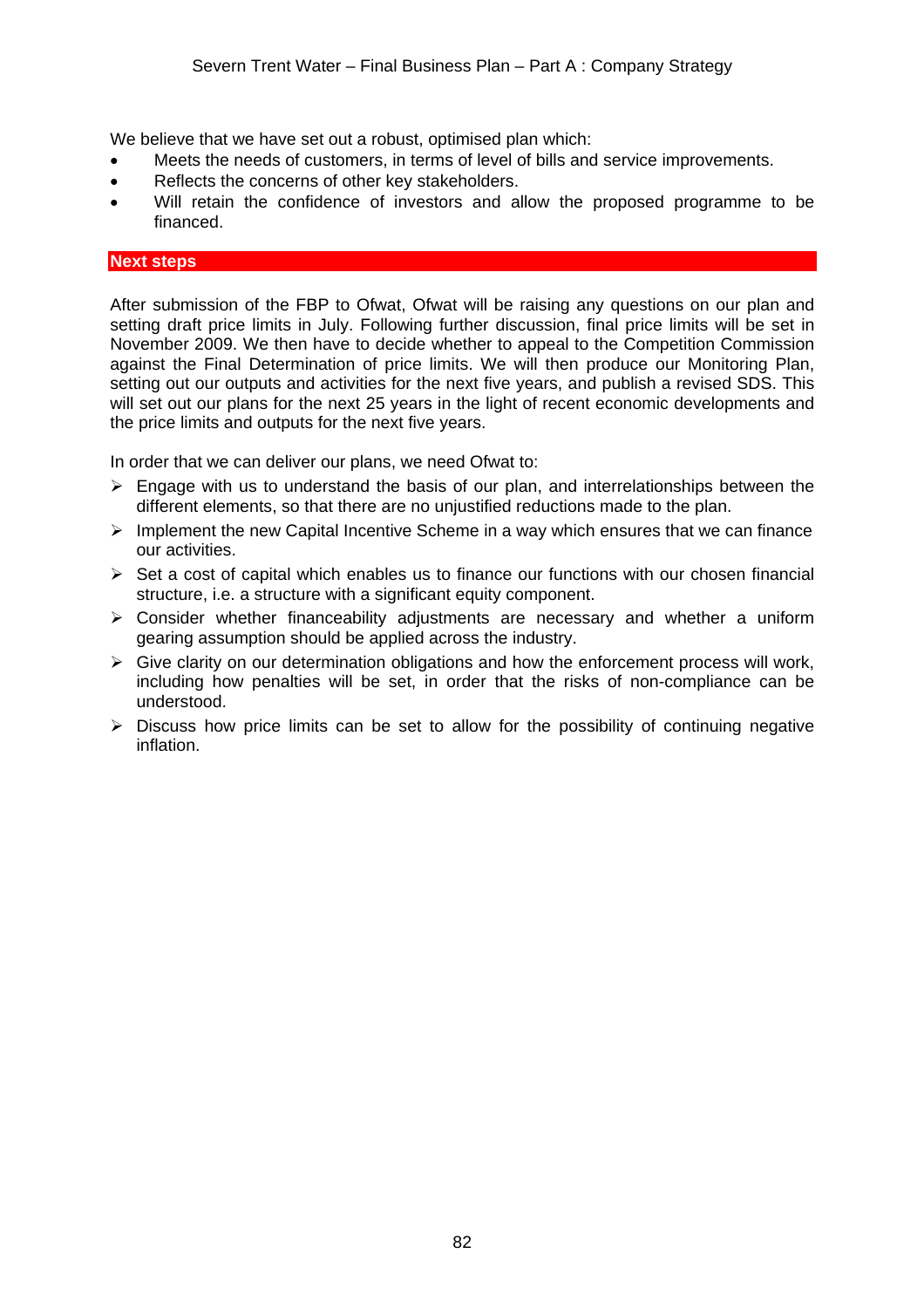We believe that we have set out a robust, optimised plan which:

- Meets the needs of customers, in terms of level of bills and service improvements.
- Reflects the concerns of other key stakeholders.
- Will retain the confidence of investors and allow the proposed programme to be financed.

## Next steps

After submission of the FBP to Ofwat, Ofwat will be raising any questions on our plan and setting draft price limits in July. Following further discussion, final price limits will be set in November 2009. We then have to decide whether to appeal to the Competition Commission against the Final Determination of price limits. We will then produce our Monitoring Plan, setting out our outputs and activities for the next five years, and publish a revised SDS. This will set out our plans for the next 25 years in the light of recent economic developments and the price limits and outputs for the next five years.

In order that we can deliver our plans, we need Ofwat to:

- Engage with us to understand the basis of our plan, and interrelationships between the different elements, so that there are no unjustified reductions made to the plan.
- Implement the new Capital Incentive Scheme in a way which ensures that we can finance our activities.
- Set a cost of capital which enables us to finance our functions with our chosen financial structure, i.e. a structure with a significant equity component.
- Consider whether financeability adjustments are necessary and whether a uniform gearing assumption should be applied across the industry.
- Give clarity on our determination obligations and how the enforcement process will work, including how penalties will be set, in order that the risks of non-compliance can be understood.
- Discuss how price limits can be set to allow for the possibility of continuing negative inflation.